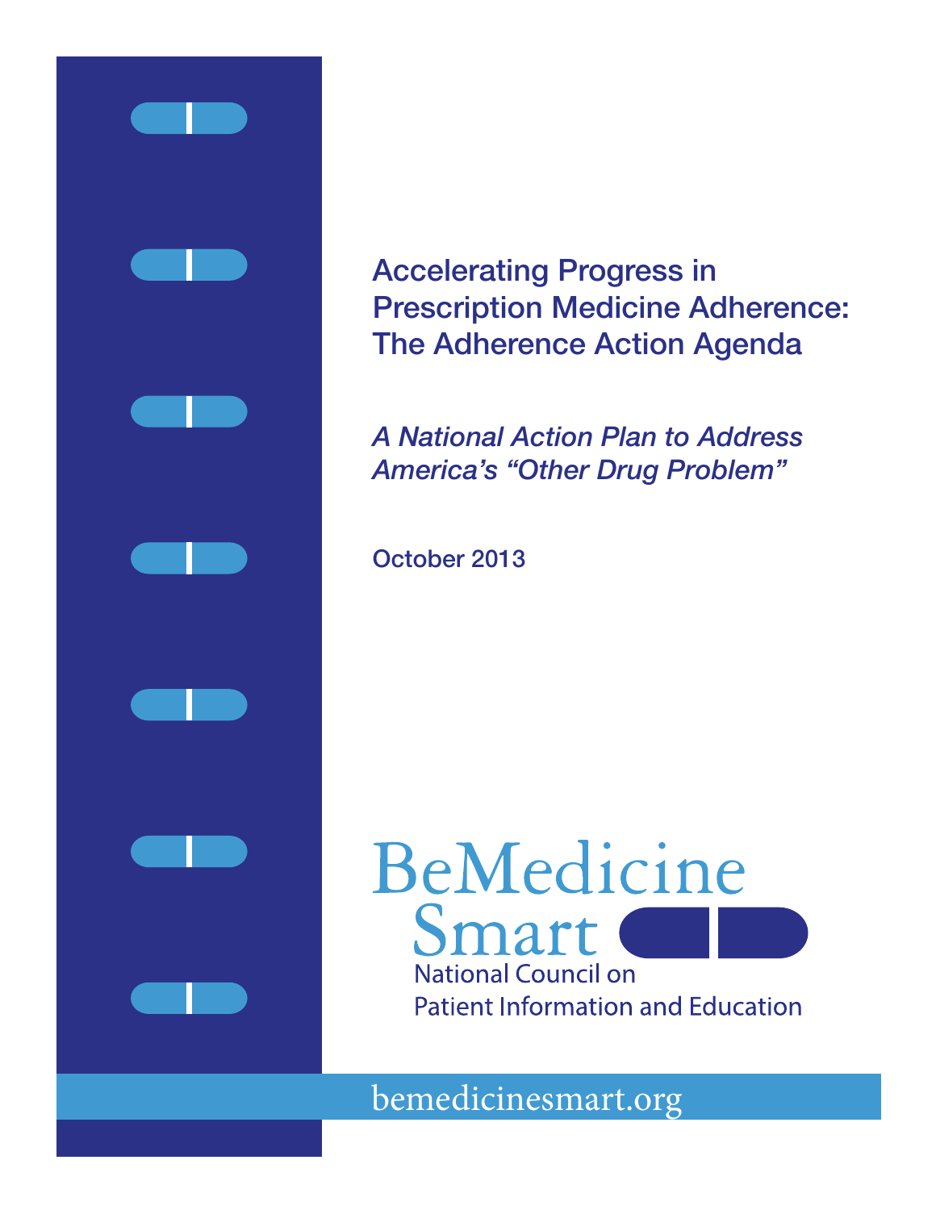# Accelerating Progress in Prescription Medicine Adherence: The Adherence Action Agenda

*A National Action Plan to Address America's "Other Drug Problem"*

October 2013

BeMedicine Smart

National Council on Patient Information and Education

bemedicinesmart.org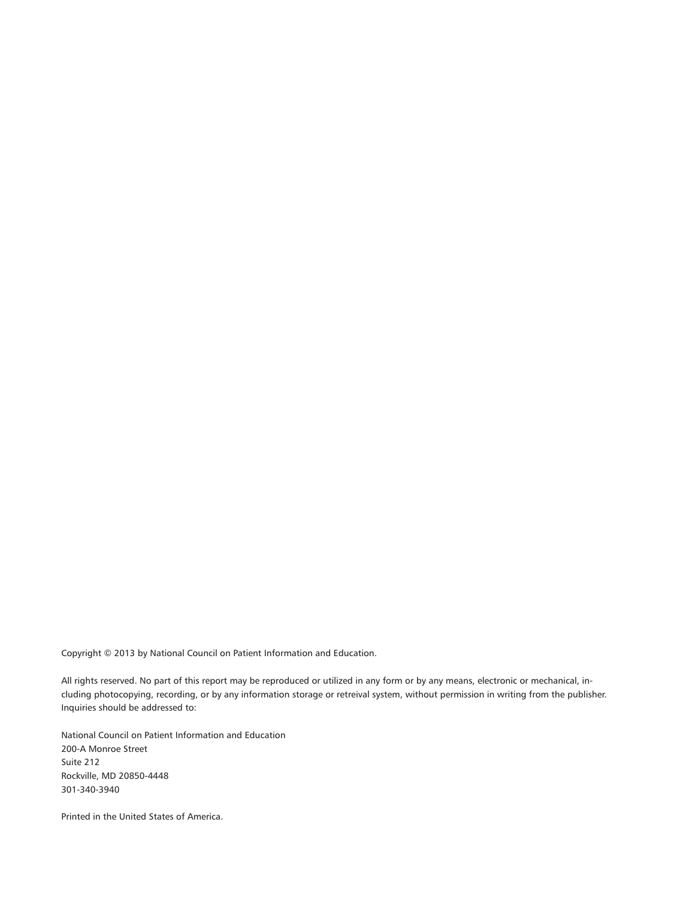Copyright © 2013 by National Council on Patient Information and Education.

All rights reserved. No part of this report may be reproduced or utilized in any form or by any means, electronic or mechanical, including photocopying, recording, or by any information storage or retreival system, without permission in writing from the publisher. Inquiries should be addressed to:

National Council on Patient Information and Education
200-A Monroe Street
Suite 212
Rockville, MD 20850-4448
301-340-3940

Printed in the United States of America.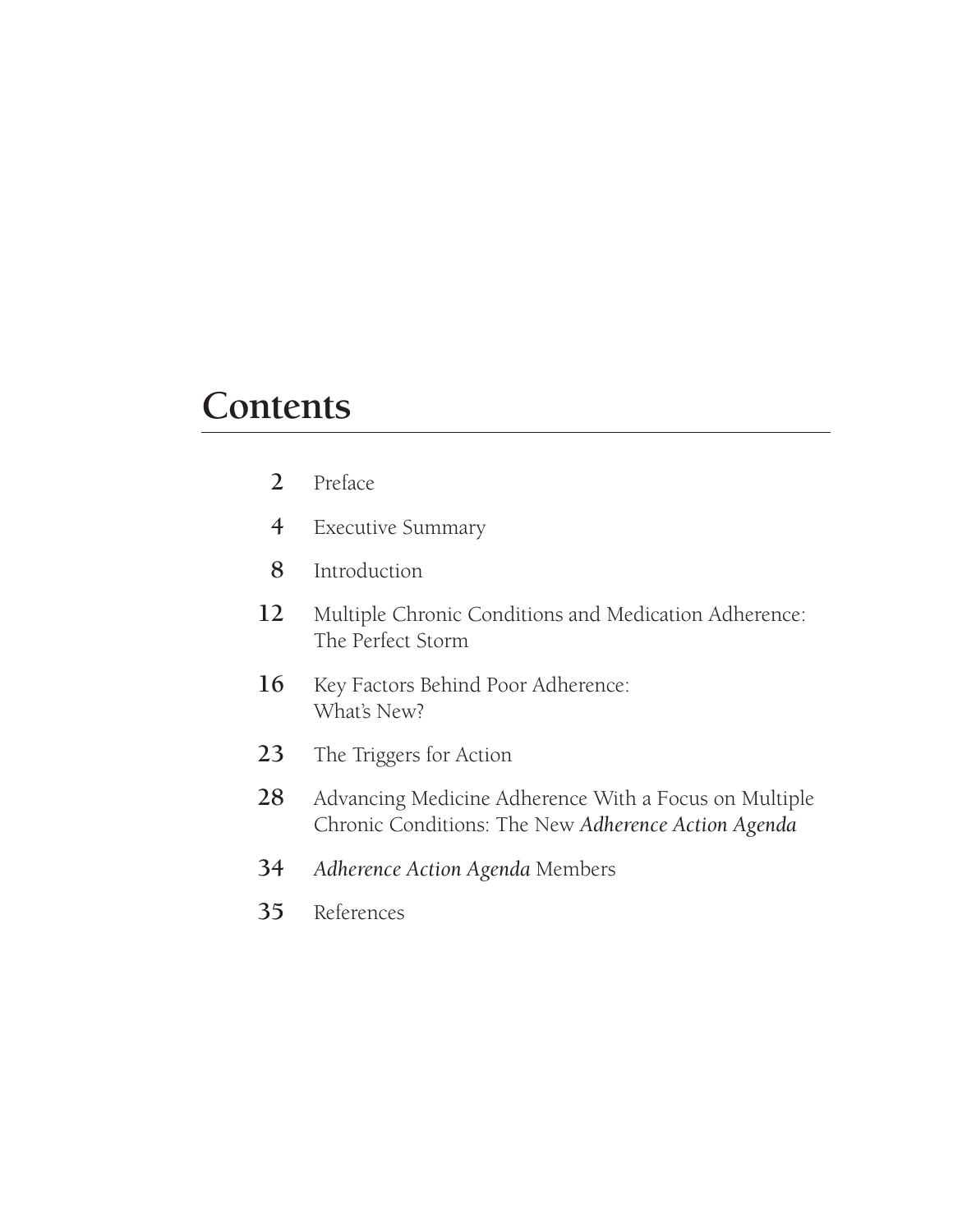# Contents

| | |
|---|---|
| 2 | Preface |
| 4 | Executive Summary |
| 8 | Introduction |
| 12 | Multiple Chronic Conditions and Medication Adherence: The Perfect Storm |
| 16 | Key Factors Behind Poor Adherence: What's New? |
| 23 | The Triggers for Action |
| 28 | Advancing Medicine Adherence With a Focus on Multiple Chronic Conditions: The New *Adherence Action Agenda* |
| 34 | *Adherence Action Agenda* Members |
| 35 | References |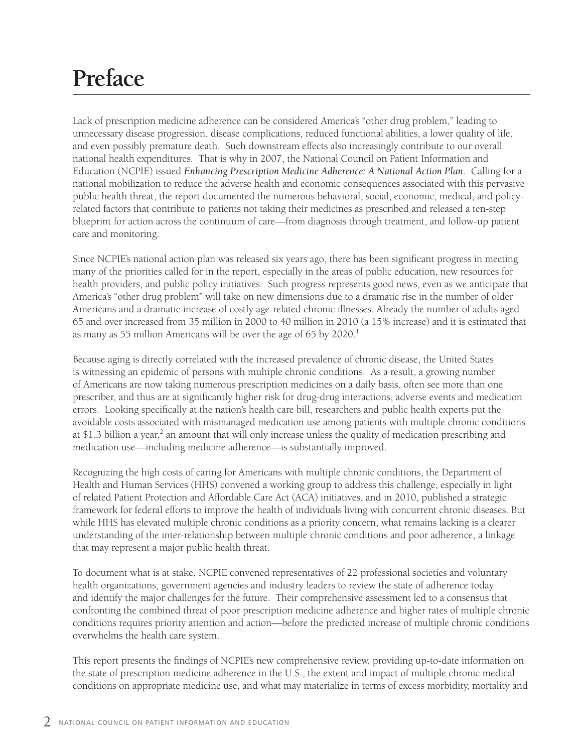# Preface

Lack of prescription medicine adherence can be considered America's "other drug problem," leading to unnecessary disease progression, disease complications, reduced functional abilities, a lower quality of life, and even possibly premature death. Such downstream effects also increasingly contribute to our overall national health expenditures. That is why in 2007, the National Council on Patient Information and Education (NCPIE) issued *Enhancing Prescription Medicine Adherence: A National Action Plan*. Calling for a national mobilization to reduce the adverse health and economic consequences associated with this pervasive public health threat, the report documented the numerous behavioral, social, economic, medical, and policy-related factors that contribute to patients not taking their medicines as prescribed and released a ten-step blueprint for action across the continuum of care—from diagnosis through treatment, and follow-up patient care and monitoring.

Since NCPIE's national action plan was released six years ago, there has been significant progress in meeting many of the priorities called for in the report, especially in the areas of public education, new resources for health providers, and public policy initiatives. Such progress represents good news, even as we anticipate that America's "other drug problem" will take on new dimensions due to a dramatic rise in the number of older Americans and a dramatic increase of costly age-related chronic illnesses. Already the number of adults aged 65 and over increased from 35 million in 2000 to 40 million in 2010 (a 15% increase) and it is estimated that as many as 55 million Americans will be over the age of 65 by 2020.[1]

Because aging is directly correlated with the increased prevalence of chronic disease, the United States is witnessing an epidemic of persons with multiple chronic conditions. As a result, a growing number of Americans are now taking numerous prescription medicines on a daily basis, often see more than one prescriber, and thus are at significantly higher risk for drug-drug interactions, adverse events and medication errors. Looking specifically at the nation's health care bill, researchers and public health experts put the avoidable costs associated with mismanaged medication use among patients with multiple chronic conditions at $1.3 billion a year,[2] an amount that will only increase unless the quality of medication prescribing and medication use—including medicine adherence—is substantially improved.

Recognizing the high costs of caring for Americans with multiple chronic conditions, the Department of Health and Human Services (HHS) convened a working group to address this challenge, especially in light of related Patient Protection and Affordable Care Act (ACA) initiatives, and in 2010, published a strategic framework for federal efforts to improve the health of individuals living with concurrent chronic diseases. But while HHS has elevated multiple chronic conditions as a priority concern, what remains lacking is a clearer understanding of the inter-relationship between multiple chronic conditions and poor adherence, a linkage that may represent a major public health threat.

To document what is at stake, NCPIE convened representatives of 22 professional societies and voluntary health organizations, government agencies and industry leaders to review the state of adherence today and identify the major challenges for the future. Their comprehensive assessment led to a consensus that confronting the combined threat of poor prescription medicine adherence and higher rates of multiple chronic conditions requires priority attention and action—before the predicted increase of multiple chronic conditions overwhelms the health care system.

This report presents the findings of NCPIE's new comprehensive review, providing up-to-date information on the state of prescription medicine adherence in the U.S., the extent and impact of multiple chronic medical conditions on appropriate medicine use, and what may materialize in terms of excess morbidity, mortality and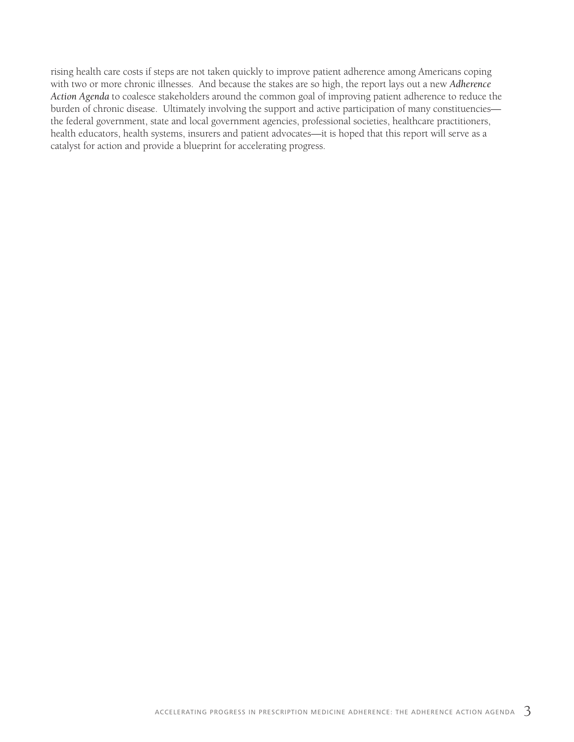rising health care costs if steps are not taken quickly to improve patient adherence among Americans coping with two or more chronic illnesses. And because the stakes are so high, the report lays out a new ***Adherence Action Agenda*** to coalesce stakeholders around the common goal of improving patient adherence to reduce the burden of chronic disease. Ultimately involving the support and active participation of many constituencies—the federal government, state and local government agencies, professional societies, healthcare practitioners, health educators, health systems, insurers and patient advocates—it is hoped that this report will serve as a catalyst for action and provide a blueprint for accelerating progress.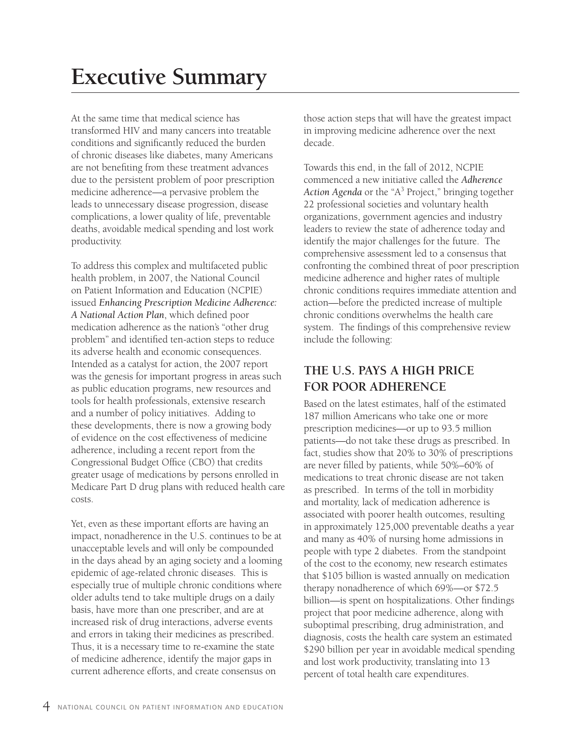# Executive Summary

At the same time that medical science has transformed HIV and many cancers into treatable conditions and significantly reduced the burden of chronic diseases like diabetes, many Americans are not benefiting from these treatment advances due to the persistent problem of poor prescription medicine adherence—a pervasive problem the leads to unnecessary disease progression, disease complications, a lower quality of life, preventable deaths, avoidable medical spending and lost work productivity.

To address this complex and multifaceted public health problem, in 2007, the National Council on Patient Information and Education (NCPIE) issued *Enhancing Prescription Medicine Adherence: A National Action Plan*, which defined poor medication adherence as the nation's "other drug problem" and identified ten-action steps to reduce its adverse health and economic consequences. Intended as a catalyst for action, the 2007 report was the genesis for important progress in areas such as public education programs, new resources and tools for health professionals, extensive research and a number of policy initiatives. Adding to these developments, there is now a growing body of evidence on the cost effectiveness of medicine adherence, including a recent report from the Congressional Budget Office (CBO) that credits greater usage of medications by persons enrolled in Medicare Part D drug plans with reduced health care costs.

Yet, even as these important efforts are having an impact, nonadherence in the U.S. continues to be at unacceptable levels and will only be compounded in the days ahead by an aging society and a looming epidemic of age-related chronic diseases. This is especially true of multiple chronic conditions where older adults tend to take multiple drugs on a daily basis, have more than one prescriber, and are at increased risk of drug interactions, adverse events and errors in taking their medicines as prescribed. Thus, it is a necessary time to re-examine the state of medicine adherence, identify the major gaps in current adherence efforts, and create consensus on those action steps that will have the greatest impact in improving medicine adherence over the next decade.

Towards this end, in the fall of 2012, NCPIE commenced a new initiative called the *Adherence Action Agenda* or the "A$^3$ Project," bringing together 22 professional societies and voluntary health organizations, government agencies and industry leaders to review the state of adherence today and identify the major challenges for the future. The comprehensive assessment led to a consensus that confronting the combined threat of poor prescription medicine adherence and higher rates of multiple chronic conditions requires immediate attention and action—before the predicted increase of multiple chronic conditions overwhelms the health care system. The findings of this comprehensive review include the following:

## THE U.S. PAYS A HIGH PRICE FOR POOR ADHERENCE

Based on the latest estimates, half of the estimated 187 million Americans who take one or more prescription medicines—or up to 93.5 million patients—do not take these drugs as prescribed. In fact, studies show that 20% to 30% of prescriptions are never filled by patients, while 50%–60% of medications to treat chronic disease are not taken as prescribed. In terms of the toll in morbidity and mortality, lack of medication adherence is associated with poorer health outcomes, resulting in approximately 125,000 preventable deaths a year and many as 40% of nursing home admissions in people with type 2 diabetes. From the standpoint of the cost to the economy, new research estimates that $105 billion is wasted annually on medication therapy nonadherence of which 69%—or $72.5 billion—is spent on hospitalizations. Other findings project that poor medicine adherence, along with suboptimal prescribing, drug administration, and diagnosis, costs the health care system an estimated $290 billion per year in avoidable medical spending and lost work productivity, translating into 13 percent of total health care expenditures.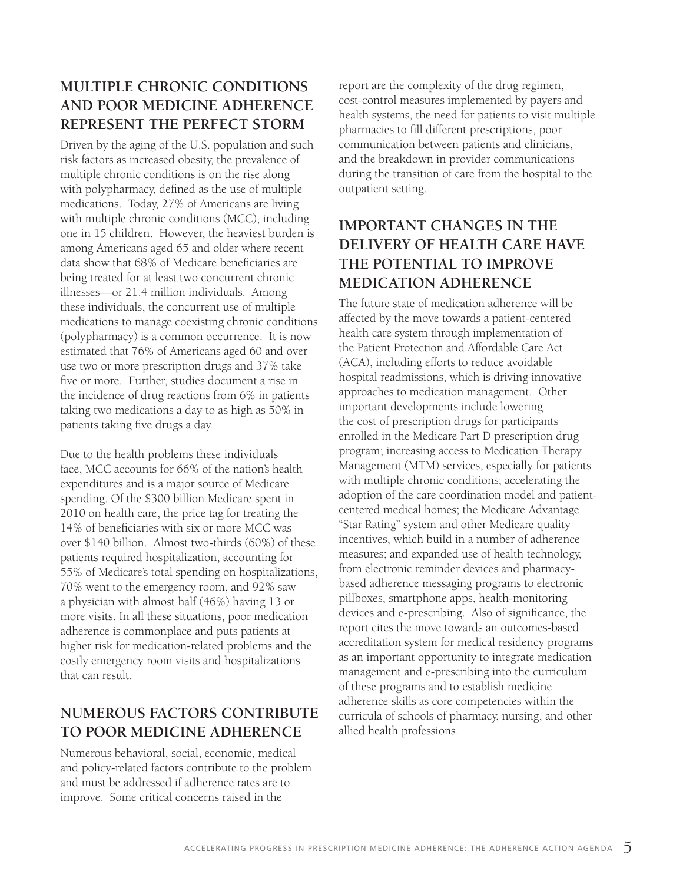## MULTIPLE CHRONIC CONDITIONS AND POOR MEDICINE ADHERENCE REPRESENT THE PERFECT STORM

Driven by the aging of the U.S. population and such risk factors as increased obesity, the prevalence of multiple chronic conditions is on the rise along with polypharmacy, defined as the use of multiple medications. Today, 27% of Americans are living with multiple chronic conditions (MCC), including one in 15 children. However, the heaviest burden is among Americans aged 65 and older where recent data show that 68% of Medicare beneficiaries are being treated for at least two concurrent chronic illnesses—or 21.4 million individuals. Among these individuals, the concurrent use of multiple medications to manage coexisting chronic conditions (polypharmacy) is a common occurrence. It is now estimated that 76% of Americans aged 60 and over use two or more prescription drugs and 37% take five or more. Further, studies document a rise in the incidence of drug reactions from 6% in patients taking two medications a day to as high as 50% in patients taking five drugs a day.

Due to the health problems these individuals face, MCC accounts for 66% of the nation's health expenditures and is a major source of Medicare spending. Of the $300 billion Medicare spent in 2010 on health care, the price tag for treating the 14% of beneficiaries with six or more MCC was over $140 billion. Almost two-thirds (60%) of these patients required hospitalization, accounting for 55% of Medicare's total spending on hospitalizations, 70% went to the emergency room, and 92% saw a physician with almost half (46%) having 13 or more visits. In all these situations, poor medication adherence is commonplace and puts patients at higher risk for medication-related problems and the costly emergency room visits and hospitalizations that can result.

## NUMEROUS FACTORS CONTRIBUTE TO POOR MEDICINE ADHERENCE

Numerous behavioral, social, economic, medical and policy-related factors contribute to the problem and must be addressed if adherence rates are to improve. Some critical concerns raised in the report are the complexity of the drug regimen, cost-control measures implemented by payers and health systems, the need for patients to visit multiple pharmacies to fill different prescriptions, poor communication between patients and clinicians, and the breakdown in provider communications during the transition of care from the hospital to the outpatient setting.

## IMPORTANT CHANGES IN THE DELIVERY OF HEALTH CARE HAVE THE POTENTIAL TO IMPROVE MEDICATION ADHERENCE

The future state of medication adherence will be affected by the move towards a patient-centered health care system through implementation of the Patient Protection and Affordable Care Act (ACA), including efforts to reduce avoidable hospital readmissions, which is driving innovative approaches to medication management. Other important developments include lowering the cost of prescription drugs for participants enrolled in the Medicare Part D prescription drug program; increasing access to Medication Therapy Management (MTM) services, especially for patients with multiple chronic conditions; accelerating the adoption of the care coordination model and patient-centered medical homes; the Medicare Advantage "Star Rating" system and other Medicare quality incentives, which build in a number of adherence measures; and expanded use of health technology, from electronic reminder devices and pharmacy-based adherence messaging programs to electronic pillboxes, smartphone apps, health-monitoring devices and e-prescribing. Also of significance, the report cites the move towards an outcomes-based accreditation system for medical residency programs as an important opportunity to integrate medication management and e-prescribing into the curriculum of these programs and to establish medicine adherence skills as core competencies within the curricula of schools of pharmacy, nursing, and other allied health professions.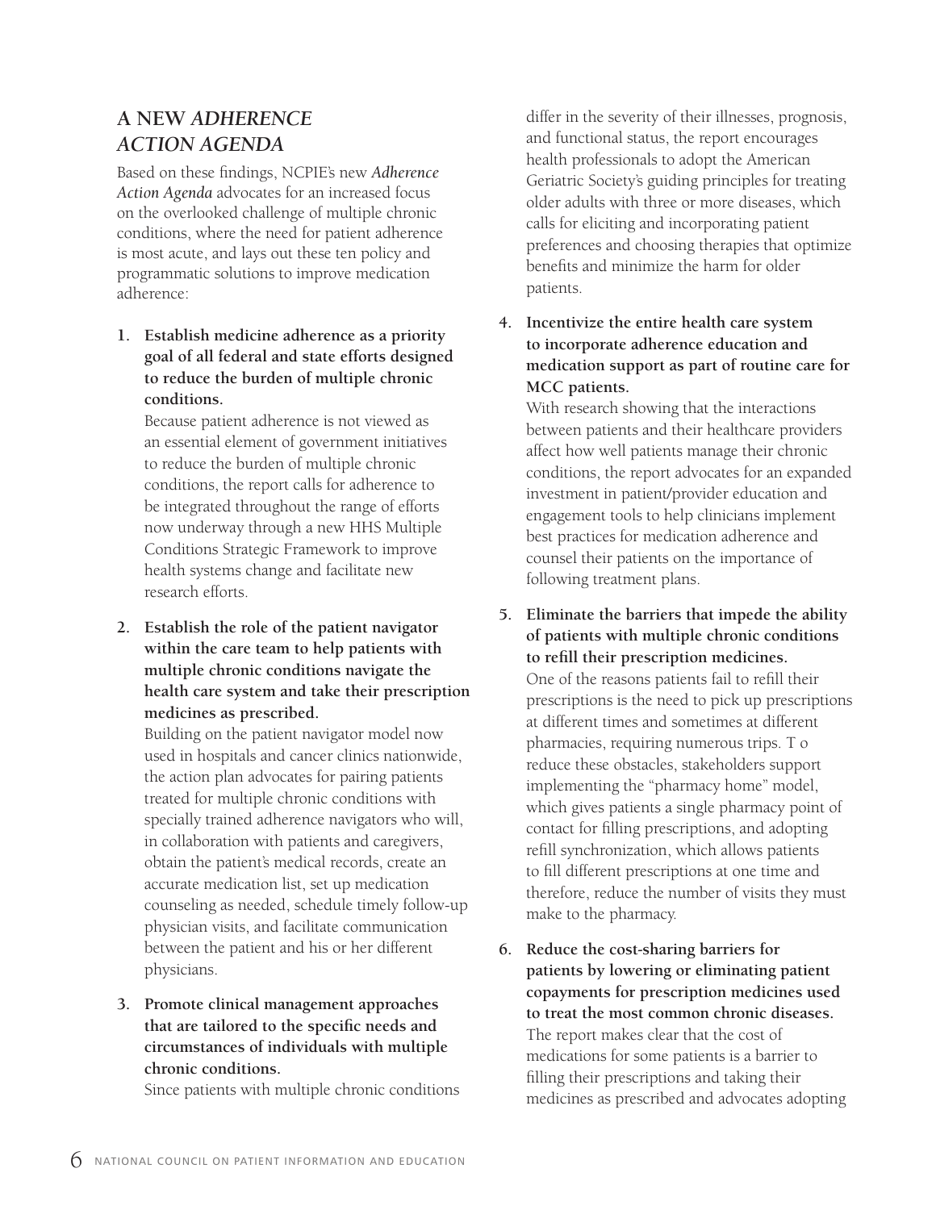## A NEW *ADHERENCE ACTION AGENDA*

Based on these findings, NCPIE's new *Adherence Action Agenda* advocates for an increased focus on the overlooked challenge of multiple chronic conditions, where the need for patient adherence is most acute, and lays out these ten policy and programmatic solutions to improve medication adherence:

1. **Establish medicine adherence as a priority goal of all federal and state efforts designed to reduce the burden of multiple chronic conditions.**
   Because patient adherence is not viewed as an essential element of government initiatives to reduce the burden of multiple chronic conditions, the report calls for adherence to be integrated throughout the range of efforts now underway through a new HHS Multiple Conditions Strategic Framework to improve health systems change and facilitate new research efforts.

2. **Establish the role of the patient navigator within the care team to help patients with multiple chronic conditions navigate the health care system and take their prescription medicines as prescribed.**
   Building on the patient navigator model now used in hospitals and cancer clinics nationwide, the action plan advocates for pairing patients treated for multiple chronic conditions with specially trained adherence navigators who will, in collaboration with patients and caregivers, obtain the patient's medical records, create an accurate medication list, set up medication counseling as needed, schedule timely follow-up physician visits, and facilitate communication between the patient and his or her different physicians.

3. **Promote clinical management approaches that are tailored to the specific needs and circumstances of individuals with multiple chronic conditions.**
   Since patients with multiple chronic conditions differ in the severity of their illnesses, prognosis, and functional status, the report encourages health professionals to adopt the American Geriatric Society's guiding principles for treating older adults with three or more diseases, which calls for eliciting and incorporating patient preferences and choosing therapies that optimize benefits and minimize the harm for older patients.

4. **Incentivize the entire health care system to incorporate adherence education and medication support as part of routine care for MCC patients.**
   With research showing that the interactions between patients and their healthcare providers affect how well patients manage their chronic conditions, the report advocates for an expanded investment in patient/provider education and engagement tools to help clinicians implement best practices for medication adherence and counsel their patients on the importance of following treatment plans.

5. **Eliminate the barriers that impede the ability of patients with multiple chronic conditions to refill their prescription medicines.**
   One of the reasons patients fail to refill their prescriptions is the need to pick up prescriptions at different times and sometimes at different pharmacies, requiring numerous trips. T o reduce these obstacles, stakeholders support implementing the "pharmacy home" model, which gives patients a single pharmacy point of contact for filling prescriptions, and adopting refill synchronization, which allows patients to fill different prescriptions at one time and therefore, reduce the number of visits they must make to the pharmacy.

6. **Reduce the cost-sharing barriers for patients by lowering or eliminating patient copayments for prescription medicines used to treat the most common chronic diseases.**
   The report makes clear that the cost of medications for some patients is a barrier to filling their prescriptions and taking their medicines as prescribed and advocates adopting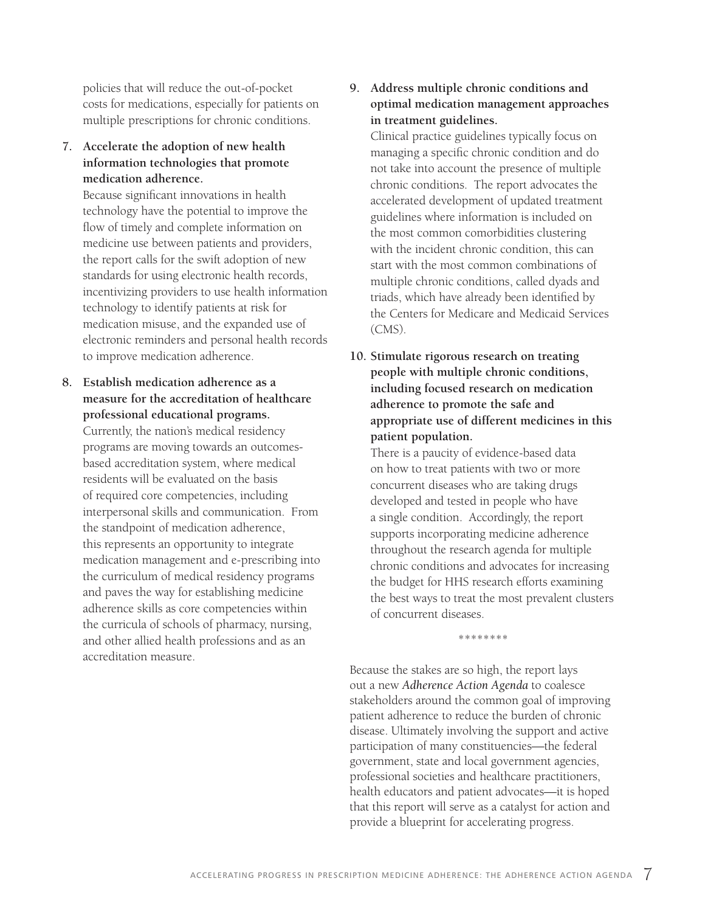policies that will reduce the out-of-pocket costs for medications, especially for patients on multiple prescriptions for chronic conditions.

7. **Accelerate the adoption of new health information technologies that promote medication adherence.**
   Because significant innovations in health technology have the potential to improve the flow of timely and complete information on medicine use between patients and providers, the report calls for the swift adoption of new standards for using electronic health records, incentivizing providers to use health information technology to identify patients at risk for medication misuse, and the expanded use of electronic reminders and personal health records to improve medication adherence.

8. **Establish medication adherence as a measure for the accreditation of healthcare professional educational programs.**
   Currently, the nation's medical residency programs are moving towards an outcomes-based accreditation system, where medical residents will be evaluated on the basis of required core competencies, including interpersonal skills and communication. From the standpoint of medication adherence, this represents an opportunity to integrate medication management and e-prescribing into the curriculum of medical residency programs and paves the way for establishing medicine adherence skills as core competencies within the curricula of schools of pharmacy, nursing, and other allied health professions and as an accreditation measure.

9. **Address multiple chronic conditions and optimal medication management approaches in treatment guidelines.**
   Clinical practice guidelines typically focus on managing a specific chronic condition and do not take into account the presence of multiple chronic conditions. The report advocates the accelerated development of updated treatment guidelines where information is included on the most common comorbidities clustering with the incident chronic condition, this can start with the most common combinations of multiple chronic conditions, called dyads and triads, which have already been identified by the Centers for Medicare and Medicaid Services (CMS).

10. **Stimulate rigorous research on treating people with multiple chronic conditions, including focused research on medication adherence to promote the safe and appropriate use of different medicines in this patient population.**
    There is a paucity of evidence-based data on how to treat patients with two or more concurrent diseases who are taking drugs developed and tested in people who have a single condition. Accordingly, the report supports incorporating medicine adherence throughout the research agenda for multiple chronic conditions and advocates for increasing the budget for HHS research efforts examining the best ways to treat the most prevalent clusters of concurrent diseases.

********

Because the stakes are so high, the report lays out a new *Adherence Action Agenda* to coalesce stakeholders around the common goal of improving patient adherence to reduce the burden of chronic disease. Ultimately involving the support and active participation of many constituencies—the federal government, state and local government agencies, professional societies and healthcare practitioners, health educators and patient advocates—it is hoped that this report will serve as a catalyst for action and provide a blueprint for accelerating progress.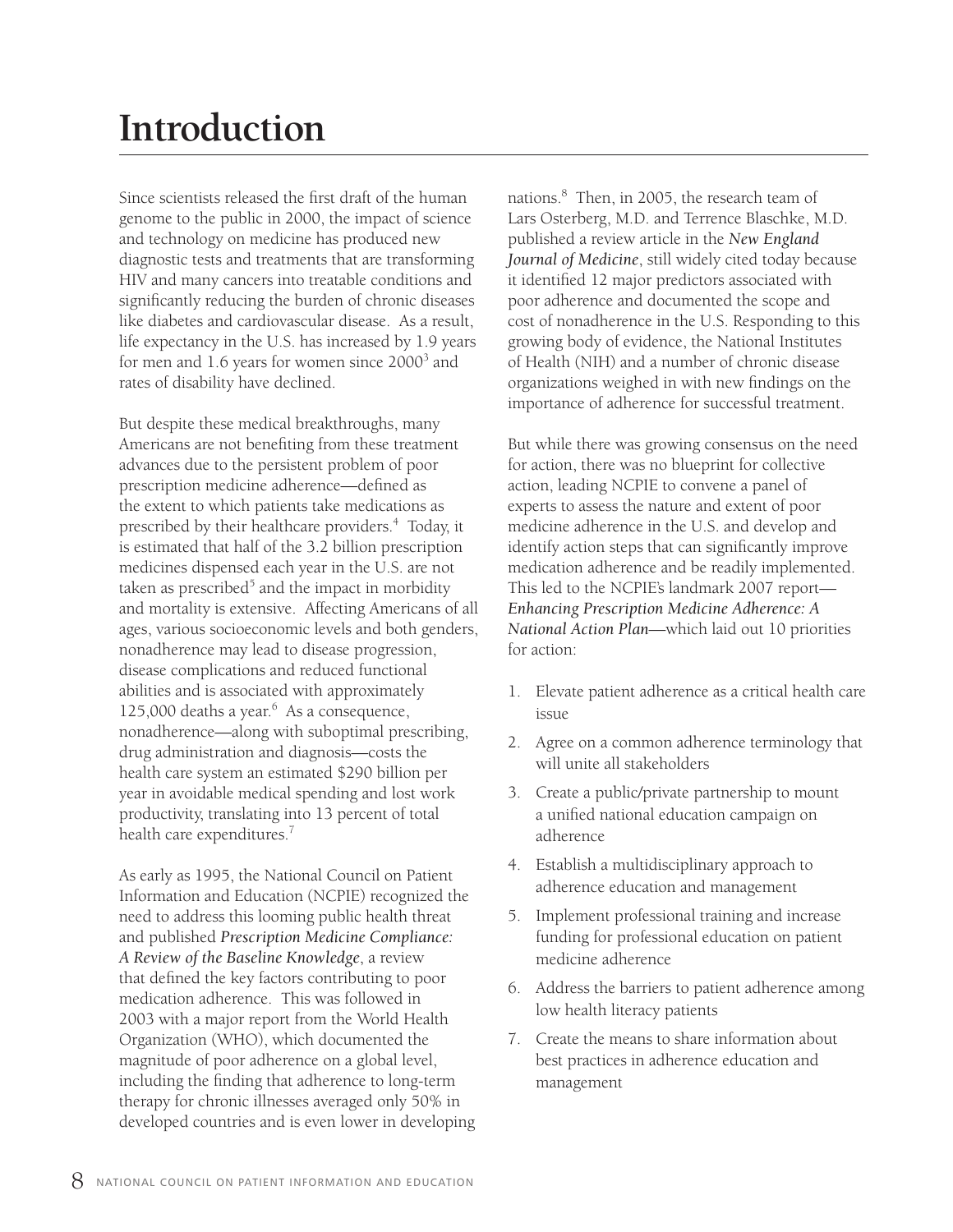# Introduction

Since scientists released the first draft of the human genome to the public in 2000, the impact of science and technology on medicine has produced new diagnostic tests and treatments that are transforming HIV and many cancers into treatable conditions and significantly reducing the burden of chronic diseases like diabetes and cardiovascular disease. As a result, life expectancy in the U.S. has increased by 1.9 years for men and 1.6 years for women since 2000[3] and rates of disability have declined.

But despite these medical breakthroughs, many Americans are not benefiting from these treatment advances due to the persistent problem of poor prescription medicine adherence—defined as the extent to which patients take medications as prescribed by their healthcare providers.[4] Today, it is estimated that half of the 3.2 billion prescription medicines dispensed each year in the U.S. are not taken as prescribed[5] and the impact in morbidity and mortality is extensive. Affecting Americans of all ages, various socioeconomic levels and both genders, nonadherence may lead to disease progression, disease complications and reduced functional abilities and is associated with approximately 125,000 deaths a year.[6] As a consequence, nonadherence—along with suboptimal prescribing, drug administration and diagnosis—costs the health care system an estimated $290 billion per year in avoidable medical spending and lost work productivity, translating into 13 percent of total health care expenditures.[7]

As early as 1995, the National Council on Patient Information and Education (NCPIE) recognized the need to address this looming public health threat and published *Prescription Medicine Compliance: A Review of the Baseline Knowledge*, a review that defined the key factors contributing to poor medication adherence. This was followed in 2003 with a major report from the World Health Organization (WHO), which documented the magnitude of poor adherence on a global level, including the finding that adherence to long-term therapy for chronic illnesses averaged only 50% in developed countries and is even lower in developing nations.[8] Then, in 2005, the research team of Lars Osterberg, M.D. and Terrence Blaschke, M.D. published a review article in the *New England Journal of Medicine*, still widely cited today because it identified 12 major predictors associated with poor adherence and documented the scope and cost of nonadherence in the U.S. Responding to this growing body of evidence, the National Institutes of Health (NIH) and a number of chronic disease organizations weighed in with new findings on the importance of adherence for successful treatment.

But while there was growing consensus on the need for action, there was no blueprint for collective action, leading NCPIE to convene a panel of experts to assess the nature and extent of poor medicine adherence in the U.S. and develop and identify action steps that can significantly improve medication adherence and be readily implemented. This led to the NCPIE's landmark 2007 report—*Enhancing Prescription Medicine Adherence: A National Action Plan*—which laid out 10 priorities for action:

1. Elevate patient adherence as a critical health care issue
2. Agree on a common adherence terminology that will unite all stakeholders
3. Create a public/private partnership to mount a unified national education campaign on adherence
4. Establish a multidisciplinary approach to adherence education and management
5. Implement professional training and increase funding for professional education on patient medicine adherence
6. Address the barriers to patient adherence among low health literacy patients
7. Create the means to share information about best practices in adherence education and management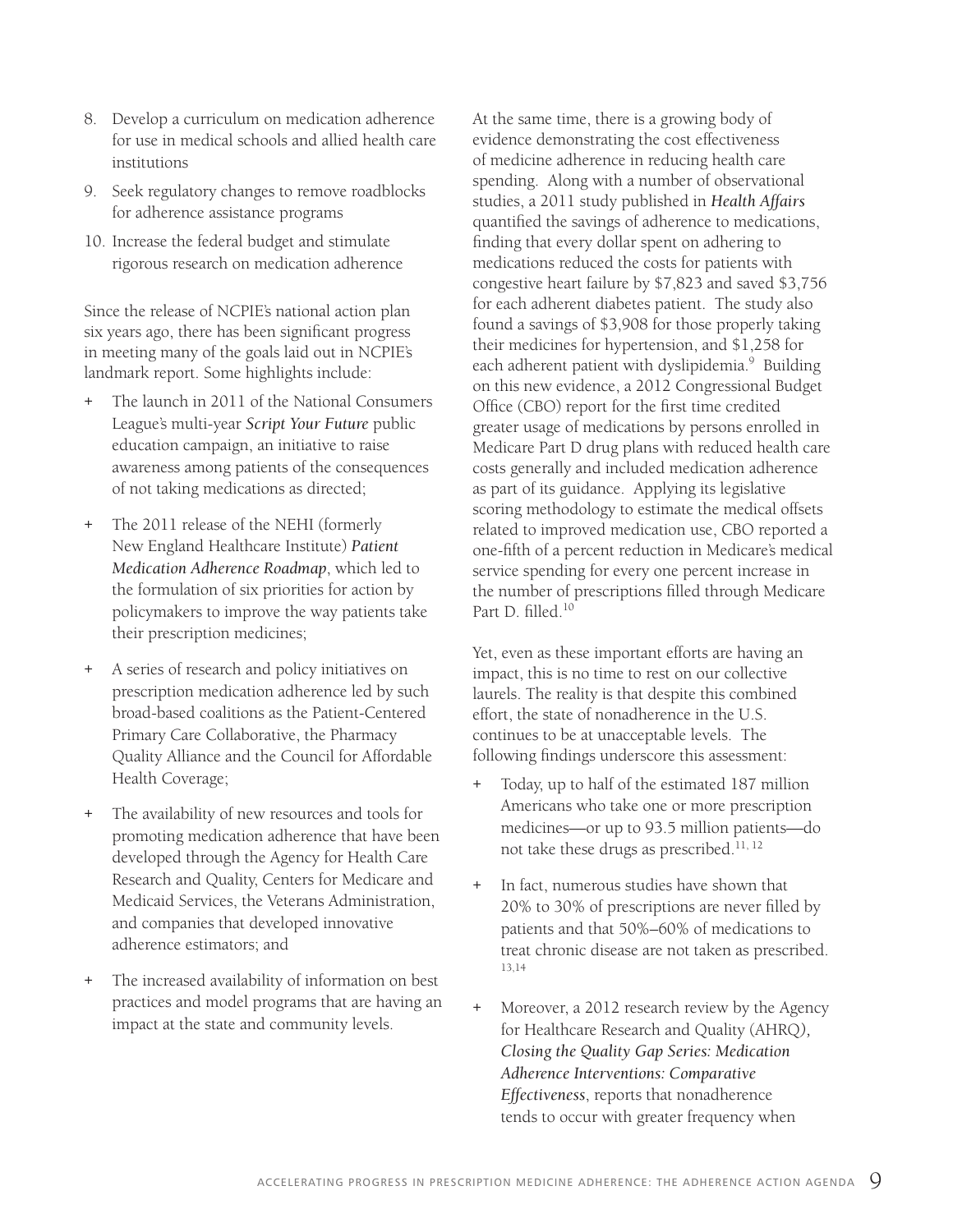8. Develop a curriculum on medication adherence for use in medical schools and allied health care institutions
9. Seek regulatory changes to remove roadblocks for adherence assistance programs
10. Increase the federal budget and stimulate rigorous research on medication adherence

Since the release of NCPIE's national action plan six years ago, there has been significant progress in meeting many of the goals laid out in NCPIE's landmark report. Some highlights include:

- The launch in 2011 of the National Consumers League's multi-year ***Script Your Future*** public education campaign, an initiative to raise awareness among patients of the consequences of not taking medications as directed;
- The 2011 release of the NEHI (formerly New England Healthcare Institute) *Patient Medication Adherence Roadmap*, which led to the formulation of six priorities for action by policymakers to improve the way patients take their prescription medicines;
- A series of research and policy initiatives on prescription medication adherence led by such broad-based coalitions as the Patient-Centered Primary Care Collaborative, the Pharmacy Quality Alliance and the Council for Affordable Health Coverage;
- The availability of new resources and tools for promoting medication adherence that have been developed through the Agency for Health Care Research and Quality, Centers for Medicare and Medicaid Services, the Veterans Administration, and companies that developed innovative adherence estimators; and
- The increased availability of information on best practices and model programs that are having an impact at the state and community levels.

At the same time, there is a growing body of evidence demonstrating the cost effectiveness of medicine adherence in reducing health care spending. Along with a number of observational studies, a 2011 study published in ***Health Affairs*** quantified the savings of adherence to medications, finding that every dollar spent on adhering to medications reduced the costs for patients with congestive heart failure by $7,823 and saved $3,756 for each adherent diabetes patient. The study also found a savings of $3,908 for those properly taking their medicines for hypertension, and $1,258 for each adherent patient with dyslipidemia.[9] Building on this new evidence, a 2012 Congressional Budget Office (CBO) report for the first time credited greater usage of medications by persons enrolled in Medicare Part D drug plans with reduced health care costs generally and included medication adherence as part of its guidance. Applying its legislative scoring methodology to estimate the medical offsets related to improved medication use, CBO reported a one-fifth of a percent reduction in Medicare's medical service spending for every one percent increase in the number of prescriptions filled through Medicare Part D. filled.[10]

Yet, even as these important efforts are having an impact, this is no time to rest on our collective laurels. The reality is that despite this combined effort, the state of nonadherence in the U.S. continues to be at unacceptable levels. The following findings underscore this assessment:

- Today, up to half of the estimated 187 million Americans who take one or more prescription medicines—or up to 93.5 million patients—do not take these drugs as prescribed.[11, 12]
- In fact, numerous studies have shown that 20% to 30% of prescriptions are never filled by patients and that 50%–60% of medications to treat chronic disease are not taken as prescribed.[13,14]
- Moreover, a 2012 research review by the Agency for Healthcare Research and Quality (AHRQ), ***Closing the Quality Gap Series: Medication Adherence Interventions: Comparative Effectiveness***, reports that nonadherence tends to occur with greater frequency when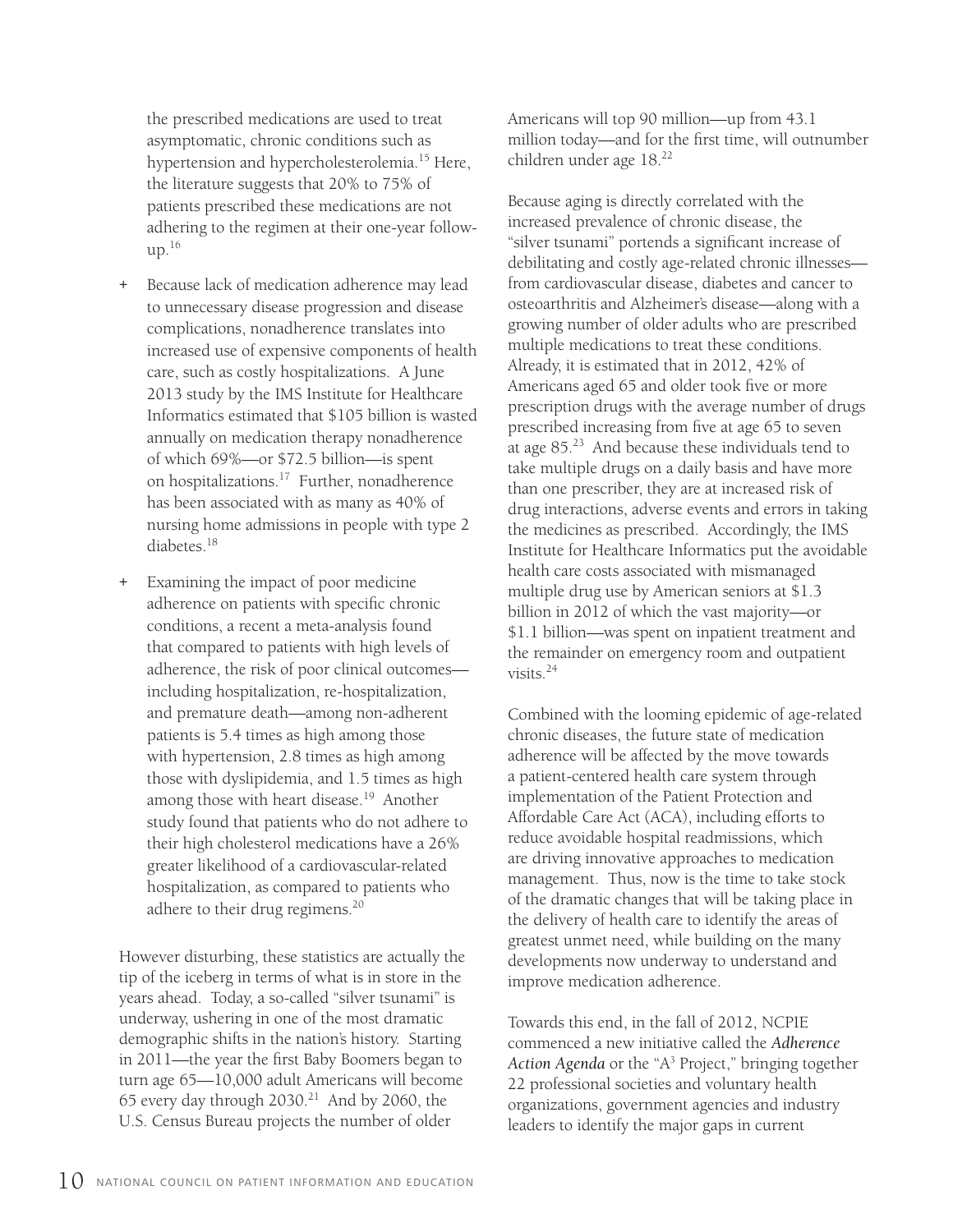the prescribed medications are used to treat asymptomatic, chronic conditions such as hypertension and hypercholesterolemia.[15] Here, the literature suggests that 20% to 75% of patients prescribed these medications are not adhering to the regimen at their one-year follow-up.[16]

+ Because lack of medication adherence may lead to unnecessary disease progression and disease complications, nonadherence translates into increased use of expensive components of health care, such as costly hospitalizations. A June 2013 study by the IMS Institute for Healthcare Informatics estimated that $105 billion is wasted annually on medication therapy nonadherence of which 69%—or $72.5 billion—is spent on hospitalizations.[17] Further, nonadherence has been associated with as many as 40% of nursing home admissions in people with type 2 diabetes.[18]

+ Examining the impact of poor medicine adherence on patients with specific chronic conditions, a recent a meta-analysis found that compared to patients with high levels of adherence, the risk of poor clinical outcomes—including hospitalization, re-hospitalization, and premature death—among non-adherent patients is 5.4 times as high among those with hypertension, 2.8 times as high among those with dyslipidemia, and 1.5 times as high among those with heart disease.[19] Another study found that patients who do not adhere to their high cholesterol medications have a 26% greater likelihood of a cardiovascular-related hospitalization, as compared to patients who adhere to their drug regimens.[20]

However disturbing, these statistics are actually the tip of the iceberg in terms of what is in store in the years ahead. Today, a so-called "silver tsunami" is underway, ushering in one of the most dramatic demographic shifts in the nation's history. Starting in 2011—the year the first Baby Boomers began to turn age 65—10,000 adult Americans will become 65 every day through 2030.[21] And by 2060, the U.S. Census Bureau projects the number of older Americans will top 90 million—up from 43.1 million today—and for the first time, will outnumber children under age 18.[22]

Because aging is directly correlated with the increased prevalence of chronic disease, the "silver tsunami" portends a significant increase of debilitating and costly age-related chronic illnesses—from cardiovascular disease, diabetes and cancer to osteoarthritis and Alzheimer's disease—along with a growing number of older adults who are prescribed multiple medications to treat these conditions. Already, it is estimated that in 2012, 42% of Americans aged 65 and older took five or more prescription drugs with the average number of drugs prescribed increasing from five at age 65 to seven at age 85.[23] And because these individuals tend to take multiple drugs on a daily basis and have more than one prescriber, they are at increased risk of drug interactions, adverse events and errors in taking the medicines as prescribed. Accordingly, the IMS Institute for Healthcare Informatics put the avoidable health care costs associated with mismanaged multiple drug use by American seniors at $1.3 billion in 2012 of which the vast majority—or $1.1 billion—was spent on inpatient treatment and the remainder on emergency room and outpatient visits.[24]

Combined with the looming epidemic of age-related chronic diseases, the future state of medication adherence will be affected by the move towards a patient-centered health care system through implementation of the Patient Protection and Affordable Care Act (ACA), including efforts to reduce avoidable hospital readmissions, which are driving innovative approaches to medication management. Thus, now is the time to take stock of the dramatic changes that will be taking place in the delivery of health care to identify the areas of greatest unmet need, while building on the many developments now underway to understand and improve medication adherence.

Towards this end, in the fall of 2012, NCPIE commenced a new initiative called the ***Adherence Action Agenda*** or the "A³ Project," bringing together 22 professional societies and voluntary health organizations, government agencies and industry leaders to identify the major gaps in current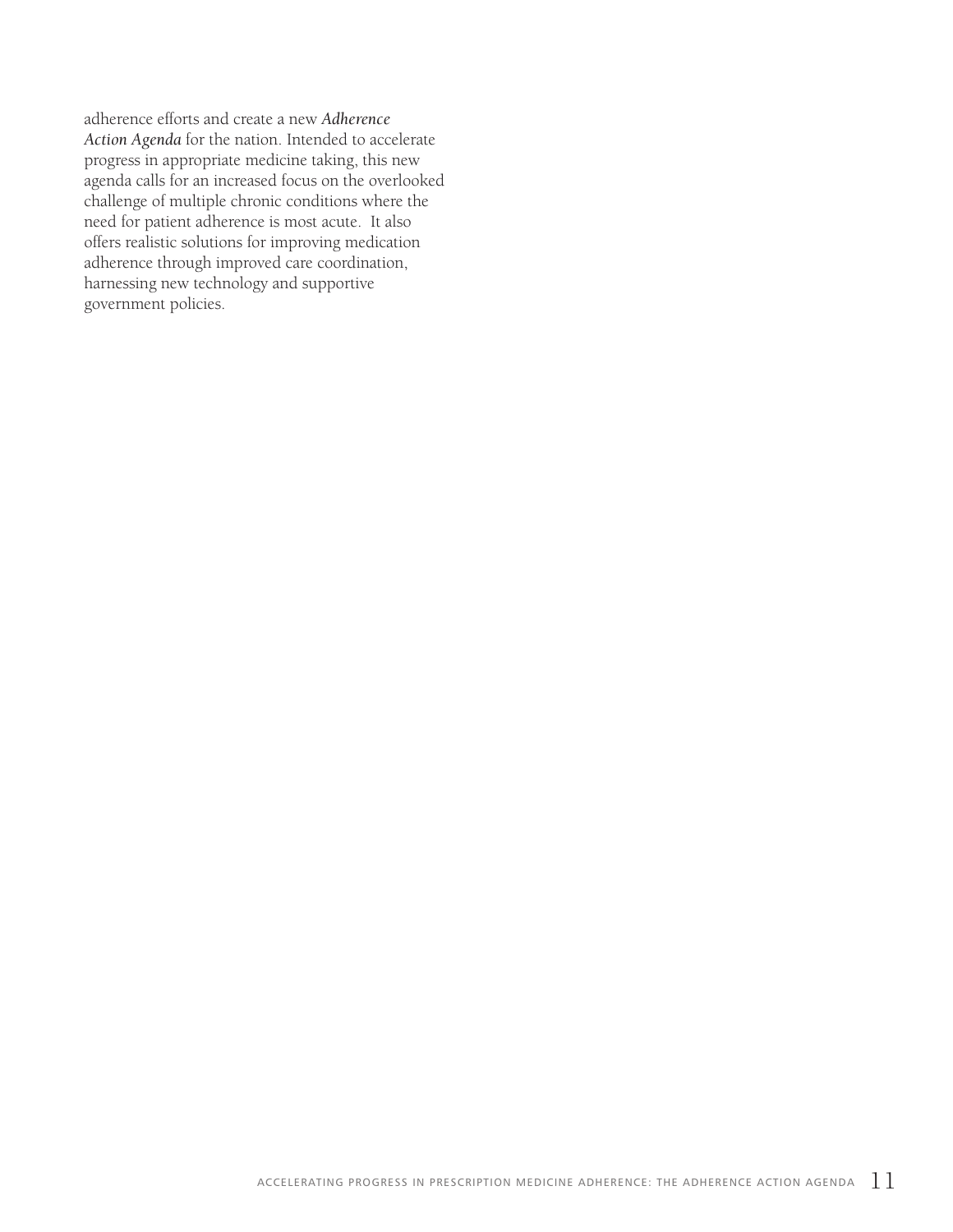adherence efforts and create a new *Adherence Action Agenda* for the nation. Intended to accelerate progress in appropriate medicine taking, this new agenda calls for an increased focus on the overlooked challenge of multiple chronic conditions where the need for patient adherence is most acute. It also offers realistic solutions for improving medication adherence through improved care coordination, harnessing new technology and supportive government policies.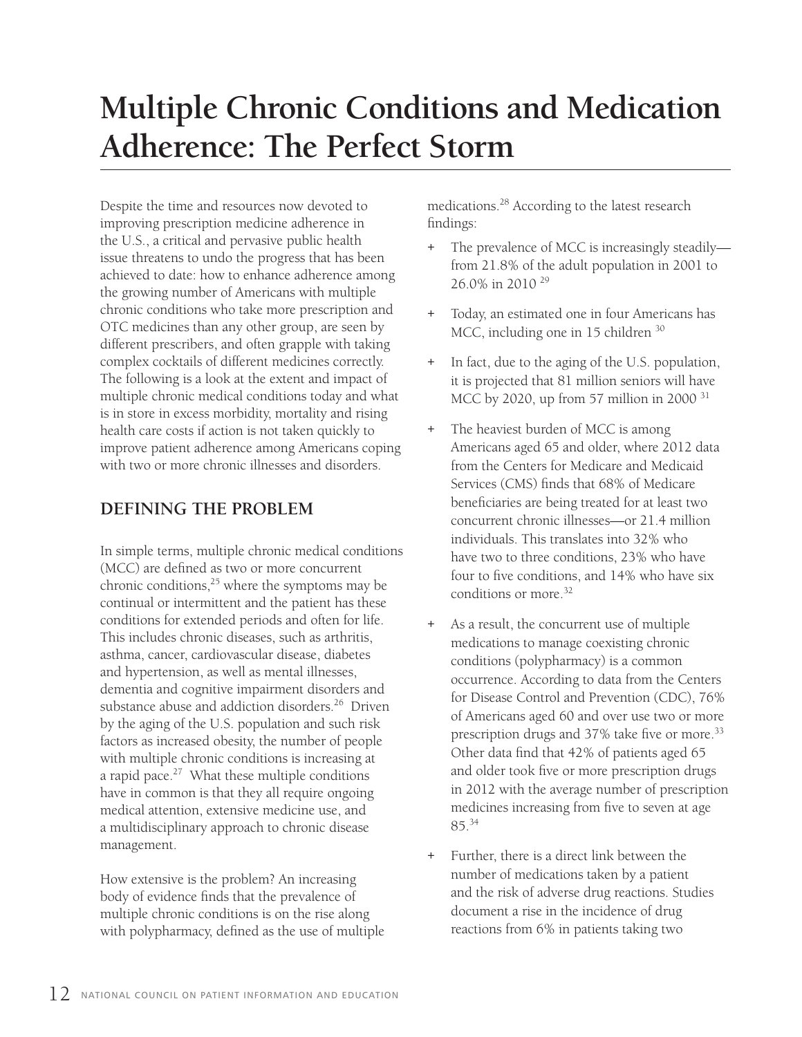# Multiple Chronic Conditions and Medication Adherence: The Perfect Storm

Despite the time and resources now devoted to improving prescription medicine adherence in the U.S., a critical and pervasive public health issue threatens to undo the progress that has been achieved to date: how to enhance adherence among the growing number of Americans with multiple chronic conditions who take more prescription and OTC medicines than any other group, are seen by different prescribers, and often grapple with taking complex cocktails of different medicines correctly. The following is a look at the extent and impact of multiple chronic medical conditions today and what is in store in excess morbidity, mortality and rising health care costs if action is not taken quickly to improve patient adherence among Americans coping with two or more chronic illnesses and disorders.

## DEFINING THE PROBLEM

In simple terms, multiple chronic medical conditions (MCC) are defined as two or more concurrent chronic conditions,[25] where the symptoms may be continual or intermittent and the patient has these conditions for extended periods and often for life. This includes chronic diseases, such as arthritis, asthma, cancer, cardiovascular disease, diabetes and hypertension, as well as mental illnesses, dementia and cognitive impairment disorders and substance abuse and addiction disorders.[26] Driven by the aging of the U.S. population and such risk factors as increased obesity, the number of people with multiple chronic conditions is increasing at a rapid pace.[27] What these multiple conditions have in common is that they all require ongoing medical attention, extensive medicine use, and a multidisciplinary approach to chronic disease management.

How extensive is the problem? An increasing body of evidence finds that the prevalence of multiple chronic conditions is on the rise along with polypharmacy, defined as the use of multiple medications.[28] According to the latest research findings:

+ The prevalence of MCC is increasingly steadily—from 21.8% of the adult population in 2001 to 26.0% in 2010 [29]
+ Today, an estimated one in four Americans has MCC, including one in 15 children [30]
+ In fact, due to the aging of the U.S. population, it is projected that 81 million seniors will have MCC by 2020, up from 57 million in 2000 [31]
+ The heaviest burden of MCC is among Americans aged 65 and older, where 2012 data from the Centers for Medicare and Medicaid Services (CMS) finds that 68% of Medicare beneficiaries are being treated for at least two concurrent chronic illnesses—or 21.4 million individuals. This translates into 32% who have two to three conditions, 23% who have four to five conditions, and 14% who have six conditions or more.[32]
+ As a result, the concurrent use of multiple medications to manage coexisting chronic conditions (polypharmacy) is a common occurrence. According to data from the Centers for Disease Control and Prevention (CDC), 76% of Americans aged 60 and over use two or more prescription drugs and 37% take five or more.[33] Other data find that 42% of patients aged 65 and older took five or more prescription drugs in 2012 with the average number of prescription medicines increasing from five to seven at age 85.[34]
+ Further, there is a direct link between the number of medications taken by a patient and the risk of adverse drug reactions. Studies document a rise in the incidence of drug reactions from 6% in patients taking two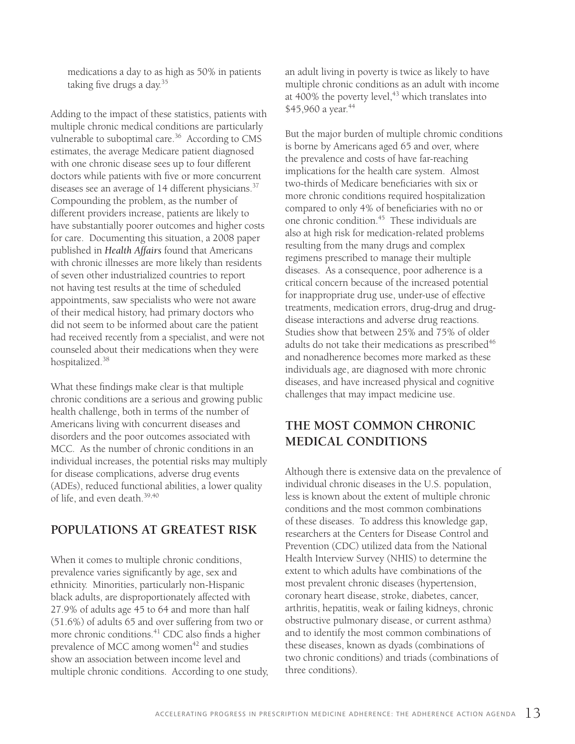medications a day to as high as 50% in patients taking five drugs a day.[35]

Adding to the impact of these statistics, patients with multiple chronic medical conditions are particularly vulnerable to suboptimal care.[36] According to CMS estimates, the average Medicare patient diagnosed with one chronic disease sees up to four different doctors while patients with five or more concurrent diseases see an average of 14 different physicians.[37] Compounding the problem, as the number of different providers increase, patients are likely to have substantially poorer outcomes and higher costs for care. Documenting this situation, a 2008 paper published in ***Health Affairs*** found that Americans with chronic illnesses are more likely than residents of seven other industrialized countries to report not having test results at the time of scheduled appointments, saw specialists who were not aware of their medical history, had primary doctors who did not seem to be informed about care the patient had received recently from a specialist, and were not counseled about their medications when they were hospitalized.[38]

What these findings make clear is that multiple chronic conditions are a serious and growing public health challenge, both in terms of the number of Americans living with concurrent diseases and disorders and the poor outcomes associated with MCC. As the number of chronic conditions in an individual increases, the potential risks may multiply for disease complications, adverse drug events (ADEs), reduced functional abilities, a lower quality of life, and even death.[39,40]

## POPULATIONS AT GREATEST RISK

When it comes to multiple chronic conditions, prevalence varies significantly by age, sex and ethnicity. Minorities, particularly non-Hispanic black adults, are disproportionately affected with 27.9% of adults age 45 to 64 and more than half (51.6%) of adults 65 and over suffering from two or more chronic conditions.[41] CDC also finds a higher prevalence of MCC among women[42] and studies show an association between income level and multiple chronic conditions. According to one study, an adult living in poverty is twice as likely to have multiple chronic conditions as an adult with income at 400% the poverty level,[43] which translates into $45,960 a year.[44]

But the major burden of multiple chromic conditions is borne by Americans aged 65 and over, where the prevalence and costs of have far-reaching implications for the health care system. Almost two-thirds of Medicare beneficiaries with six or more chronic conditions required hospitalization compared to only 4% of beneficiaries with no or one chronic condition.[45] These individuals are also at high risk for medication-related problems resulting from the many drugs and complex regimens prescribed to manage their multiple diseases. As a consequence, poor adherence is a critical concern because of the increased potential for inappropriate drug use, under-use of effective treatments, medication errors, drug-drug and drug-disease interactions and adverse drug reactions. Studies show that between 25% and 75% of older adults do not take their medications as prescribed[46] and nonadherence becomes more marked as these individuals age, are diagnosed with more chronic diseases, and have increased physical and cognitive challenges that may impact medicine use.

## THE MOST COMMON CHRONIC MEDICAL CONDITIONS

Although there is extensive data on the prevalence of individual chronic diseases in the U.S. population, less is known about the extent of multiple chronic conditions and the most common combinations of these diseases. To address this knowledge gap, researchers at the Centers for Disease Control and Prevention (CDC) utilized data from the National Health Interview Survey (NHIS) to determine the extent to which adults have combinations of the most prevalent chronic diseases (hypertension, coronary heart disease, stroke, diabetes, cancer, arthritis, hepatitis, weak or failing kidneys, chronic obstructive pulmonary disease, or current asthma) and to identify the most common combinations of these diseases, known as dyads (combinations of two chronic conditions) and triads (combinations of three conditions).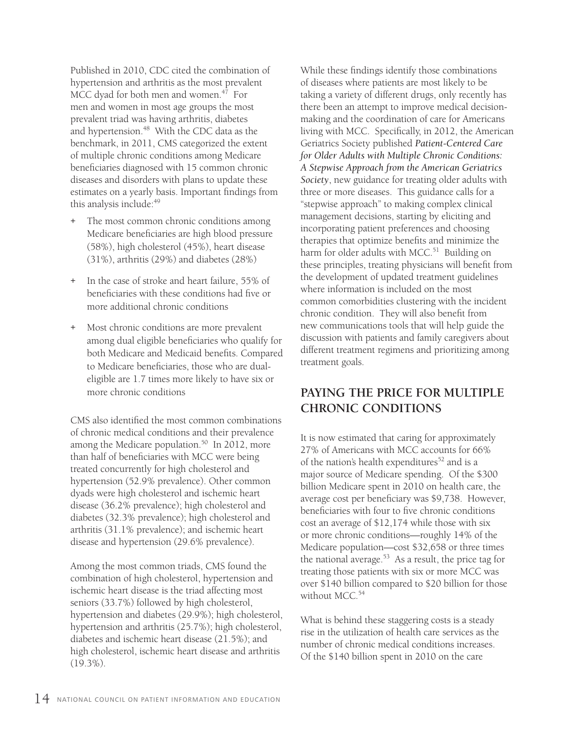Published in 2010, CDC cited the combination of hypertension and arthritis as the most prevalent MCC dyad for both men and women.[47] For men and women in most age groups the most prevalent triad was having arthritis, diabetes and hypertension.[48] With the CDC data as the benchmark, in 2011, CMS categorized the extent of multiple chronic conditions among Medicare beneficiaries diagnosed with 15 common chronic diseases and disorders with plans to update these estimates on a yearly basis. Important findings from this analysis include:[49]

+ The most common chronic conditions among Medicare beneficiaries are high blood pressure (58%), high cholesterol (45%), heart disease (31%), arthritis (29%) and diabetes (28%)
+ In the case of stroke and heart failure, 55% of beneficiaries with these conditions had five or more additional chronic conditions
+ Most chronic conditions are more prevalent among dual eligible beneficiaries who qualify for both Medicare and Medicaid benefits. Compared to Medicare beneficiaries, those who are dual-eligible are 1.7 times more likely to have six or more chronic conditions

CMS also identified the most common combinations of chronic medical conditions and their prevalence among the Medicare population.[50] In 2012, more than half of beneficiaries with MCC were being treated concurrently for high cholesterol and hypertension (52.9% prevalence). Other common dyads were high cholesterol and ischemic heart disease (36.2% prevalence); high cholesterol and diabetes (32.3% prevalence); high cholesterol and arthritis (31.1% prevalence); and ischemic heart disease and hypertension (29.6% prevalence).

Among the most common triads, CMS found the combination of high cholesterol, hypertension and ischemic heart disease is the triad affecting most seniors (33.7%) followed by high cholesterol, hypertension and diabetes (29.9%); high cholesterol, hypertension and arthritis (25.7%); high cholesterol, diabetes and ischemic heart disease (21.5%); and high cholesterol, ischemic heart disease and arthritis (19.3%).

While these findings identify those combinations of diseases where patients are most likely to be taking a variety of different drugs, only recently has there been an attempt to improve medical decision-making and the coordination of care for Americans living with MCC. Specifically, in 2012, the American Geriatrics Society published ***Patient-Centered Care for Older Adults with Multiple Chronic Conditions: A Stepwise Approach from the American Geriatrics Society***, new guidance for treating older adults with three or more diseases. This guidance calls for a "stepwise approach" to making complex clinical management decisions, starting by eliciting and incorporating patient preferences and choosing therapies that optimize benefits and minimize the harm for older adults with MCC.[51] Building on these principles, treating physicians will benefit from the development of updated treatment guidelines where information is included on the most common comorbidities clustering with the incident chronic condition. They will also benefit from new communications tools that will help guide the discussion with patients and family caregivers about different treatment regimens and prioritizing among treatment goals.

## PAYING THE PRICE FOR MULTIPLE CHRONIC CONDITIONS

It is now estimated that caring for approximately 27% of Americans with MCC accounts for 66% of the nation's health expenditures[52] and is a major source of Medicare spending. Of the $300 billion Medicare spent in 2010 on health care, the average cost per beneficiary was $9,738. However, beneficiaries with four to five chronic conditions cost an average of $12,174 while those with six or more chronic conditions—roughly 14% of the Medicare population—cost $32,658 or three times the national average.[53] As a result, the price tag for treating those patients with six or more MCC was over $140 billion compared to $20 billion for those without MCC.[54]

What is behind these staggering costs is a steady rise in the utilization of health care services as the number of chronic medical conditions increases. Of the $140 billion spent in 2010 on the care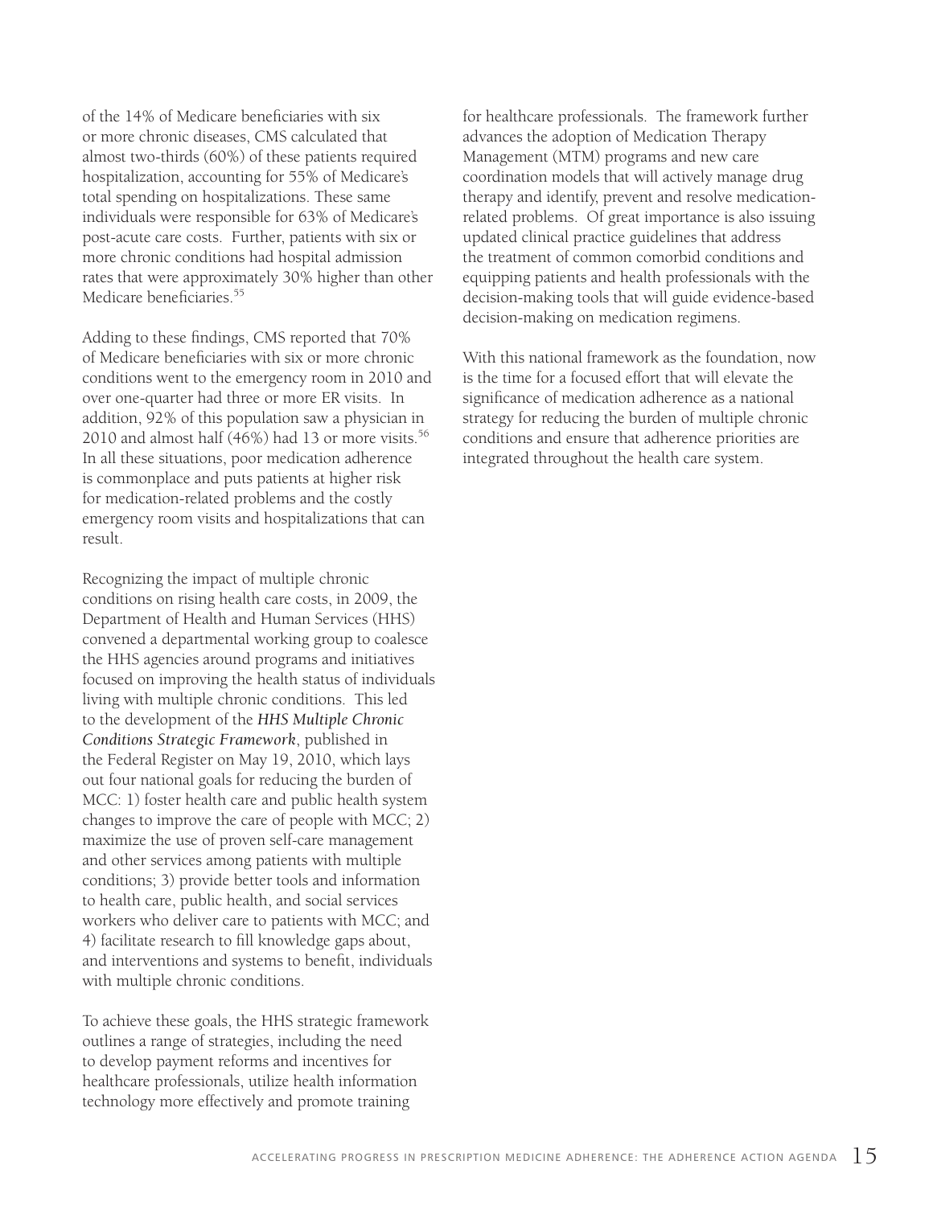of the 14% of Medicare beneficiaries with six or more chronic diseases, CMS calculated that almost two-thirds (60%) of these patients required hospitalization, accounting for 55% of Medicare's total spending on hospitalizations. These same individuals were responsible for 63% of Medicare's post-acute care costs. Further, patients with six or more chronic conditions had hospital admission rates that were approximately 30% higher than other Medicare beneficiaries.[55]

Adding to these findings, CMS reported that 70% of Medicare beneficiaries with six or more chronic conditions went to the emergency room in 2010 and over one-quarter had three or more ER visits. In addition, 92% of this population saw a physician in 2010 and almost half (46%) had 13 or more visits.[56] In all these situations, poor medication adherence is commonplace and puts patients at higher risk for medication-related problems and the costly emergency room visits and hospitalizations that can result.

Recognizing the impact of multiple chronic conditions on rising health care costs, in 2009, the Department of Health and Human Services (HHS) convened a departmental working group to coalesce the HHS agencies around programs and initiatives focused on improving the health status of individuals living with multiple chronic conditions. This led to the development of the ***HHS Multiple Chronic Conditions Strategic Framework***, published in the Federal Register on May 19, 2010, which lays out four national goals for reducing the burden of MCC: 1) foster health care and public health system changes to improve the care of people with MCC; 2) maximize the use of proven self-care management and other services among patients with multiple conditions; 3) provide better tools and information to health care, public health, and social services workers who deliver care to patients with MCC; and 4) facilitate research to fill knowledge gaps about, and interventions and systems to benefit, individuals with multiple chronic conditions.

To achieve these goals, the HHS strategic framework outlines a range of strategies, including the need to develop payment reforms and incentives for healthcare professionals, utilize health information technology more effectively and promote training for healthcare professionals. The framework further advances the adoption of Medication Therapy Management (MTM) programs and new care coordination models that will actively manage drug therapy and identify, prevent and resolve medication-related problems. Of great importance is also issuing updated clinical practice guidelines that address the treatment of common comorbid conditions and equipping patients and health professionals with the decision-making tools that will guide evidence-based decision-making on medication regimens.

With this national framework as the foundation, now is the time for a focused effort that will elevate the significance of medication adherence as a national strategy for reducing the burden of multiple chronic conditions and ensure that adherence priorities are integrated throughout the health care system.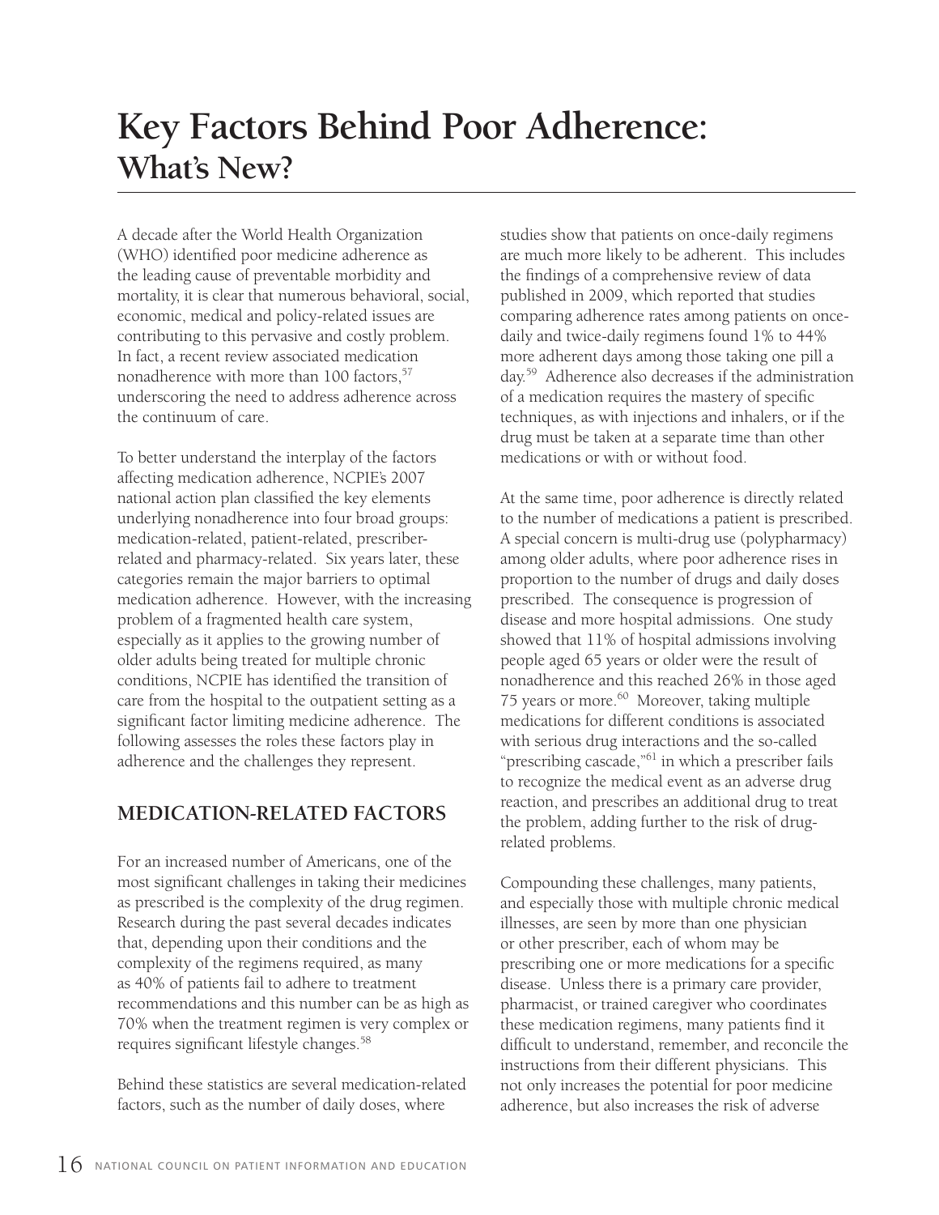# Key Factors Behind Poor Adherence: What's New?

A decade after the World Health Organization (WHO) identified poor medicine adherence as the leading cause of preventable morbidity and mortality, it is clear that numerous behavioral, social, economic, medical and policy-related issues are contributing to this pervasive and costly problem. In fact, a recent review associated medication nonadherence with more than 100 factors,[57] underscoring the need to address adherence across the continuum of care.

To better understand the interplay of the factors affecting medication adherence, NCPIE's 2007 national action plan classified the key elements underlying nonadherence into four broad groups: medication-related, patient-related, prescriber-related and pharmacy-related. Six years later, these categories remain the major barriers to optimal medication adherence. However, with the increasing problem of a fragmented health care system, especially as it applies to the growing number of older adults being treated for multiple chronic conditions, NCPIE has identified the transition of care from the hospital to the outpatient setting as a significant factor limiting medicine adherence. The following assesses the roles these factors play in adherence and the challenges they represent.

## MEDICATION-RELATED FACTORS

For an increased number of Americans, one of the most significant challenges in taking their medicines as prescribed is the complexity of the drug regimen. Research during the past several decades indicates that, depending upon their conditions and the complexity of the regimens required, as many as 40% of patients fail to adhere to treatment recommendations and this number can be as high as 70% when the treatment regimen is very complex or requires significant lifestyle changes.[58]

Behind these statistics are several medication-related factors, such as the number of daily doses, where studies show that patients on once-daily regimens are much more likely to be adherent. This includes the findings of a comprehensive review of data published in 2009, which reported that studies comparing adherence rates among patients on once-daily and twice-daily regimens found 1% to 44% more adherent days among those taking one pill a day.[59] Adherence also decreases if the administration of a medication requires the mastery of specific techniques, as with injections and inhalers, or if the drug must be taken at a separate time than other medications or with or without food.

At the same time, poor adherence is directly related to the number of medications a patient is prescribed. A special concern is multi-drug use (polypharmacy) among older adults, where poor adherence rises in proportion to the number of drugs and daily doses prescribed. The consequence is progression of disease and more hospital admissions. One study showed that 11% of hospital admissions involving people aged 65 years or older were the result of nonadherence and this reached 26% in those aged 75 years or more.[60] Moreover, taking multiple medications for different conditions is associated with serious drug interactions and the so-called "prescribing cascade,"[61] in which a prescriber fails to recognize the medical event as an adverse drug reaction, and prescribes an additional drug to treat the problem, adding further to the risk of drug-related problems.

Compounding these challenges, many patients, and especially those with multiple chronic medical illnesses, are seen by more than one physician or other prescriber, each of whom may be prescribing one or more medications for a specific disease. Unless there is a primary care provider, pharmacist, or trained caregiver who coordinates these medication regimens, many patients find it difficult to understand, remember, and reconcile the instructions from their different physicians. This not only increases the potential for poor medicine adherence, but also increases the risk of adverse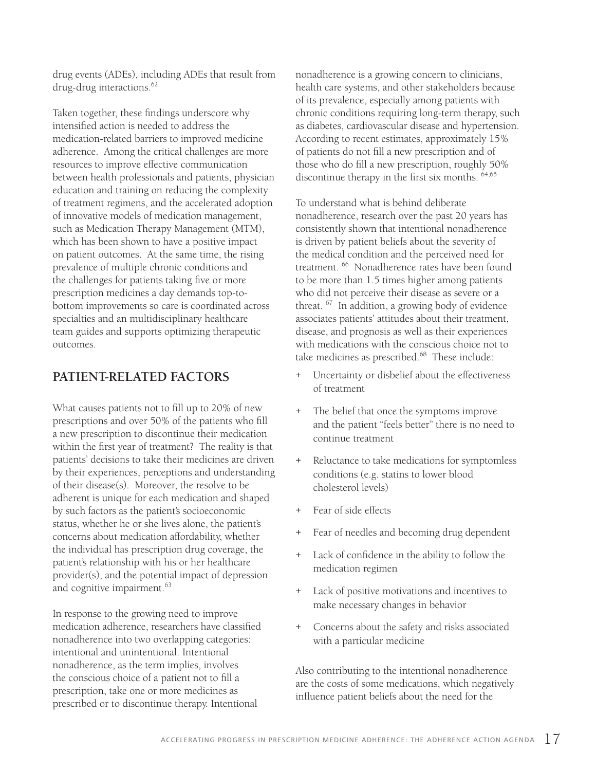drug events (ADEs), including ADEs that result from drug-drug interactions.[62]

Taken together, these findings underscore why intensified action is needed to address the medication-related barriers to improved medicine adherence. Among the critical challenges are more resources to improve effective communication between health professionals and patients, physician education and training on reducing the complexity of treatment regimens, and the accelerated adoption of innovative models of medication management, such as Medication Therapy Management (MTM), which has been shown to have a positive impact on patient outcomes. At the same time, the rising prevalence of multiple chronic conditions and the challenges for patients taking five or more prescription medicines a day demands top-to-bottom improvements so care is coordinated across specialties and an multidisciplinary healthcare team guides and supports optimizing therapeutic outcomes.

## PATIENT-RELATED FACTORS

What causes patients not to fill up to 20% of new prescriptions and over 50% of the patients who fill a new prescription to discontinue their medication within the first year of treatment? The reality is that patients' decisions to take their medicines are driven by their experiences, perceptions and understanding of their disease(s). Moreover, the resolve to be adherent is unique for each medication and shaped by such factors as the patient's socioeconomic status, whether he or she lives alone, the patient's concerns about medication affordability, whether the individual has prescription drug coverage, the patient's relationship with his or her healthcare provider(s), and the potential impact of depression and cognitive impairment.[63]

In response to the growing need to improve medication adherence, researchers have classified nonadherence into two overlapping categories: intentional and unintentional. Intentional nonadherence, as the term implies, involves the conscious choice of a patient not to fill a prescription, take one or more medicines as prescribed or to discontinue therapy. Intentional nonadherence is a growing concern to clinicians, health care systems, and other stakeholders because of its prevalence, especially among patients with chronic conditions requiring long-term therapy, such as diabetes, cardiovascular disease and hypertension. According to recent estimates, approximately 15% of patients do not fill a new prescription and of those who do fill a new prescription, roughly 50% discontinue therapy in the first six months. [64,65]

To understand what is behind deliberate nonadherence, research over the past 20 years has consistently shown that intentional nonadherence is driven by patient beliefs about the severity of the medical condition and the perceived need for treatment. [66] Nonadherence rates have been found to be more than 1.5 times higher among patients who did not perceive their disease as severe or a threat. [67] In addition, a growing body of evidence associates patients' attitudes about their treatment, disease, and prognosis as well as their experiences with medications with the conscious choice not to take medicines as prescribed.[68] These include:

+ Uncertainty or disbelief about the effectiveness of treatment
+ The belief that once the symptoms improve and the patient "feels better" there is no need to continue treatment
+ Reluctance to take medications for symptomless conditions (e.g. statins to lower blood cholesterol levels)
+ Fear of side effects
+ Fear of needles and becoming drug dependent
+ Lack of confidence in the ability to follow the medication regimen
+ Lack of positive motivations and incentives to make necessary changes in behavior
+ Concerns about the safety and risks associated with a particular medicine

Also contributing to the intentional nonadherence are the costs of some medications, which negatively influence patient beliefs about the need for the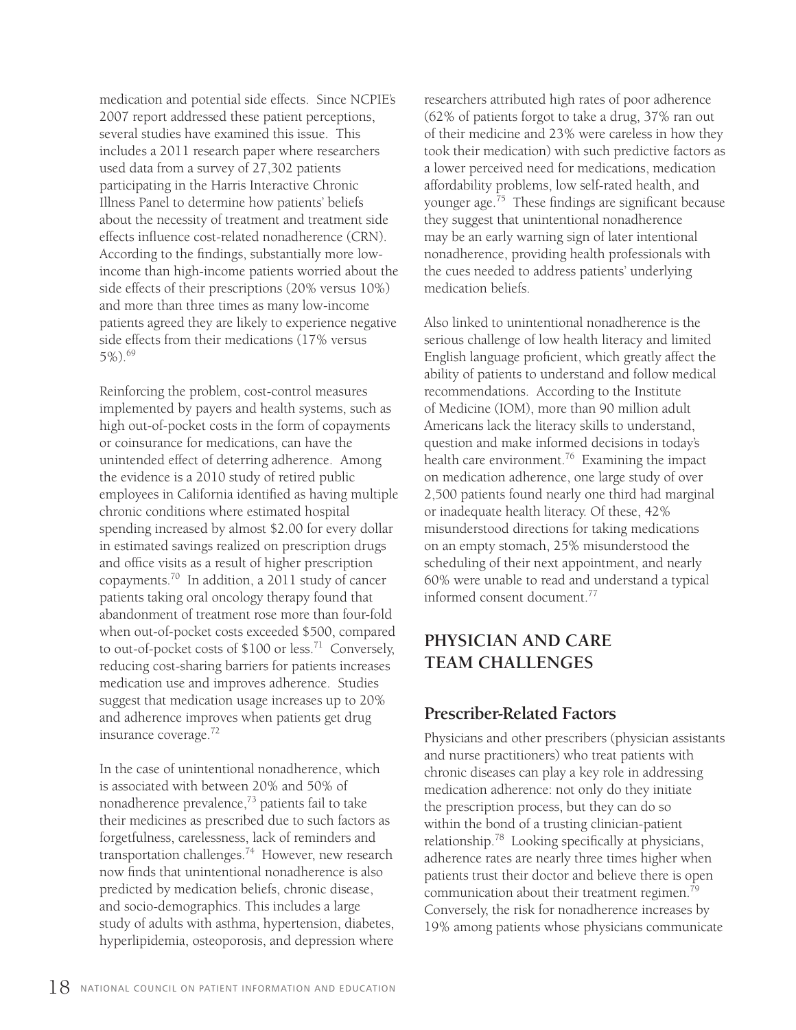medication and potential side effects. Since NCPIE's 2007 report addressed these patient perceptions, several studies have examined this issue. This includes a 2011 research paper where researchers used data from a survey of 27,302 patients participating in the Harris Interactive Chronic Illness Panel to determine how patients' beliefs about the necessity of treatment and treatment side effects influence cost-related nonadherence (CRN). According to the findings, substantially more low-income than high-income patients worried about the side effects of their prescriptions (20% versus 10%) and more than three times as many low-income patients agreed they are likely to experience negative side effects from their medications (17% versus 5%).[69]

Reinforcing the problem, cost-control measures implemented by payers and health systems, such as high out-of-pocket costs in the form of copayments or coinsurance for medications, can have the unintended effect of deterring adherence. Among the evidence is a 2010 study of retired public employees in California identified as having multiple chronic conditions where estimated hospital spending increased by almost $2.00 for every dollar in estimated savings realized on prescription drugs and office visits as a result of higher prescription copayments.[70] In addition, a 2011 study of cancer patients taking oral oncology therapy found that abandonment of treatment rose more than four-fold when out-of-pocket costs exceeded $500, compared to out-of-pocket costs of $100 or less.[71] Conversely, reducing cost-sharing barriers for patients increases medication use and improves adherence. Studies suggest that medication usage increases up to 20% and adherence improves when patients get drug insurance coverage.[72]

In the case of unintentional nonadherence, which is associated with between 20% and 50% of nonadherence prevalence,[73] patients fail to take their medicines as prescribed due to such factors as forgetfulness, carelessness, lack of reminders and transportation challenges.[74] However, new research now finds that unintentional nonadherence is also predicted by medication beliefs, chronic disease, and socio-demographics. This includes a large study of adults with asthma, hypertension, diabetes, hyperlipidemia, osteoporosis, and depression where researchers attributed high rates of poor adherence (62% of patients forgot to take a drug, 37% ran out of their medicine and 23% were careless in how they took their medication) with such predictive factors as a lower perceived need for medications, medication affordability problems, low self-rated health, and younger age.[75] These findings are significant because they suggest that unintentional nonadherence may be an early warning sign of later intentional nonadherence, providing health professionals with the cues needed to address patients' underlying medication beliefs.

Also linked to unintentional nonadherence is the serious challenge of low health literacy and limited English language proficient, which greatly affect the ability of patients to understand and follow medical recommendations. According to the Institute of Medicine (IOM), more than 90 million adult Americans lack the literacy skills to understand, question and make informed decisions in today's health care environment.[76] Examining the impact on medication adherence, one large study of over 2,500 patients found nearly one third had marginal or inadequate health literacy. Of these, 42% misunderstood directions for taking medications on an empty stomach, 25% misunderstood the scheduling of their next appointment, and nearly 60% were unable to read and understand a typical informed consent document.[77]

## PHYSICIAN AND CARE TEAM CHALLENGES

### Prescriber-Related Factors

Physicians and other prescribers (physician assistants and nurse practitioners) who treat patients with chronic diseases can play a key role in addressing medication adherence: not only do they initiate the prescription process, but they can do so within the bond of a trusting clinician-patient relationship.[78] Looking specifically at physicians, adherence rates are nearly three times higher when patients trust their doctor and believe there is open communication about their treatment regimen.[79] Conversely, the risk for nonadherence increases by 19% among patients whose physicians communicate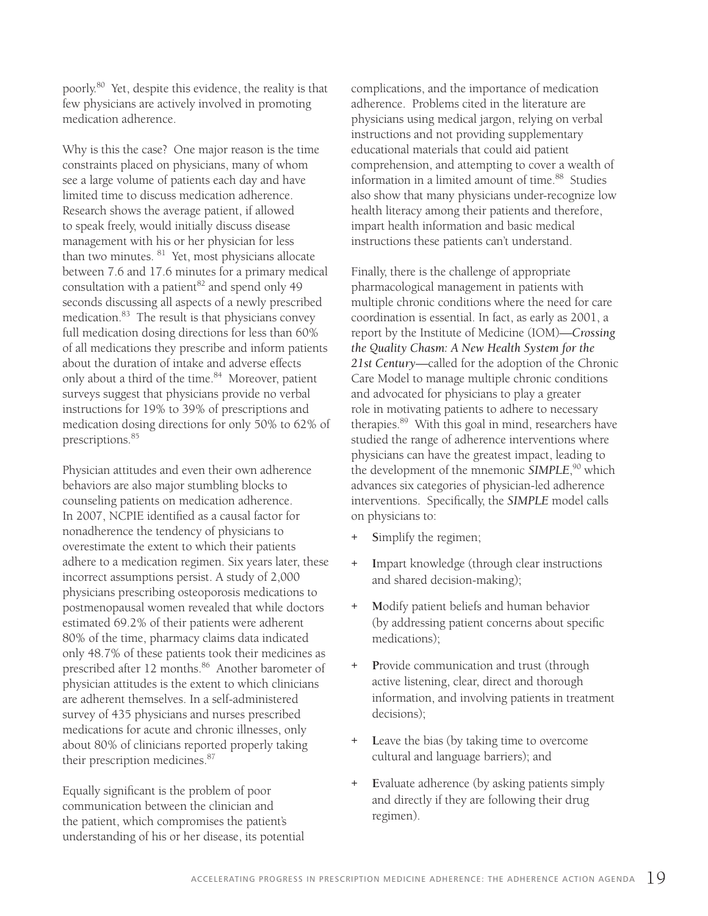poorly.[80] Yet, despite this evidence, the reality is that few physicians are actively involved in promoting medication adherence.

Why is this the case? One major reason is the time constraints placed on physicians, many of whom see a large volume of patients each day and have limited time to discuss medication adherence. Research shows the average patient, if allowed to speak freely, would initially discuss disease management with his or her physician for less than two minutes. [81] Yet, most physicians allocate between 7.6 and 17.6 minutes for a primary medical consultation with a patient[82] and spend only 49 seconds discussing all aspects of a newly prescribed medication.[83] The result is that physicians convey full medication dosing directions for less than 60% of all medications they prescribe and inform patients about the duration of intake and adverse effects only about a third of the time.[84] Moreover, patient surveys suggest that physicians provide no verbal instructions for 19% to 39% of prescriptions and medication dosing directions for only 50% to 62% of prescriptions.[85]

Physician attitudes and even their own adherence behaviors are also major stumbling blocks to counseling patients on medication adherence. In 2007, NCPIE identified as a causal factor for nonadherence the tendency of physicians to overestimate the extent to which their patients adhere to a medication regimen. Six years later, these incorrect assumptions persist. A study of 2,000 physicians prescribing osteoporosis medications to postmenopausal women revealed that while doctors estimated 69.2% of their patients were adherent 80% of the time, pharmacy claims data indicated only 48.7% of these patients took their medicines as prescribed after 12 months.[86] Another barometer of physician attitudes is the extent to which clinicians are adherent themselves. In a self-administered survey of 435 physicians and nurses prescribed medications for acute and chronic illnesses, only about 80% of clinicians reported properly taking their prescription medicines.[87]

Equally significant is the problem of poor communication between the clinician and the patient, which compromises the patient's understanding of his or her disease, its potential complications, and the importance of medication adherence. Problems cited in the literature are physicians using medical jargon, relying on verbal instructions and not providing supplementary educational materials that could aid patient comprehension, and attempting to cover a wealth of information in a limited amount of time.[88] Studies also show that many physicians under-recognize low health literacy among their patients and therefore, impart health information and basic medical instructions these patients can't understand.

Finally, there is the challenge of appropriate pharmacological management in patients with multiple chronic conditions where the need for care coordination is essential. In fact, as early as 2001, a report by the Institute of Medicine (IOM)—***Crossing the Quality Chasm: A New Health System for the 21st Century***—called for the adoption of the Chronic Care Model to manage multiple chronic conditions and advocated for physicians to play a greater role in motivating patients to adhere to necessary therapies.[89] With this goal in mind, researchers have studied the range of adherence interventions where physicians can have the greatest impact, leading to the development of the mnemonic ***SIMPLE***,[90] which advances six categories of physician-led adherence interventions. Specifically, the ***SIMPLE*** model calls on physicians to:

+ **S**implify the regimen;
+ **I**mpart knowledge (through clear instructions and shared decision-making);
+ **M**odify patient beliefs and human behavior (by addressing patient concerns about specific medications);
+ **P**rovide communication and trust (through active listening, clear, direct and thorough information, and involving patients in treatment decisions);
+ **L**eave the bias (by taking time to overcome cultural and language barriers); and
+ **E**valuate adherence (by asking patients simply and directly if they are following their drug regimen).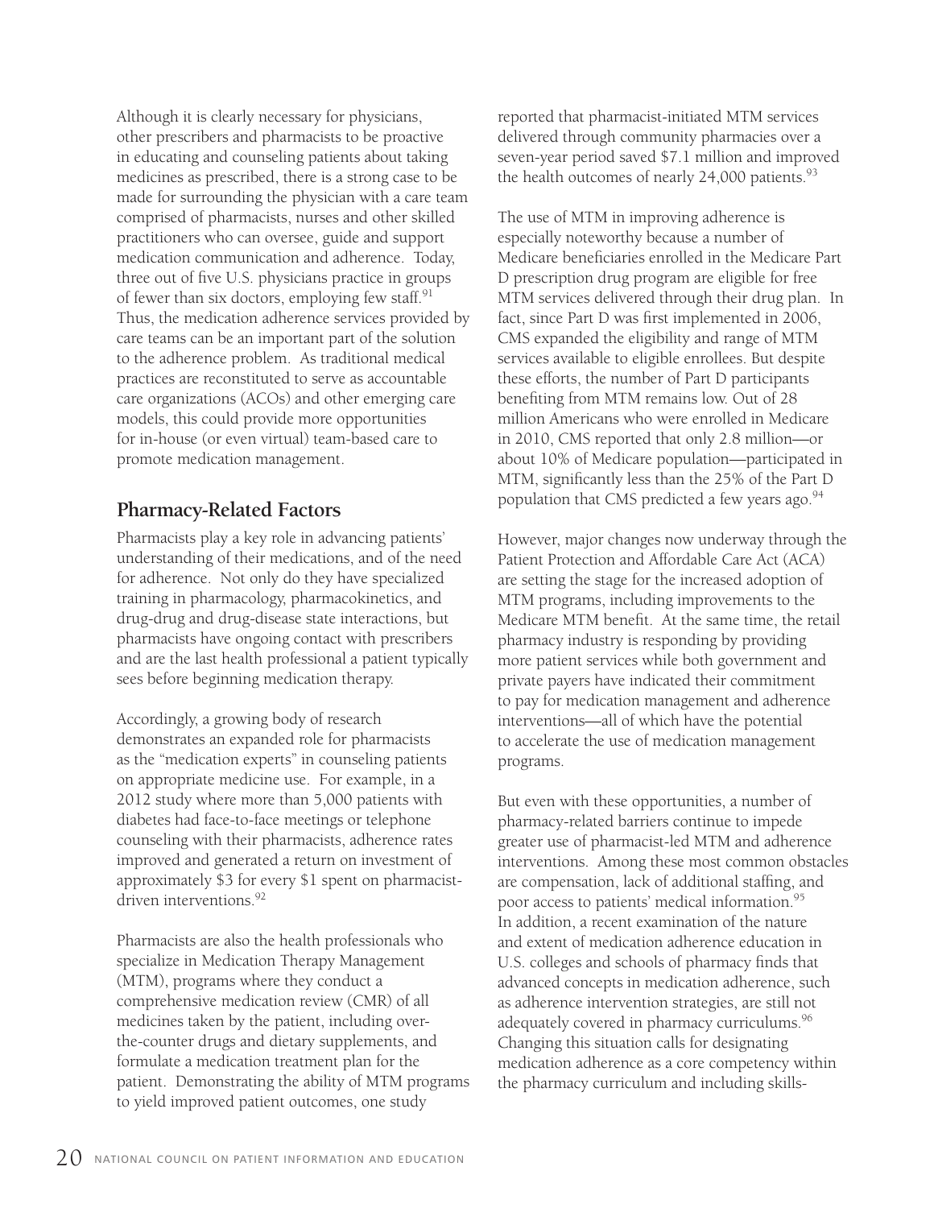Although it is clearly necessary for physicians, other prescribers and pharmacists to be proactive in educating and counseling patients about taking medicines as prescribed, there is a strong case to be made for surrounding the physician with a care team comprised of pharmacists, nurses and other skilled practitioners who can oversee, guide and support medication communication and adherence. Today, three out of five U.S. physicians practice in groups of fewer than six doctors, employing few staff.[91] Thus, the medication adherence services provided by care teams can be an important part of the solution to the adherence problem. As traditional medical practices are reconstituted to serve as accountable care organizations (ACOs) and other emerging care models, this could provide more opportunities for in-house (or even virtual) team-based care to promote medication management.

## Pharmacy-Related Factors

Pharmacists play a key role in advancing patients' understanding of their medications, and of the need for adherence. Not only do they have specialized training in pharmacology, pharmacokinetics, and drug-drug and drug-disease state interactions, but pharmacists have ongoing contact with prescribers and are the last health professional a patient typically sees before beginning medication therapy.

Accordingly, a growing body of research demonstrates an expanded role for pharmacists as the "medication experts" in counseling patients on appropriate medicine use. For example, in a 2012 study where more than 5,000 patients with diabetes had face-to-face meetings or telephone counseling with their pharmacists, adherence rates improved and generated a return on investment of approximately $3 for every $1 spent on pharmacist-driven interventions.[92]

Pharmacists are also the health professionals who specialize in Medication Therapy Management (MTM), programs where they conduct a comprehensive medication review (CMR) of all medicines taken by the patient, including over-the-counter drugs and dietary supplements, and formulate a medication treatment plan for the patient. Demonstrating the ability of MTM programs to yield improved patient outcomes, one study reported that pharmacist-initiated MTM services delivered through community pharmacies over a seven-year period saved $7.1 million and improved the health outcomes of nearly 24,000 patients.[93]

The use of MTM in improving adherence is especially noteworthy because a number of Medicare beneficiaries enrolled in the Medicare Part D prescription drug program are eligible for free MTM services delivered through their drug plan. In fact, since Part D was first implemented in 2006, CMS expanded the eligibility and range of MTM services available to eligible enrollees. But despite these efforts, the number of Part D participants benefiting from MTM remains low. Out of 28 million Americans who were enrolled in Medicare in 2010, CMS reported that only 2.8 million—or about 10% of Medicare population—participated in MTM, significantly less than the 25% of the Part D population that CMS predicted a few years ago.[94]

However, major changes now underway through the Patient Protection and Affordable Care Act (ACA) are setting the stage for the increased adoption of MTM programs, including improvements to the Medicare MTM benefit. At the same time, the retail pharmacy industry is responding by providing more patient services while both government and private payers have indicated their commitment to pay for medication management and adherence interventions—all of which have the potential to accelerate the use of medication management programs.

But even with these opportunities, a number of pharmacy-related barriers continue to impede greater use of pharmacist-led MTM and adherence interventions. Among these most common obstacles are compensation, lack of additional staffing, and poor access to patients' medical information.[95] In addition, a recent examination of the nature and extent of medication adherence education in U.S. colleges and schools of pharmacy finds that advanced concepts in medication adherence, such as adherence intervention strategies, are still not adequately covered in pharmacy curriculums.[96] Changing this situation calls for designating medication adherence as a core competency within the pharmacy curriculum and including skills-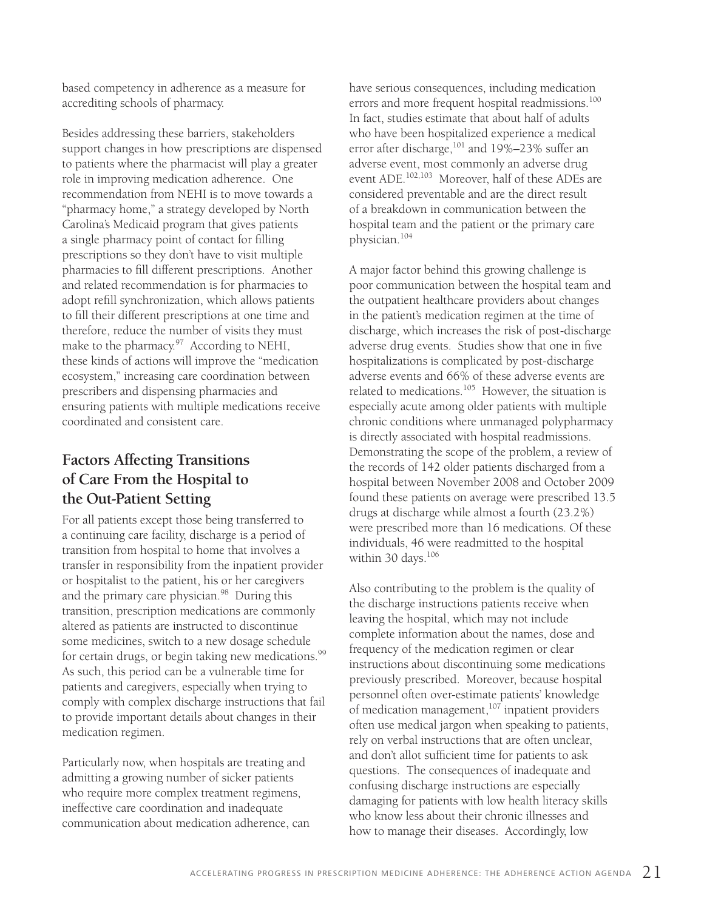based competency in adherence as a measure for accrediting schools of pharmacy.

Besides addressing these barriers, stakeholders support changes in how prescriptions are dispensed to patients where the pharmacist will play a greater role in improving medication adherence. One recommendation from NEHI is to move towards a "pharmacy home," a strategy developed by North Carolina's Medicaid program that gives patients a single pharmacy point of contact for filling prescriptions so they don't have to visit multiple pharmacies to fill different prescriptions. Another and related recommendation is for pharmacies to adopt refill synchronization, which allows patients to fill their different prescriptions at one time and therefore, reduce the number of visits they must make to the pharmacy.[97] According to NEHI, these kinds of actions will improve the "medication ecosystem," increasing care coordination between prescribers and dispensing pharmacies and ensuring patients with multiple medications receive coordinated and consistent care.

## Factors Affecting Transitions of Care From the Hospital to the Out-Patient Setting

For all patients except those being transferred to a continuing care facility, discharge is a period of transition from hospital to home that involves a transfer in responsibility from the inpatient provider or hospitalist to the patient, his or her caregivers and the primary care physician.[98] During this transition, prescription medications are commonly altered as patients are instructed to discontinue some medicines, switch to a new dosage schedule for certain drugs, or begin taking new medications.[99] As such, this period can be a vulnerable time for patients and caregivers, especially when trying to comply with complex discharge instructions that fail to provide important details about changes in their medication regimen.

Particularly now, when hospitals are treating and admitting a growing number of sicker patients who require more complex treatment regimens, ineffective care coordination and inadequate communication about medication adherence, can have serious consequences, including medication errors and more frequent hospital readmissions.[100] In fact, studies estimate that about half of adults who have been hospitalized experience a medical error after discharge,[101] and 19%–23% suffer an adverse event, most commonly an adverse drug event ADE.[102,103] Moreover, half of these ADEs are considered preventable and are the direct result of a breakdown in communication between the hospital team and the patient or the primary care physician.[104]

A major factor behind this growing challenge is poor communication between the hospital team and the outpatient healthcare providers about changes in the patient's medication regimen at the time of discharge, which increases the risk of post-discharge adverse drug events. Studies show that one in five hospitalizations is complicated by post-discharge adverse events and 66% of these adverse events are related to medications.[105] However, the situation is especially acute among older patients with multiple chronic conditions where unmanaged polypharmacy is directly associated with hospital readmissions. Demonstrating the scope of the problem, a review of the records of 142 older patients discharged from a hospital between November 2008 and October 2009 found these patients on average were prescribed 13.5 drugs at discharge while almost a fourth (23.2%) were prescribed more than 16 medications. Of these individuals, 46 were readmitted to the hospital within 30 days.[106]

Also contributing to the problem is the quality of the discharge instructions patients receive when leaving the hospital, which may not include complete information about the names, dose and frequency of the medication regimen or clear instructions about discontinuing some medications previously prescribed. Moreover, because hospital personnel often over-estimate patients' knowledge of medication management,[107] inpatient providers often use medical jargon when speaking to patients, rely on verbal instructions that are often unclear, and don't allot sufficient time for patients to ask questions. The consequences of inadequate and confusing discharge instructions are especially damaging for patients with low health literacy skills who know less about their chronic illnesses and how to manage their diseases. Accordingly, low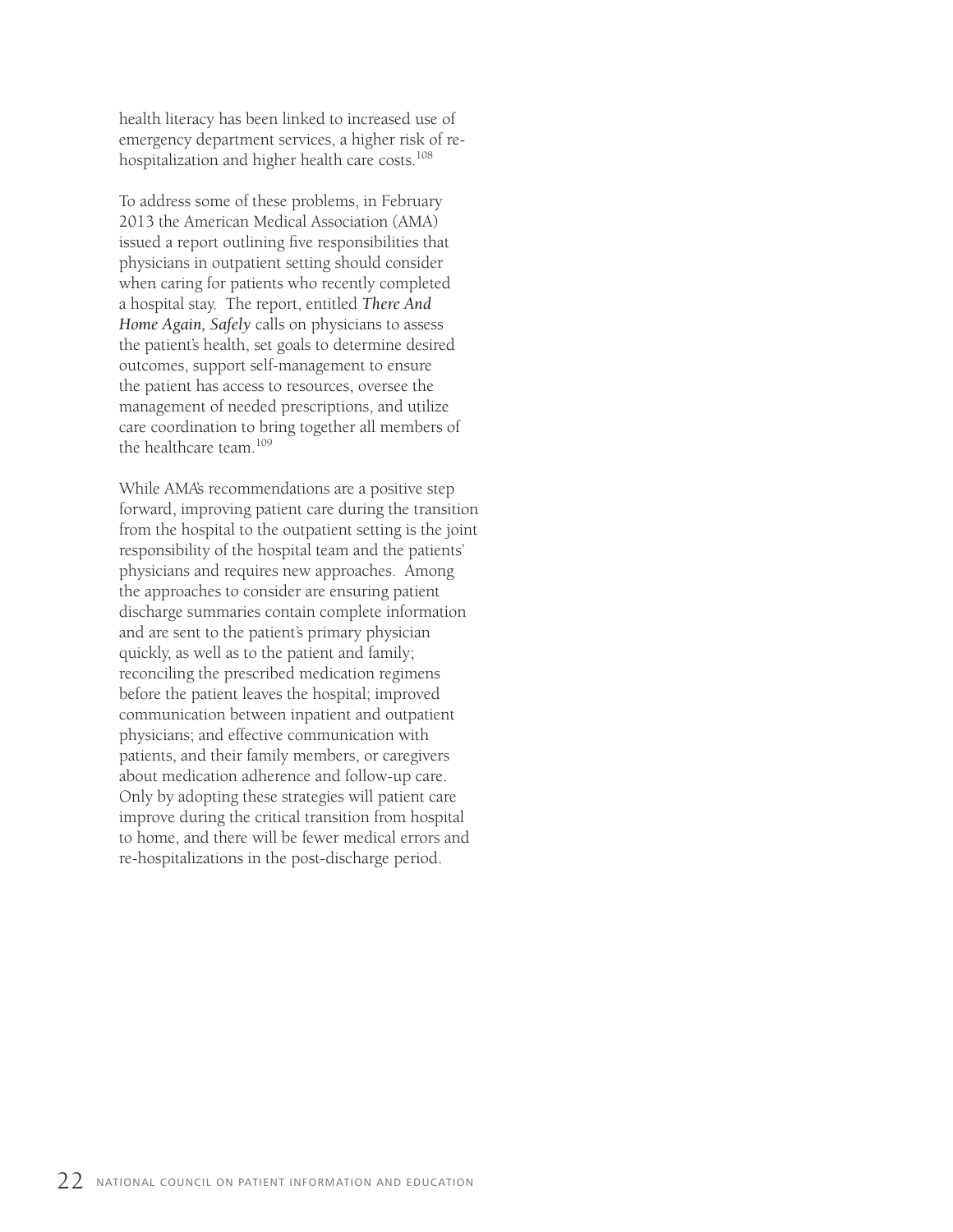health literacy has been linked to increased use of emergency department services, a higher risk of re-hospitalization and higher health care costs.[108]

To address some of these problems, in February 2013 the American Medical Association (AMA) issued a report outlining five responsibilities that physicians in outpatient setting should consider when caring for patients who recently completed a hospital stay. The report, entitled ***There And Home Again, Safely*** calls on physicians to assess the patient's health, set goals to determine desired outcomes, support self-management to ensure the patient has access to resources, oversee the management of needed prescriptions, and utilize care coordination to bring together all members of the healthcare team.[109]

While AMA's recommendations are a positive step forward, improving patient care during the transition from the hospital to the outpatient setting is the joint responsibility of the hospital team and the patients' physicians and requires new approaches. Among the approaches to consider are ensuring patient discharge summaries contain complete information and are sent to the patient's primary physician quickly, as well as to the patient and family; reconciling the prescribed medication regimens before the patient leaves the hospital; improved communication between inpatient and outpatient physicians; and effective communication with patients, and their family members, or caregivers about medication adherence and follow-up care. Only by adopting these strategies will patient care improve during the critical transition from hospital to home, and there will be fewer medical errors and re-hospitalizations in the post-discharge period.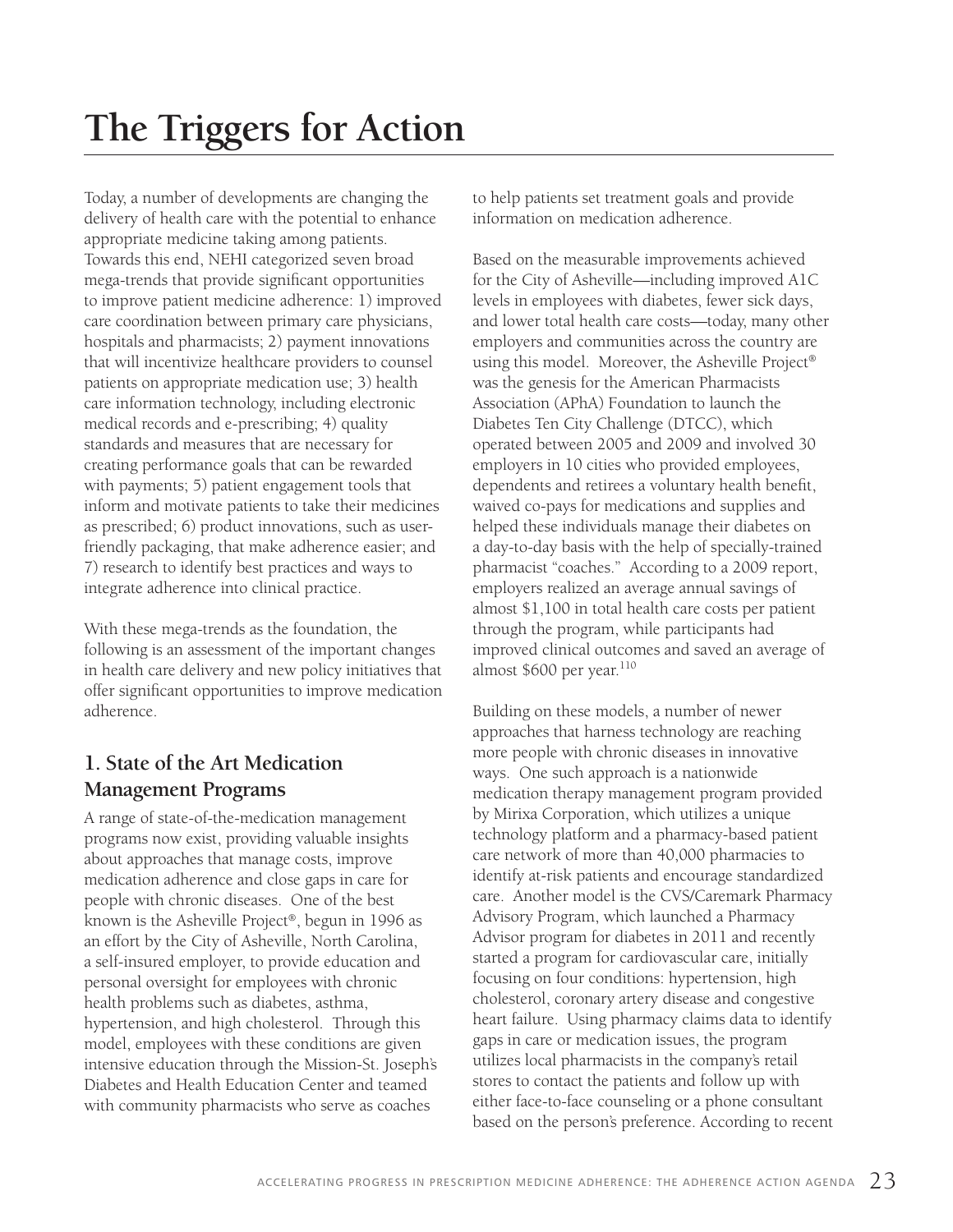# The Triggers for Action

Today, a number of developments are changing the delivery of health care with the potential to enhance appropriate medicine taking among patients. Towards this end, NEHI categorized seven broad mega-trends that provide significant opportunities to improve patient medicine adherence: 1) improved care coordination between primary care physicians, hospitals and pharmacists; 2) payment innovations that will incentivize healthcare providers to counsel patients on appropriate medication use; 3) health care information technology, including electronic medical records and e-prescribing; 4) quality standards and measures that are necessary for creating performance goals that can be rewarded with payments; 5) patient engagement tools that inform and motivate patients to take their medicines as prescribed; 6) product innovations, such as user-friendly packaging, that make adherence easier; and 7) research to identify best practices and ways to integrate adherence into clinical practice.

With these mega-trends as the foundation, the following is an assessment of the important changes in health care delivery and new policy initiatives that offer significant opportunities to improve medication adherence.

## 1. State of the Art Medication Management Programs

A range of state-of-the-medication management programs now exist, providing valuable insights about approaches that manage costs, improve medication adherence and close gaps in care for people with chronic diseases. One of the best known is the Asheville Project®, begun in 1996 as an effort by the City of Asheville, North Carolina, a self-insured employer, to provide education and personal oversight for employees with chronic health problems such as diabetes, asthma, hypertension, and high cholesterol. Through this model, employees with these conditions are given intensive education through the Mission-St. Joseph's Diabetes and Health Education Center and teamed with community pharmacists who serve as coaches to help patients set treatment goals and provide information on medication adherence.

Based on the measurable improvements achieved for the City of Asheville—including improved A1C levels in employees with diabetes, fewer sick days, and lower total health care costs—today, many other employers and communities across the country are using this model. Moreover, the Asheville Project® was the genesis for the American Pharmacists Association (APhA) Foundation to launch the Diabetes Ten City Challenge (DTCC), which operated between 2005 and 2009 and involved 30 employers in 10 cities who provided employees, dependents and retirees a voluntary health benefit, waived co-pays for medications and supplies and helped these individuals manage their diabetes on a day-to-day basis with the help of specially-trained pharmacist "coaches." According to a 2009 report, employers realized an average annual savings of almost $1,100 in total health care costs per patient through the program, while participants had improved clinical outcomes and saved an average of almost $600 per year.[110]

Building on these models, a number of newer approaches that harness technology are reaching more people with chronic diseases in innovative ways. One such approach is a nationwide medication therapy management program provided by Mirixa Corporation, which utilizes a unique technology platform and a pharmacy-based patient care network of more than 40,000 pharmacies to identify at-risk patients and encourage standardized care. Another model is the CVS/Caremark Pharmacy Advisory Program, which launched a Pharmacy Advisor program for diabetes in 2011 and recently started a program for cardiovascular care, initially focusing on four conditions: hypertension, high cholesterol, coronary artery disease and congestive heart failure. Using pharmacy claims data to identify gaps in care or medication issues, the program utilizes local pharmacists in the company's retail stores to contact the patients and follow up with either face-to-face counseling or a phone consultant based on the person's preference. According to recent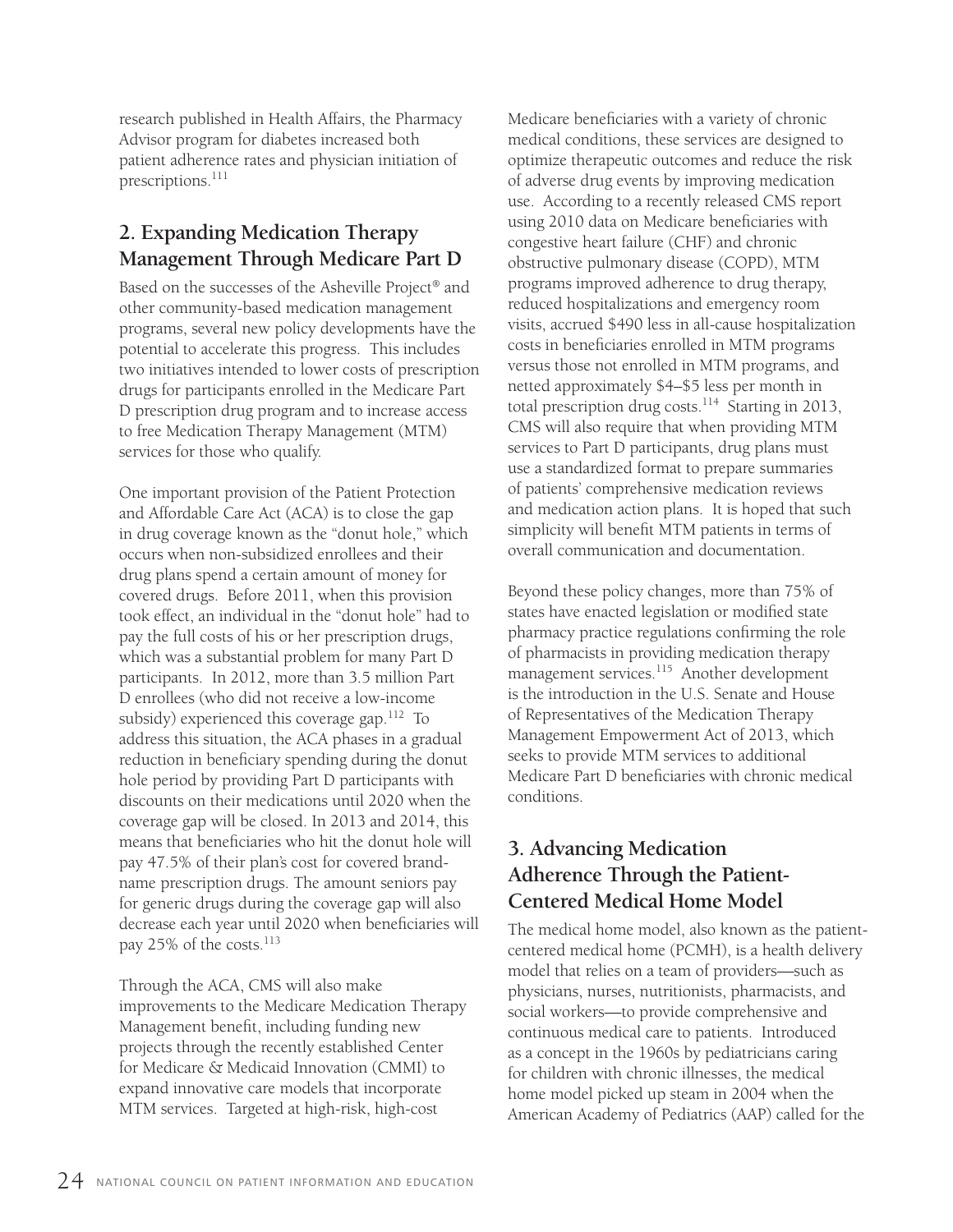research published in Health Affairs, the Pharmacy Advisor program for diabetes increased both patient adherence rates and physician initiation of prescriptions.[111]

## 2. Expanding Medication Therapy Management Through Medicare Part D

Based on the successes of the Asheville Project® and other community-based medication management programs, several new policy developments have the potential to accelerate this progress. This includes two initiatives intended to lower costs of prescription drugs for participants enrolled in the Medicare Part D prescription drug program and to increase access to free Medication Therapy Management (MTM) services for those who qualify.

One important provision of the Patient Protection and Affordable Care Act (ACA) is to close the gap in drug coverage known as the "donut hole," which occurs when non-subsidized enrollees and their drug plans spend a certain amount of money for covered drugs. Before 2011, when this provision took effect, an individual in the "donut hole" had to pay the full costs of his or her prescription drugs, which was a substantial problem for many Part D participants. In 2012, more than 3.5 million Part D enrollees (who did not receive a low-income subsidy) experienced this coverage gap.[112] To address this situation, the ACA phases in a gradual reduction in beneficiary spending during the donut hole period by providing Part D participants with discounts on their medications until 2020 when the coverage gap will be closed. In 2013 and 2014, this means that beneficiaries who hit the donut hole will pay 47.5% of their plan's cost for covered brand-name prescription drugs. The amount seniors pay for generic drugs during the coverage gap will also decrease each year until 2020 when beneficiaries will pay 25% of the costs.[113]

Through the ACA, CMS will also make improvements to the Medicare Medication Therapy Management benefit, including funding new projects through the recently established Center for Medicare & Medicaid Innovation (CMMI) to expand innovative care models that incorporate MTM services. Targeted at high-risk, high-cost Medicare beneficiaries with a variety of chronic medical conditions, these services are designed to optimize therapeutic outcomes and reduce the risk of adverse drug events by improving medication use. According to a recently released CMS report using 2010 data on Medicare beneficiaries with congestive heart failure (CHF) and chronic obstructive pulmonary disease (COPD), MTM programs improved adherence to drug therapy, reduced hospitalizations and emergency room visits, accrued $490 less in all-cause hospitalization costs in beneficiaries enrolled in MTM programs versus those not enrolled in MTM programs, and netted approximately $4–$5 less per month in total prescription drug costs.[114] Starting in 2013, CMS will also require that when providing MTM services to Part D participants, drug plans must use a standardized format to prepare summaries of patients' comprehensive medication reviews and medication action plans. It is hoped that such simplicity will benefit MTM patients in terms of overall communication and documentation.

Beyond these policy changes, more than 75% of states have enacted legislation or modified state pharmacy practice regulations confirming the role of pharmacists in providing medication therapy management services.[115] Another development is the introduction in the U.S. Senate and House of Representatives of the Medication Therapy Management Empowerment Act of 2013, which seeks to provide MTM services to additional Medicare Part D beneficiaries with chronic medical conditions.

## 3. Advancing Medication Adherence Through the Patient-Centered Medical Home Model

The medical home model, also known as the patient-centered medical home (PCMH), is a health delivery model that relies on a team of providers—such as physicians, nurses, nutritionists, pharmacists, and social workers—to provide comprehensive and continuous medical care to patients. Introduced as a concept in the 1960s by pediatricians caring for children with chronic illnesses, the medical home model picked up steam in 2004 when the American Academy of Pediatrics (AAP) called for the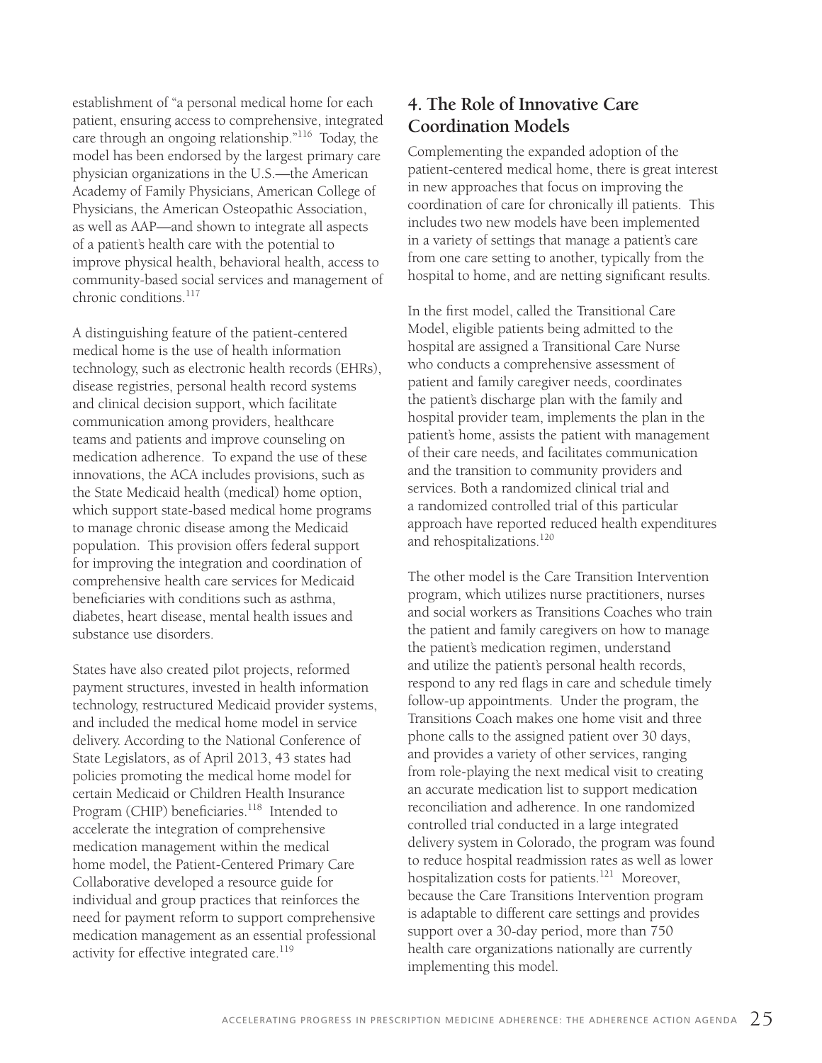establishment of "a personal medical home for each patient, ensuring access to comprehensive, integrated care through an ongoing relationship."[116] Today, the model has been endorsed by the largest primary care physician organizations in the U.S.—the American Academy of Family Physicians, American College of Physicians, the American Osteopathic Association, as well as AAP—and shown to integrate all aspects of a patient's health care with the potential to improve physical health, behavioral health, access to community-based social services and management of chronic conditions.[117]

A distinguishing feature of the patient-centered medical home is the use of health information technology, such as electronic health records (EHRs), disease registries, personal health record systems and clinical decision support, which facilitate communication among providers, healthcare teams and patients and improve counseling on medication adherence. To expand the use of these innovations, the ACA includes provisions, such as the State Medicaid health (medical) home option, which support state-based medical home programs to manage chronic disease among the Medicaid population. This provision offers federal support for improving the integration and coordination of comprehensive health care services for Medicaid beneficiaries with conditions such as asthma, diabetes, heart disease, mental health issues and substance use disorders.

States have also created pilot projects, reformed payment structures, invested in health information technology, restructured Medicaid provider systems, and included the medical home model in service delivery. According to the National Conference of State Legislators, as of April 2013, 43 states had policies promoting the medical home model for certain Medicaid or Children Health Insurance Program (CHIP) beneficiaries.[118] Intended to accelerate the integration of comprehensive medication management within the medical home model, the Patient-Centered Primary Care Collaborative developed a resource guide for individual and group practices that reinforces the need for payment reform to support comprehensive medication management as an essential professional activity for effective integrated care.[119]

## 4. The Role of Innovative Care Coordination Models

Complementing the expanded adoption of the patient-centered medical home, there is great interest in new approaches that focus on improving the coordination of care for chronically ill patients. This includes two new models have been implemented in a variety of settings that manage a patient's care from one care setting to another, typically from the hospital to home, and are netting significant results.

In the first model, called the Transitional Care Model, eligible patients being admitted to the hospital are assigned a Transitional Care Nurse who conducts a comprehensive assessment of patient and family caregiver needs, coordinates the patient's discharge plan with the family and hospital provider team, implements the plan in the patient's home, assists the patient with management of their care needs, and facilitates communication and the transition to community providers and services. Both a randomized clinical trial and a randomized controlled trial of this particular approach have reported reduced health expenditures and rehospitalizations.[120]

The other model is the Care Transition Intervention program, which utilizes nurse practitioners, nurses and social workers as Transitions Coaches who train the patient and family caregivers on how to manage the patient's medication regimen, understand and utilize the patient's personal health records, respond to any red flags in care and schedule timely follow-up appointments. Under the program, the Transitions Coach makes one home visit and three phone calls to the assigned patient over 30 days, and provides a variety of other services, ranging from role-playing the next medical visit to creating an accurate medication list to support medication reconciliation and adherence. In one randomized controlled trial conducted in a large integrated delivery system in Colorado, the program was found to reduce hospital readmission rates as well as lower hospitalization costs for patients.[121] Moreover, because the Care Transitions Intervention program is adaptable to different care settings and provides support over a 30-day period, more than 750 health care organizations nationally are currently implementing this model.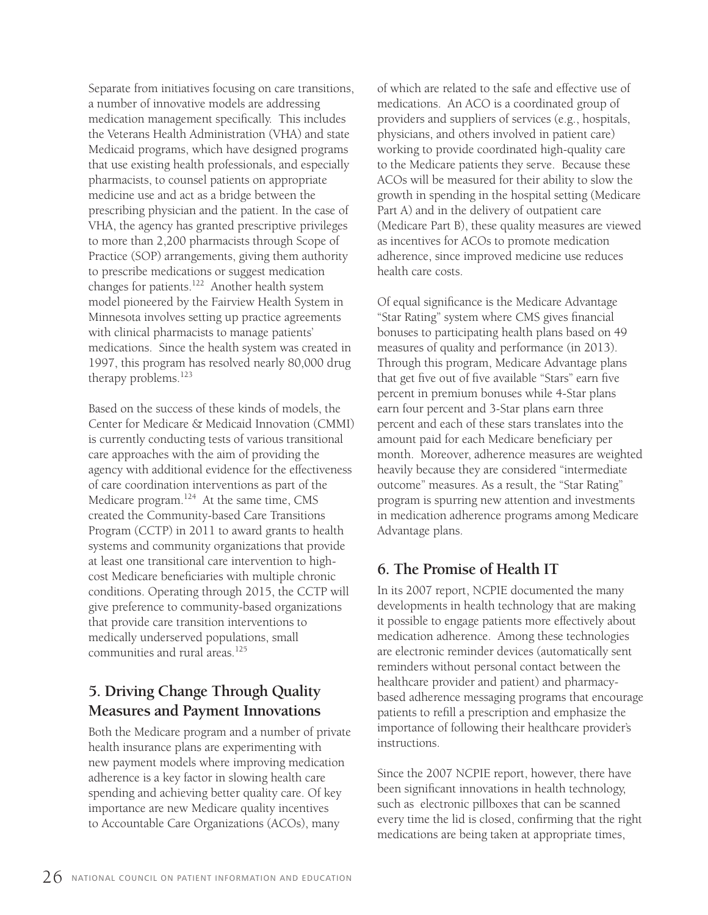Separate from initiatives focusing on care transitions, a number of innovative models are addressing medication management specifically. This includes the Veterans Health Administration (VHA) and state Medicaid programs, which have designed programs that use existing health professionals, and especially pharmacists, to counsel patients on appropriate medicine use and act as a bridge between the prescribing physician and the patient. In the case of VHA, the agency has granted prescriptive privileges to more than 2,200 pharmacists through Scope of Practice (SOP) arrangements, giving them authority to prescribe medications or suggest medication changes for patients.[122] Another health system model pioneered by the Fairview Health System in Minnesota involves setting up practice agreements with clinical pharmacists to manage patients' medications. Since the health system was created in 1997, this program has resolved nearly 80,000 drug therapy problems.[123]

Based on the success of these kinds of models, the Center for Medicare & Medicaid Innovation (CMMI) is currently conducting tests of various transitional care approaches with the aim of providing the agency with additional evidence for the effectiveness of care coordination interventions as part of the Medicare program.[124] At the same time, CMS created the Community-based Care Transitions Program (CCTP) in 2011 to award grants to health systems and community organizations that provide at least one transitional care intervention to high-cost Medicare beneficiaries with multiple chronic conditions. Operating through 2015, the CCTP will give preference to community-based organizations that provide care transition interventions to medically underserved populations, small communities and rural areas.[125]

## 5. Driving Change Through Quality Measures and Payment Innovations

Both the Medicare program and a number of private health insurance plans are experimenting with new payment models where improving medication adherence is a key factor in slowing health care spending and achieving better quality care. Of key importance are new Medicare quality incentives to Accountable Care Organizations (ACOs), many of which are related to the safe and effective use of medications. An ACO is a coordinated group of providers and suppliers of services (e.g., hospitals, physicians, and others involved in patient care) working to provide coordinated high-quality care to the Medicare patients they serve. Because these ACOs will be measured for their ability to slow the growth in spending in the hospital setting (Medicare Part A) and in the delivery of outpatient care (Medicare Part B), these quality measures are viewed as incentives for ACOs to promote medication adherence, since improved medicine use reduces health care costs.

Of equal significance is the Medicare Advantage "Star Rating" system where CMS gives financial bonuses to participating health plans based on 49 measures of quality and performance (in 2013). Through this program, Medicare Advantage plans that get five out of five available "Stars" earn five percent in premium bonuses while 4-Star plans earn four percent and 3-Star plans earn three percent and each of these stars translates into the amount paid for each Medicare beneficiary per month. Moreover, adherence measures are weighted heavily because they are considered "intermediate outcome" measures. As a result, the "Star Rating" program is spurring new attention and investments in medication adherence programs among Medicare Advantage plans.

## 6. The Promise of Health IT

In its 2007 report, NCPIE documented the many developments in health technology that are making it possible to engage patients more effectively about medication adherence. Among these technologies are electronic reminder devices (automatically sent reminders without personal contact between the healthcare provider and patient) and pharmacy-based adherence messaging programs that encourage patients to refill a prescription and emphasize the importance of following their healthcare provider's instructions.

Since the 2007 NCPIE report, however, there have been significant innovations in health technology, such as electronic pillboxes that can be scanned every time the lid is closed, confirming that the right medications are being taken at appropriate times,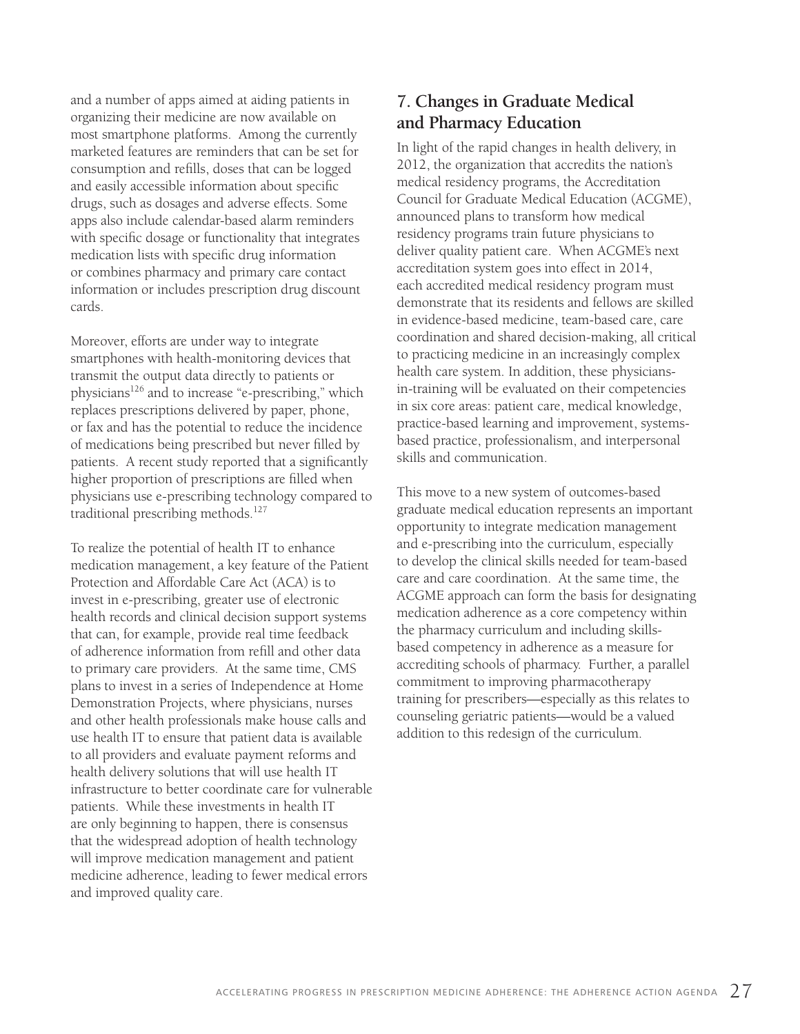and a number of apps aimed at aiding patients in organizing their medicine are now available on most smartphone platforms. Among the currently marketed features are reminders that can be set for consumption and refills, doses that can be logged and easily accessible information about specific drugs, such as dosages and adverse effects. Some apps also include calendar-based alarm reminders with specific dosage or functionality that integrates medication lists with specific drug information or combines pharmacy and primary care contact information or includes prescription drug discount cards.

Moreover, efforts are under way to integrate smartphones with health-monitoring devices that transmit the output data directly to patients or physicians[126] and to increase "e-prescribing," which replaces prescriptions delivered by paper, phone, or fax and has the potential to reduce the incidence of medications being prescribed but never filled by patients. A recent study reported that a significantly higher proportion of prescriptions are filled when physicians use e-prescribing technology compared to traditional prescribing methods.[127]

To realize the potential of health IT to enhance medication management, a key feature of the Patient Protection and Affordable Care Act (ACA) is to invest in e-prescribing, greater use of electronic health records and clinical decision support systems that can, for example, provide real time feedback of adherence information from refill and other data to primary care providers. At the same time, CMS plans to invest in a series of Independence at Home Demonstration Projects, where physicians, nurses and other health professionals make house calls and use health IT to ensure that patient data is available to all providers and evaluate payment reforms and health delivery solutions that will use health IT infrastructure to better coordinate care for vulnerable patients. While these investments in health IT are only beginning to happen, there is consensus that the widespread adoption of health technology will improve medication management and patient medicine adherence, leading to fewer medical errors and improved quality care.

## 7. Changes in Graduate Medical and Pharmacy Education

In light of the rapid changes in health delivery, in 2012, the organization that accredits the nation's medical residency programs, the Accreditation Council for Graduate Medical Education (ACGME), announced plans to transform how medical residency programs train future physicians to deliver quality patient care. When ACGME's next accreditation system goes into effect in 2014, each accredited medical residency program must demonstrate that its residents and fellows are skilled in evidence-based medicine, team-based care, care coordination and shared decision-making, all critical to practicing medicine in an increasingly complex health care system. In addition, these physicians-in-training will be evaluated on their competencies in six core areas: patient care, medical knowledge, practice-based learning and improvement, systems-based practice, professionalism, and interpersonal skills and communication.

This move to a new system of outcomes-based graduate medical education represents an important opportunity to integrate medication management and e-prescribing into the curriculum, especially to develop the clinical skills needed for team-based care and care coordination. At the same time, the ACGME approach can form the basis for designating medication adherence as a core competency within the pharmacy curriculum and including skills-based competency in adherence as a measure for accrediting schools of pharmacy. Further, a parallel commitment to improving pharmacotherapy training for prescribers—especially as this relates to counseling geriatric patients—would be a valued addition to this redesign of the curriculum.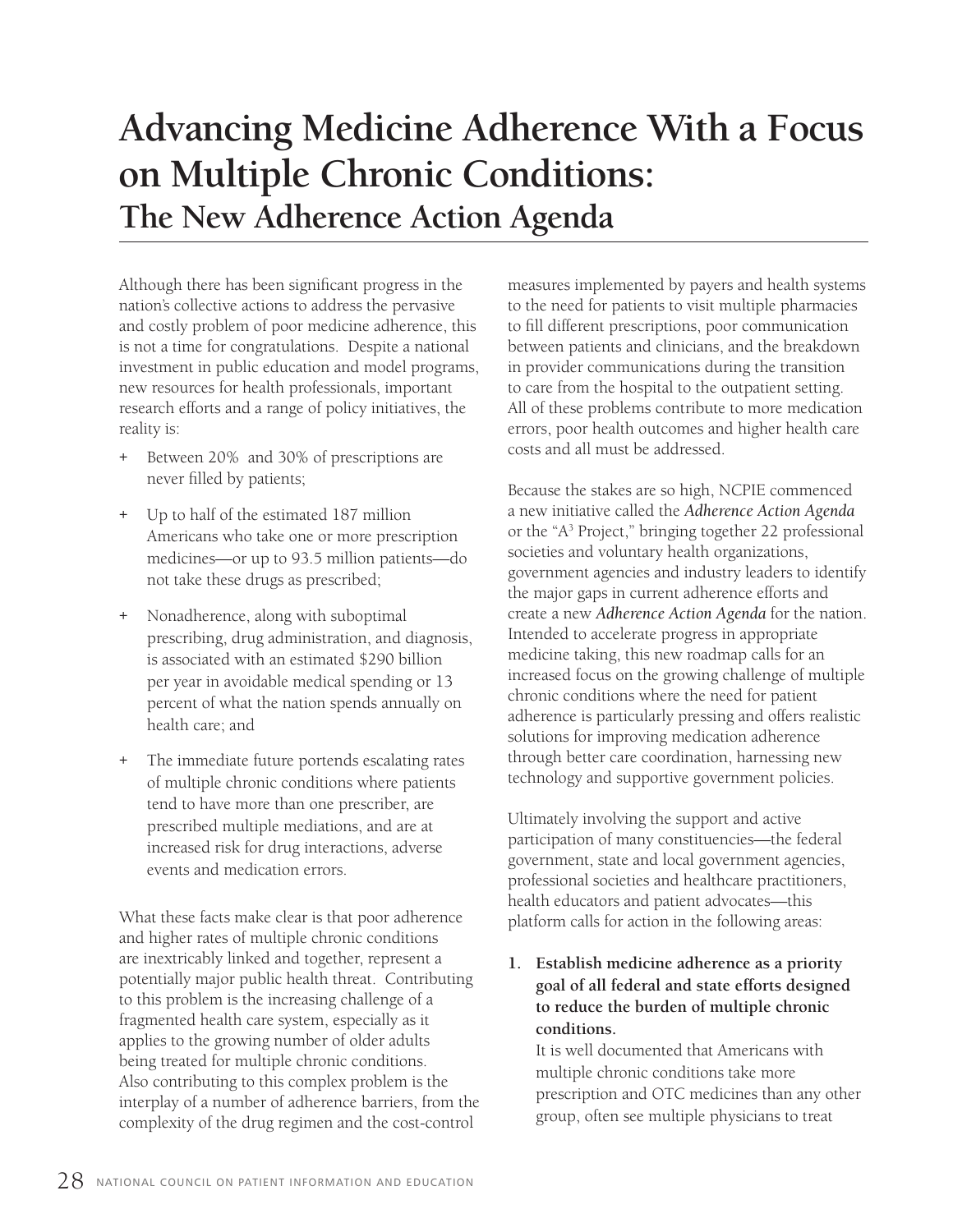// Advancing Medicine Adherence With a Focus on Multiple Chronic Conditions:

## The New Adherence Action Agenda

Although there has been significant progress in the nation's collective actions to address the pervasive and costly problem of poor medicine adherence, this is not a time for congratulations. Despite a national investment in public education and model programs, new resources for health professionals, important research efforts and a range of policy initiatives, the reality is:

+ Between 20% and 30% of prescriptions are never filled by patients;
+ Up to half of the estimated 187 million Americans who take one or more prescription medicines—or up to 93.5 million patients—do not take these drugs as prescribed;
+ Nonadherence, along with suboptimal prescribing, drug administration, and diagnosis, is associated with an estimated $290 billion per year in avoidable medical spending or 13 percent of what the nation spends annually on health care; and
+ The immediate future portends escalating rates of multiple chronic conditions where patients tend to have more than one prescriber, are prescribed multiple mediations, and are at increased risk for drug interactions, adverse events and medication errors.

What these facts make clear is that poor adherence and higher rates of multiple chronic conditions are inextricably linked and together, represent a potentially major public health threat. Contributing to this problem is the increasing challenge of a fragmented health care system, especially as it applies to the growing number of older adults being treated for multiple chronic conditions. Also contributing to this complex problem is the interplay of a number of adherence barriers, from the complexity of the drug regimen and the cost-control measures implemented by payers and health systems to the need for patients to visit multiple pharmacies to fill different prescriptions, poor communication between patients and clinicians, and the breakdown in provider communications during the transition to care from the hospital to the outpatient setting. All of these problems contribute to more medication errors, poor health outcomes and higher health care costs and all must be addressed.

Because the stakes are so high, NCPIE commenced a new initiative called the *Adherence Action Agenda* or the "A³ Project," bringing together 22 professional societies and voluntary health organizations, government agencies and industry leaders to identify the major gaps in current adherence efforts and create a new *Adherence Action Agenda* for the nation. Intended to accelerate progress in appropriate medicine taking, this new roadmap calls for an increased focus on the growing challenge of multiple chronic conditions where the need for patient adherence is particularly pressing and offers realistic solutions for improving medication adherence through better care coordination, harnessing new technology and supportive government policies.

Ultimately involving the support and active participation of many constituencies—the federal government, state and local government agencies, professional societies and healthcare practitioners, health educators and patient advocates—this platform calls for action in the following areas:

1. **Establish medicine adherence as a priority goal of all federal and state efforts designed to reduce the burden of multiple chronic conditions.**

   It is well documented that Americans with multiple chronic conditions take more prescription and OTC medicines than any other group, often see multiple physicians to treat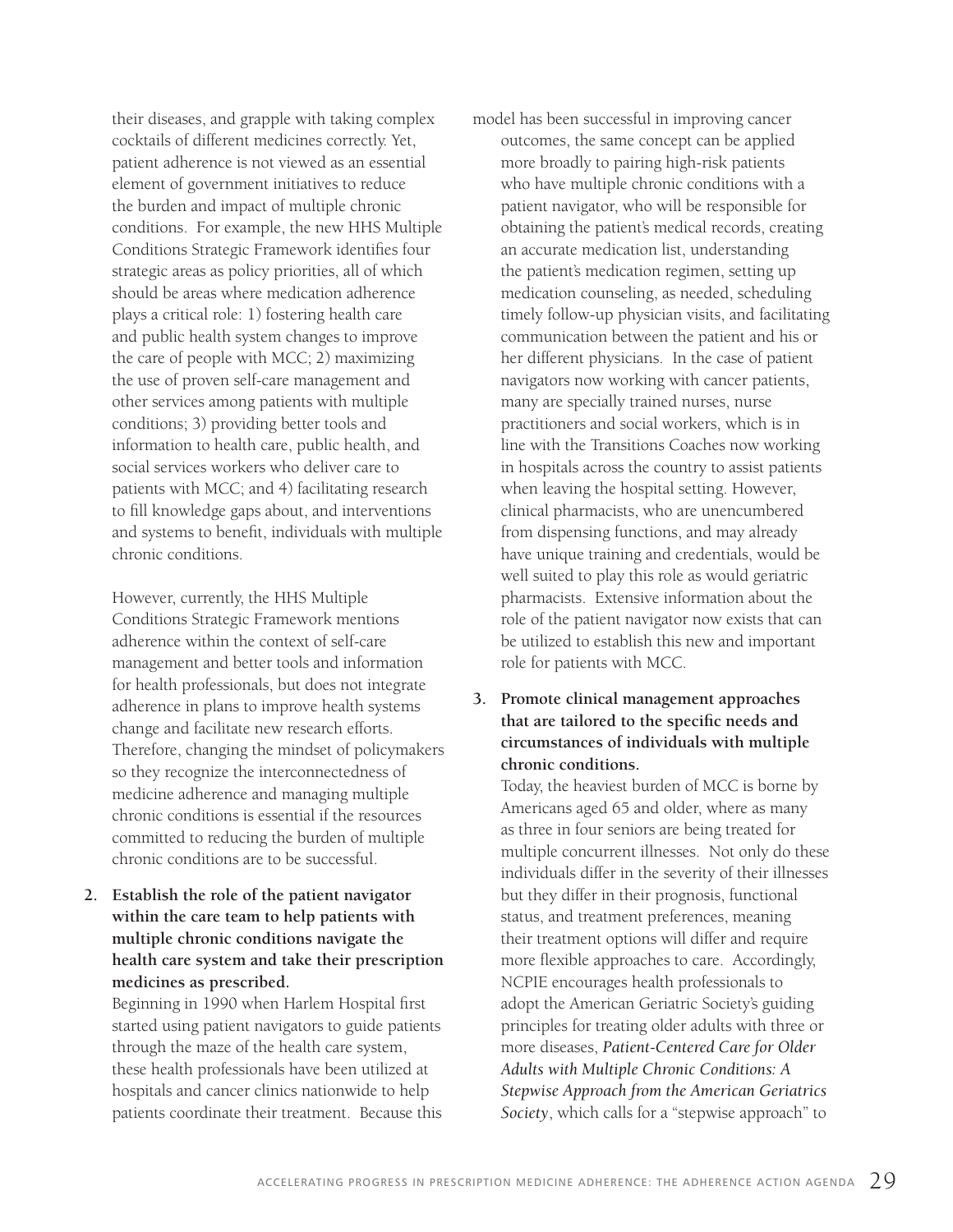their diseases, and grapple with taking complex cocktails of different medicines correctly. Yet, patient adherence is not viewed as an essential element of government initiatives to reduce the burden and impact of multiple chronic conditions. For example, the new HHS Multiple Conditions Strategic Framework identifies four strategic areas as policy priorities, all of which should be areas where medication adherence plays a critical role: 1) fostering health care and public health system changes to improve the care of people with MCC; 2) maximizing the use of proven self-care management and other services among patients with multiple conditions; 3) providing better tools and information to health care, public health, and social services workers who deliver care to patients with MCC; and 4) facilitating research to fill knowledge gaps about, and interventions and systems to benefit, individuals with multiple chronic conditions.

However, currently, the HHS Multiple Conditions Strategic Framework mentions adherence within the context of self-care management and better tools and information for health professionals, but does not integrate adherence in plans to improve health systems change and facilitate new research efforts. Therefore, changing the mindset of policymakers so they recognize the interconnectedness of medicine adherence and managing multiple chronic conditions is essential if the resources committed to reducing the burden of multiple chronic conditions are to be successful.

2. **Establish the role of the patient navigator within the care team to help patients with multiple chronic conditions navigate the health care system and take their prescription medicines as prescribed.**
   Beginning in 1990 when Harlem Hospital first started using patient navigators to guide patients through the maze of the health care system, these health professionals have been utilized at hospitals and cancer clinics nationwide to help patients coordinate their treatment. Because this model has been successful in improving cancer outcomes, the same concept can be applied more broadly to pairing high-risk patients who have multiple chronic conditions with a patient navigator, who will be responsible for obtaining the patient's medical records, creating an accurate medication list, understanding the patient's medication regimen, setting up medication counseling, as needed, scheduling timely follow-up physician visits, and facilitating communication between the patient and his or her different physicians. In the case of patient navigators now working with cancer patients, many are specially trained nurses, nurse practitioners and social workers, which is in line with the Transitions Coaches now working in hospitals across the country to assist patients when leaving the hospital setting. However, clinical pharmacists, who are unencumbered from dispensing functions, and may already have unique training and credentials, would be well suited to play this role as would geriatric pharmacists. Extensive information about the role of the patient navigator now exists that can be utilized to establish this new and important role for patients with MCC.

3. **Promote clinical management approaches that are tailored to the specific needs and circumstances of individuals with multiple chronic conditions.**
   Today, the heaviest burden of MCC is borne by Americans aged 65 and older, where as many as three in four seniors are being treated for multiple concurrent illnesses. Not only do these individuals differ in the severity of their illnesses but they differ in their prognosis, functional status, and treatment preferences, meaning their treatment options will differ and require more flexible approaches to care. Accordingly, NCPIE encourages health professionals to adopt the American Geriatric Society's guiding principles for treating older adults with three or more diseases, *Patient-Centered Care for Older Adults with Multiple Chronic Conditions: A Stepwise Approach from the American Geriatrics Society*, which calls for a "stepwise approach" to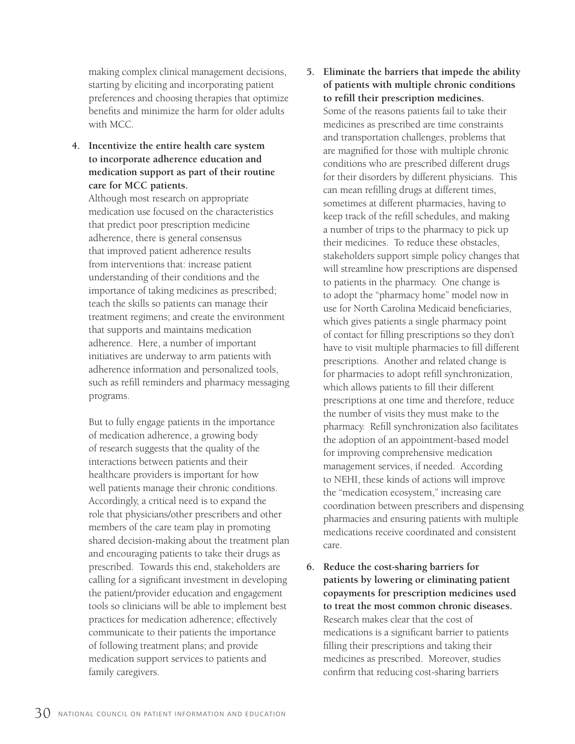making complex clinical management decisions, starting by eliciting and incorporating patient preferences and choosing therapies that optimize benefits and minimize the harm for older adults with MCC.

4. **Incentivize the entire health care system to incorporate adherence education and medication support as part of their routine care for MCC patients.**
   Although most research on appropriate medication use focused on the characteristics that predict poor prescription medicine adherence, there is general consensus that improved patient adherence results from interventions that: increase patient understanding of their conditions and the importance of taking medicines as prescribed; teach the skills so patients can manage their treatment regimens; and create the environment that supports and maintains medication adherence. Here, a number of important initiatives are underway to arm patients with adherence information and personalized tools, such as refill reminders and pharmacy messaging programs.

   But to fully engage patients in the importance of medication adherence, a growing body of research suggests that the quality of the interactions between patients and their healthcare providers is important for how well patients manage their chronic conditions. Accordingly, a critical need is to expand the role that physicians/other prescribers and other members of the care team play in promoting shared decision-making about the treatment plan and encouraging patients to take their drugs as prescribed. Towards this end, stakeholders are calling for a significant investment in developing the patient/provider education and engagement tools so clinicians will be able to implement best practices for medication adherence; effectively communicate to their patients the importance of following treatment plans; and provide medication support services to patients and family caregivers.

5. **Eliminate the barriers that impede the ability of patients with multiple chronic conditions to refill their prescription medicines.**
   Some of the reasons patients fail to take their medicines as prescribed are time constraints and transportation challenges, problems that are magnified for those with multiple chronic conditions who are prescribed different drugs for their disorders by different physicians. This can mean refilling drugs at different times, sometimes at different pharmacies, having to keep track of the refill schedules, and making a number of trips to the pharmacy to pick up their medicines. To reduce these obstacles, stakeholders support simple policy changes that will streamline how prescriptions are dispensed to patients in the pharmacy. One change is to adopt the "pharmacy home" model now in use for North Carolina Medicaid beneficiaries, which gives patients a single pharmacy point of contact for filling prescriptions so they don't have to visit multiple pharmacies to fill different prescriptions. Another and related change is for pharmacies to adopt refill synchronization, which allows patients to fill their different prescriptions at one time and therefore, reduce the number of visits they must make to the pharmacy. Refill synchronization also facilitates the adoption of an appointment-based model for improving comprehensive medication management services, if needed. According to NEHI, these kinds of actions will improve the "medication ecosystem," increasing care coordination between prescribers and dispensing pharmacies and ensuring patients with multiple medications receive coordinated and consistent care.

6. **Reduce the cost-sharing barriers for patients by lowering or eliminating patient copayments for prescription medicines used to treat the most common chronic diseases.**
   Research makes clear that the cost of medications is a significant barrier to patients filling their prescriptions and taking their medicines as prescribed. Moreover, studies confirm that reducing cost-sharing barriers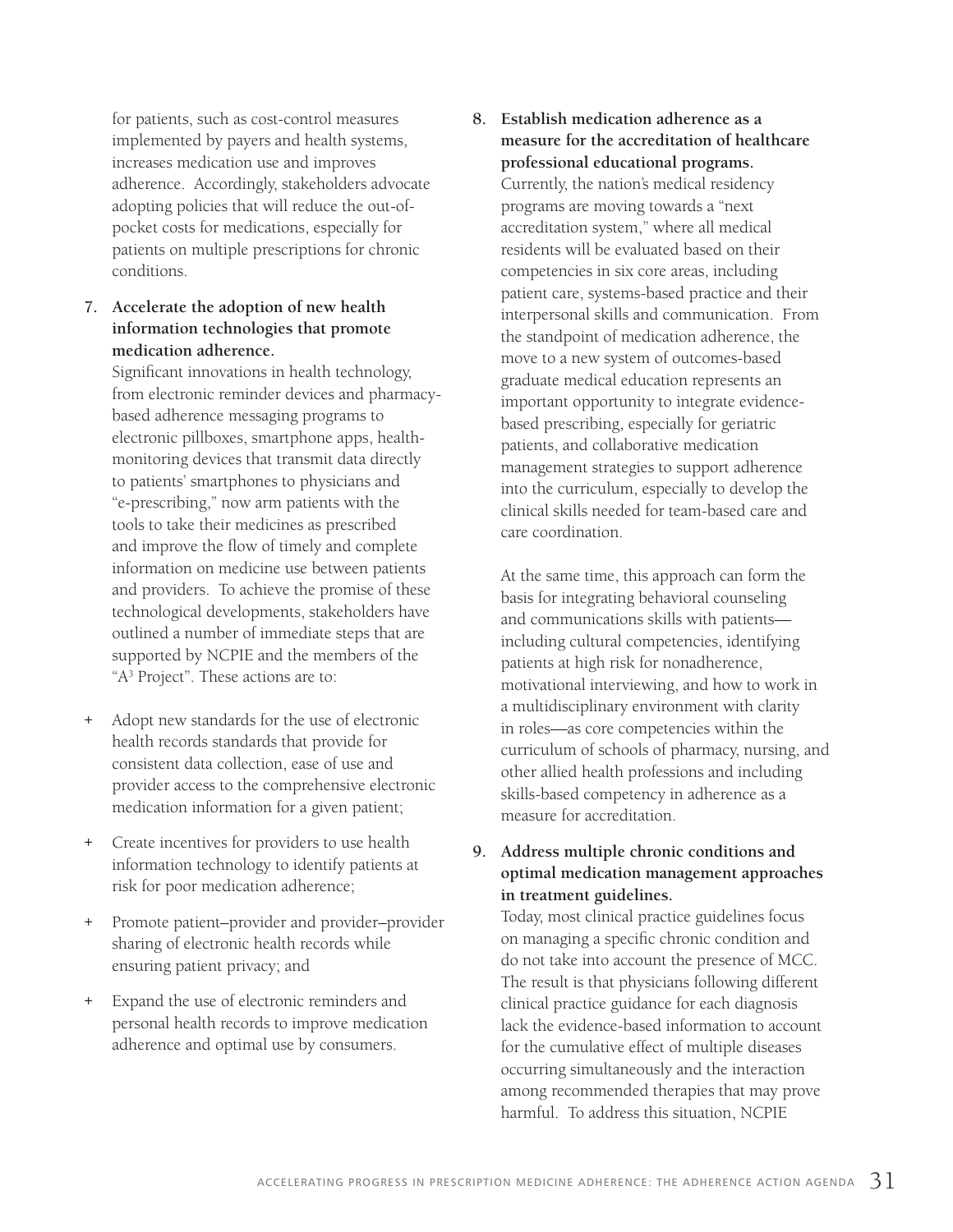for patients, such as cost-control measures implemented by payers and health systems, increases medication use and improves adherence. Accordingly, stakeholders advocate adopting policies that will reduce the out-of-pocket costs for medications, especially for patients on multiple prescriptions for chronic conditions.

7. **Accelerate the adoption of new health information technologies that promote medication adherence.**
   Significant innovations in health technology, from electronic reminder devices and pharmacy-based adherence messaging programs to electronic pillboxes, smartphone apps, health-monitoring devices that transmit data directly to patients' smartphones to physicians and "e-prescribing," now arm patients with the tools to take their medicines as prescribed and improve the flow of timely and complete information on medicine use between patients and providers. To achieve the promise of these technological developments, stakeholders have outlined a number of immediate steps that are supported by NCPIE and the members of the "A³ Project". These actions are to:

+ Adopt new standards for the use of electronic health records standards that provide for consistent data collection, ease of use and provider access to the comprehensive electronic medication information for a given patient;

+ Create incentives for providers to use health information technology to identify patients at risk for poor medication adherence;

+ Promote patient–provider and provider–provider sharing of electronic health records while ensuring patient privacy; and

+ Expand the use of electronic reminders and personal health records to improve medication adherence and optimal use by consumers.

8. **Establish medication adherence as a measure for the accreditation of healthcare professional educational programs.**
   Currently, the nation's medical residency programs are moving towards a "next accreditation system," where all medical residents will be evaluated based on their competencies in six core areas, including patient care, systems-based practice and their interpersonal skills and communication. From the standpoint of medication adherence, the move to a new system of outcomes-based graduate medical education represents an important opportunity to integrate evidence-based prescribing, especially for geriatric patients, and collaborative medication management strategies to support adherence into the curriculum, especially to develop the clinical skills needed for team-based care and care coordination.

   At the same time, this approach can form the basis for integrating behavioral counseling and communications skills with patients—including cultural competencies, identifying patients at high risk for nonadherence, motivational interviewing, and how to work in a multidisciplinary environment with clarity in roles—as core competencies within the curriculum of schools of pharmacy, nursing, and other allied health professions and including skills-based competency in adherence as a measure for accreditation.

9. **Address multiple chronic conditions and optimal medication management approaches in treatment guidelines.**
   Today, most clinical practice guidelines focus on managing a specific chronic condition and do not take into account the presence of MCC. The result is that physicians following different clinical practice guidance for each diagnosis lack the evidence-based information to account for the cumulative effect of multiple diseases occurring simultaneously and the interaction among recommended therapies that may prove harmful. To address this situation, NCPIE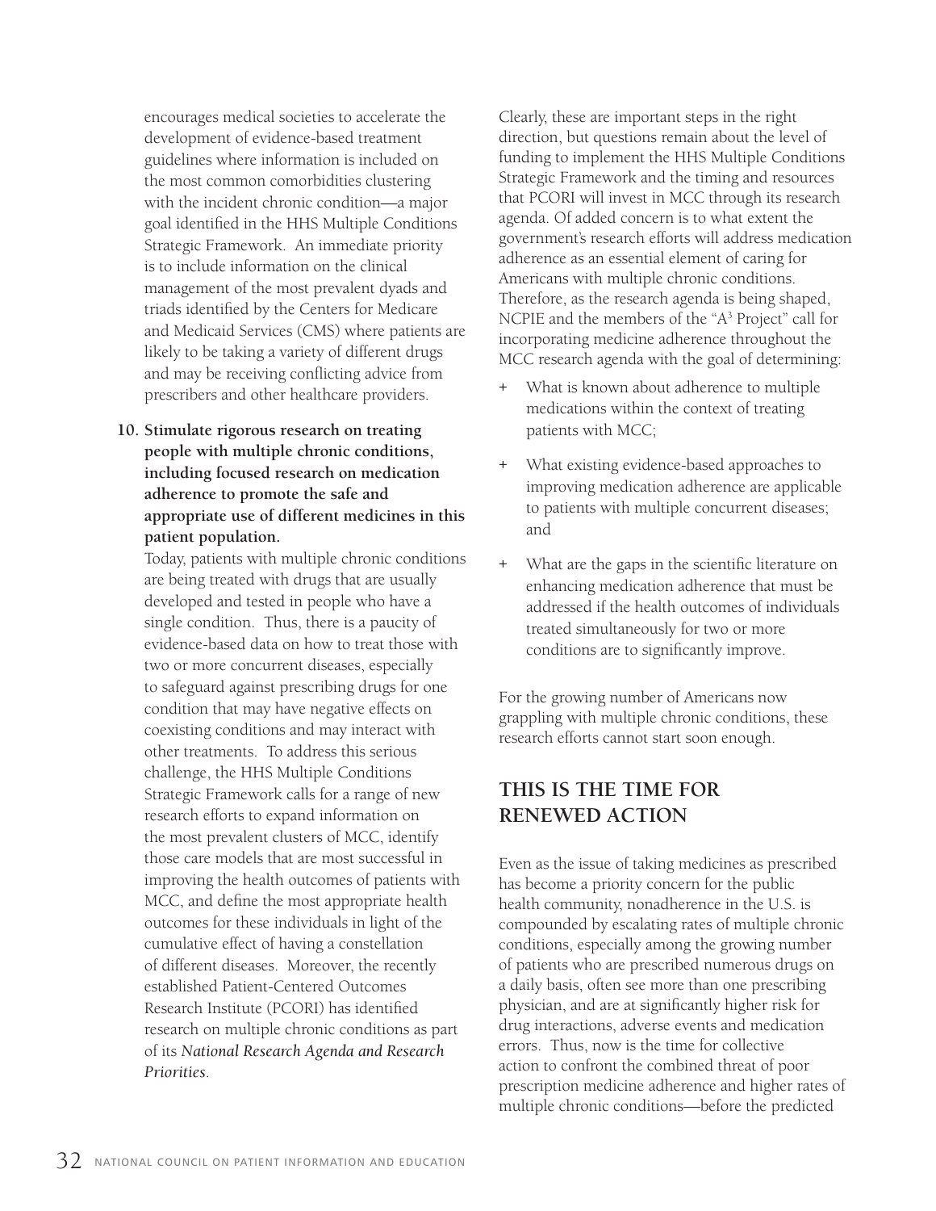encourages medical societies to accelerate the development of evidence-based treatment guidelines where information is included on the most common comorbidities clustering with the incident chronic condition—a major goal identified in the HHS Multiple Conditions Strategic Framework. An immediate priority is to include information on the clinical management of the most prevalent dyads and triads identified by the Centers for Medicare and Medicaid Services (CMS) where patients are likely to be taking a variety of different drugs and may be receiving conflicting advice from prescribers and other healthcare providers.

10. **Stimulate rigorous research on treating people with multiple chronic conditions, including focused research on medication adherence to promote the safe and appropriate use of different medicines in this patient population.**

    Today, patients with multiple chronic conditions are being treated with drugs that are usually developed and tested in people who have a single condition. Thus, there is a paucity of evidence-based data on how to treat those with two or more concurrent diseases, especially to safeguard against prescribing drugs for one condition that may have negative effects on coexisting conditions and may interact with other treatments. To address this serious challenge, the HHS Multiple Conditions Strategic Framework calls for a range of new research efforts to expand information on the most prevalent clusters of MCC, identify those care models that are most successful in improving the health outcomes of patients with MCC, and define the most appropriate health outcomes for these individuals in light of the cumulative effect of having a constellation of different diseases. Moreover, the recently established Patient-Centered Outcomes Research Institute (PCORI) has identified research on multiple chronic conditions as part of its *National Research Agenda and Research Priorities*.

Clearly, these are important steps in the right direction, but questions remain about the level of funding to implement the HHS Multiple Conditions Strategic Framework and the timing and resources that PCORI will invest in MCC through its research agenda. Of added concern is to what extent the government's research efforts will address medication adherence as an essential element of caring for Americans with multiple chronic conditions. Therefore, as the research agenda is being shaped, NCPIE and the members of the "A³ Project" call for incorporating medicine adherence throughout the MCC research agenda with the goal of determining:

+ What is known about adherence to multiple medications within the context of treating patients with MCC;
+ What existing evidence-based approaches to improving medication adherence are applicable to patients with multiple concurrent diseases; and
+ What are the gaps in the scientific literature on enhancing medication adherence that must be addressed if the health outcomes of individuals treated simultaneously for two or more conditions are to significantly improve.

For the growing number of Americans now grappling with multiple chronic conditions, these research efforts cannot start soon enough.

## THIS IS THE TIME FOR RENEWED ACTION

Even as the issue of taking medicines as prescribed has become a priority concern for the public health community, nonadherence in the U.S. is compounded by escalating rates of multiple chronic conditions, especially among the growing number of patients who are prescribed numerous drugs on a daily basis, often see more than one prescribing physician, and are at significantly higher risk for drug interactions, adverse events and medication errors. Thus, now is the time for collective action to confront the combined threat of poor prescription medicine adherence and higher rates of multiple chronic conditions—before the predicted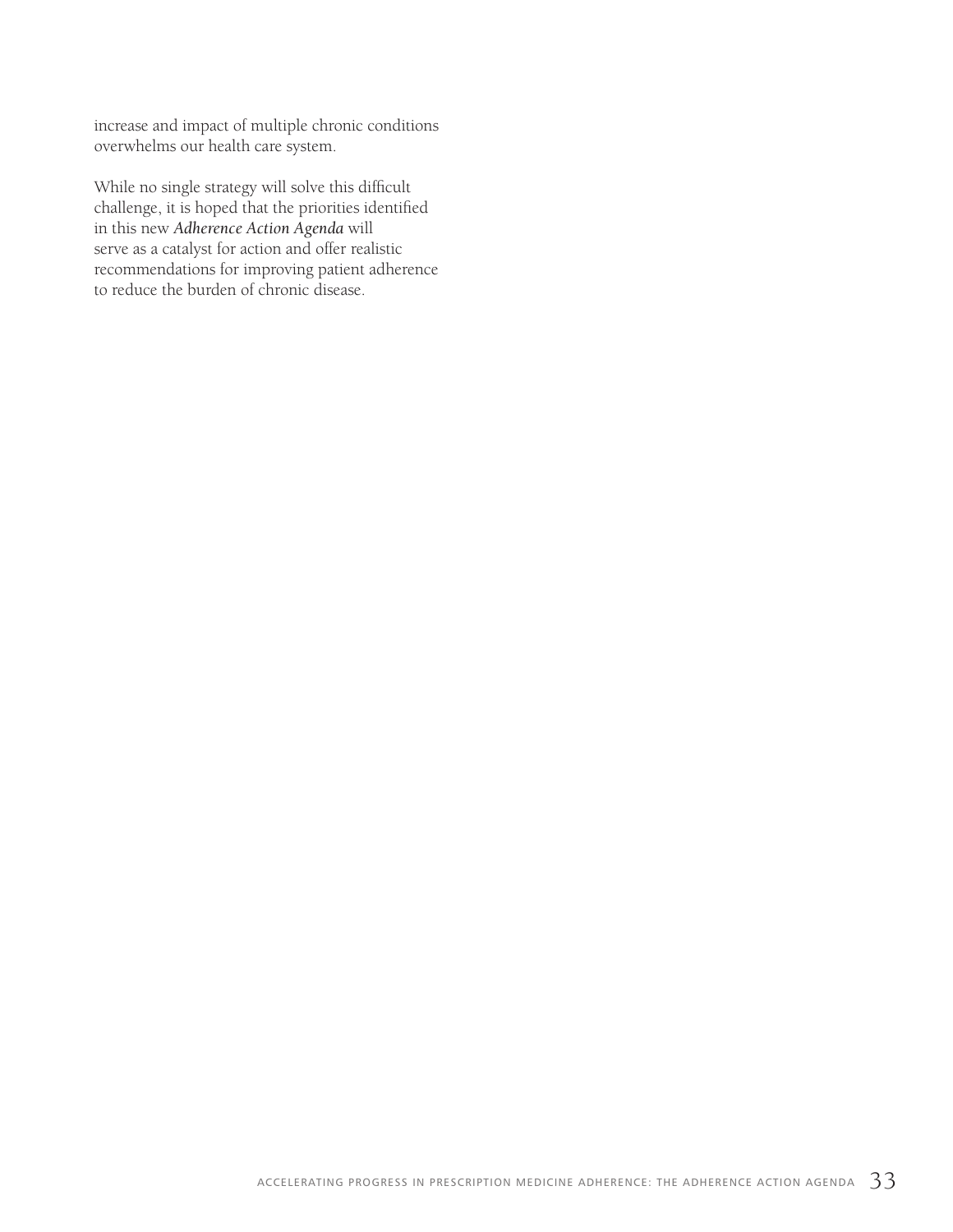increase and impact of multiple chronic conditions overwhelms our health care system.

While no single strategy will solve this difficult challenge, it is hoped that the priorities identified in this new *Adherence Action Agenda* will serve as a catalyst for action and offer realistic recommendations for improving patient adherence to reduce the burden of chronic disease.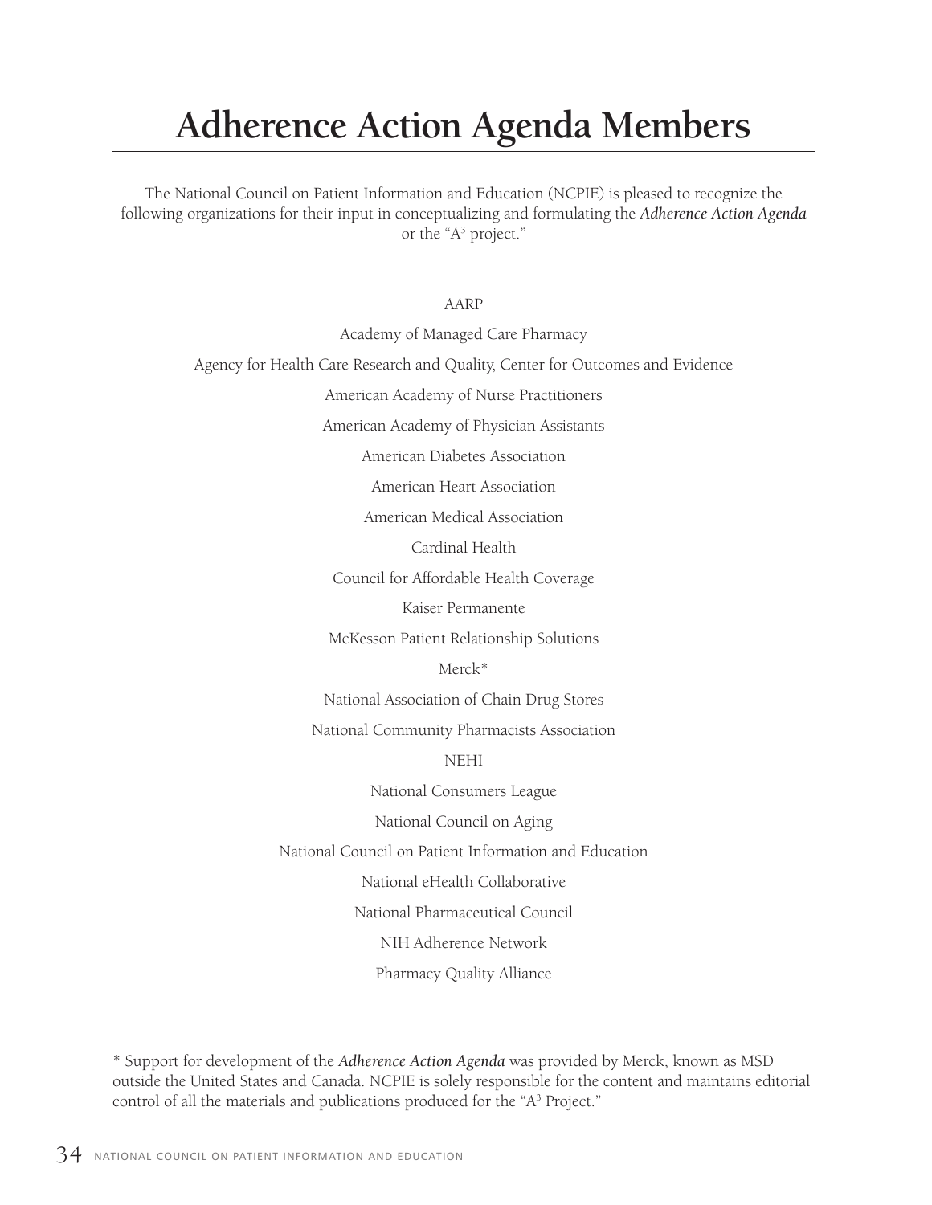# Adherence Action Agenda Members

The National Council on Patient Information and Education (NCPIE) is pleased to recognize the following organizations for their input in conceptualizing and formulating the *Adherence Action Agenda* or the "A$^3$ project."

AARP

Academy of Managed Care Pharmacy

Agency for Health Care Research and Quality, Center for Outcomes and Evidence

American Academy of Nurse Practitioners

American Academy of Physician Assistants

American Diabetes Association

American Heart Association

American Medical Association

Cardinal Health

Council for Affordable Health Coverage

Kaiser Permanente

McKesson Patient Relationship Solutions

Merck*

National Association of Chain Drug Stores

National Community Pharmacists Association

NEHI

National Consumers League

National Council on Aging

National Council on Patient Information and Education

National eHealth Collaborative

National Pharmaceutical Council

NIH Adherence Network

Pharmacy Quality Alliance

* Support for development of the *Adherence Action Agenda* was provided by Merck, known as MSD outside the United States and Canada. NCPIE is solely responsible for the content and maintains editorial control of all the materials and publications produced for the "A$^3$ Project."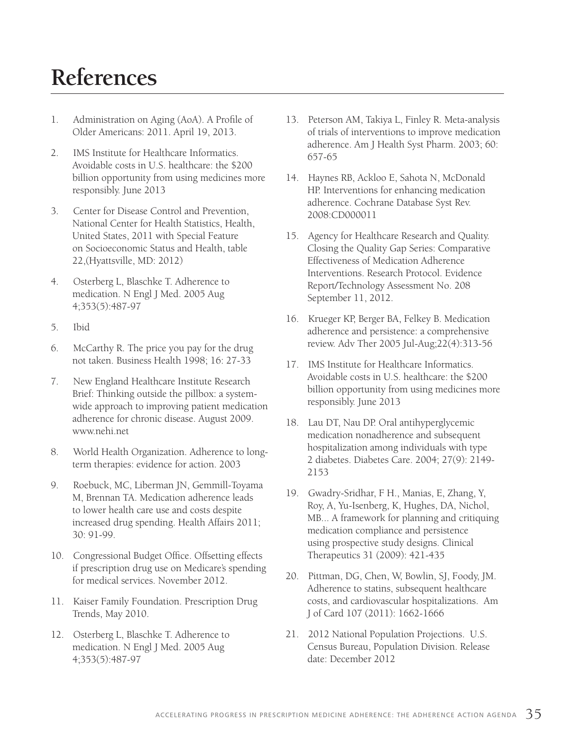# References

1. Administration on Aging (AoA). A Profile of Older Americans: 2011. April 19, 2013.
2. IMS Institute for Healthcare Informatics. Avoidable costs in U.S. healthcare: the $200 billion opportunity from using medicines more responsibly. June 2013
3. Center for Disease Control and Prevention, National Center for Health Statistics, Health, United States, 2011 with Special Feature on Socioeconomic Status and Health, table 22,(Hyattsville, MD: 2012)
4. Osterberg L, Blaschke T. Adherence to medication. N Engl J Med. 2005 Aug 4;353(5):487-97
5. Ibid
6. McCarthy R. The price you pay for the drug not taken. Business Health 1998; 16: 27-33
7. New England Healthcare Institute Research Brief: Thinking outside the pillbox: a system-wide approach to improving patient medication adherence for chronic disease. August 2009. www.nehi.net
8. World Health Organization. Adherence to long-term therapies: evidence for action. 2003
9. Roebuck, MC, Liberman JN, Gemmill-Toyama M, Brennan TA. Medication adherence leads to lower health care use and costs despite increased drug spending. Health Affairs 2011; 30: 91-99.
10. Congressional Budget Office. Offsetting effects if prescription drug use on Medicare's spending for medical services. November 2012.
11. Kaiser Family Foundation. Prescription Drug Trends, May 2010.
12. Osterberg L, Blaschke T. Adherence to medication. N Engl J Med. 2005 Aug 4;353(5):487-97
13. Peterson AM, Takiya L, Finley R. Meta-analysis of trials of interventions to improve medication adherence. Am J Health Syst Pharm. 2003; 60: 657-65
14. Haynes RB, Ackloo E, Sahota N, McDonald HP. Interventions for enhancing medication adherence. Cochrane Database Syst Rev. 2008:CD000011
15. Agency for Healthcare Research and Quality. Closing the Quality Gap Series: Comparative Effectiveness of Medication Adherence Interventions. Research Protocol. Evidence Report/Technology Assessment No. 208 September 11, 2012.
16. Krueger KP, Berger BA, Felkey B. Medication adherence and persistence: a comprehensive review. Adv Ther 2005 Jul-Aug;22(4):313-56
17. IMS Institute for Healthcare Informatics. Avoidable costs in U.S. healthcare: the $200 billion opportunity from using medicines more responsibly. June 2013
18. Lau DT, Nau DP. Oral antihyperglycemic medication nonadherence and subsequent hospitalization among individuals with type 2 diabetes. Diabetes Care. 2004; 27(9): 2149-2153
19. Gwadry-Sridhar, F H., Manias, E, Zhang, Y, Roy, A, Yu-Isenberg, K, Hughes, DA, Nichol, MB... A framework for planning and critiquing medication compliance and persistence using prospective study designs. Clinical Therapeutics 31 (2009): 421-435
20. Pittman, DG, Chen, W, Bowlin, SJ, Foody, JM. Adherence to statins, subsequent healthcare costs, and cardiovascular hospitalizations. Am J of Card 107 (2011): 1662-1666
21. 2012 National Population Projections. U.S. Census Bureau, Population Division. Release date: December 2012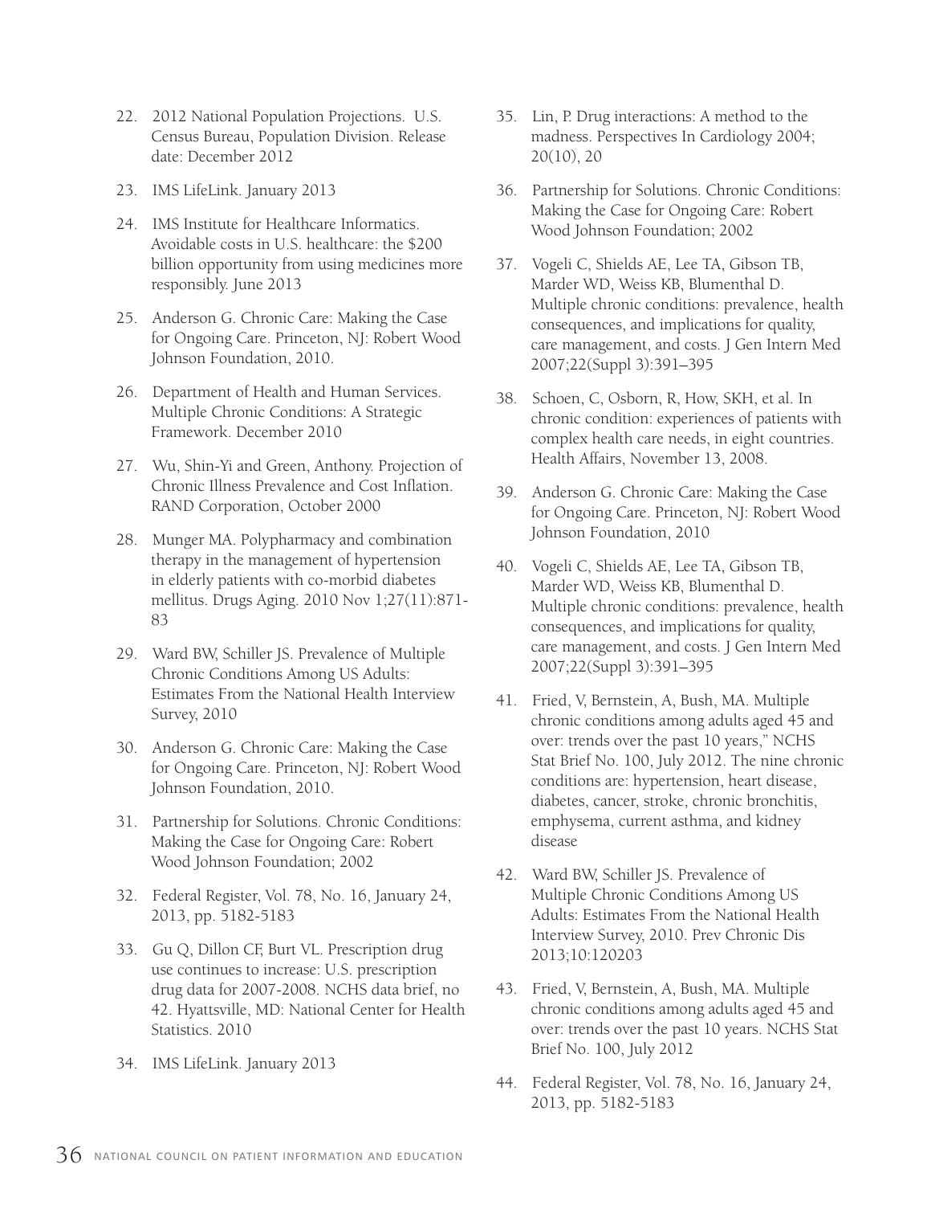22. 2012 National Population Projections. U.S. Census Bureau, Population Division. Release date: December 2012

23. IMS LifeLink. January 2013

24. IMS Institute for Healthcare Informatics. Avoidable costs in U.S. healthcare: the $200 billion opportunity from using medicines more responsibly. June 2013

25. Anderson G. Chronic Care: Making the Case for Ongoing Care. Princeton, NJ: Robert Wood Johnson Foundation, 2010.

26. Department of Health and Human Services. Multiple Chronic Conditions: A Strategic Framework. December 2010

27. Wu, Shin-Yi and Green, Anthony. Projection of Chronic Illness Prevalence and Cost Inflation. RAND Corporation, October 2000

28. Munger MA. Polypharmacy and combination therapy in the management of hypertension in elderly patients with co-morbid diabetes mellitus. Drugs Aging. 2010 Nov 1;27(11):871-83

29. Ward BW, Schiller JS. Prevalence of Multiple Chronic Conditions Among US Adults: Estimates From the National Health Interview Survey, 2010

30. Anderson G. Chronic Care: Making the Case for Ongoing Care. Princeton, NJ: Robert Wood Johnson Foundation, 2010.

31. Partnership for Solutions. Chronic Conditions: Making the Case for Ongoing Care: Robert Wood Johnson Foundation; 2002

32. Federal Register, Vol. 78, No. 16, January 24, 2013, pp. 5182-5183

33. Gu Q, Dillon CF, Burt VL. Prescription drug use continues to increase: U.S. prescription drug data for 2007-2008. NCHS data brief, no 42. Hyattsville, MD: National Center for Health Statistics. 2010

34. IMS LifeLink. January 2013

35. Lin, P. Drug interactions: A method to the madness. Perspectives In Cardiology 2004; 20(10), 20

36. Partnership for Solutions. Chronic Conditions: Making the Case for Ongoing Care: Robert Wood Johnson Foundation; 2002

37. Vogeli C, Shields AE, Lee TA, Gibson TB, Marder WD, Weiss KB, Blumenthal D. Multiple chronic conditions: prevalence, health consequences, and implications for quality, care management, and costs. J Gen Intern Med 2007;22(Suppl 3):391–395

38. Schoen, C, Osborn, R, How, SKH, et al. In chronic condition: experiences of patients with complex health care needs, in eight countries. Health Affairs, November 13, 2008.

39. Anderson G. Chronic Care: Making the Case for Ongoing Care. Princeton, NJ: Robert Wood Johnson Foundation, 2010

40. Vogeli C, Shields AE, Lee TA, Gibson TB, Marder WD, Weiss KB, Blumenthal D. Multiple chronic conditions: prevalence, health consequences, and implications for quality, care management, and costs. J Gen Intern Med 2007;22(Suppl 3):391–395

41. Fried, V, Bernstein, A, Bush, MA. Multiple chronic conditions among adults aged 45 and over: trends over the past 10 years," NCHS Stat Brief No. 100, July 2012. The nine chronic conditions are: hypertension, heart disease, diabetes, cancer, stroke, chronic bronchitis, emphysema, current asthma, and kidney disease

42. Ward BW, Schiller JS. Prevalence of Multiple Chronic Conditions Among US Adults: Estimates From the National Health Interview Survey, 2010. Prev Chronic Dis 2013;10:120203

43. Fried, V, Bernstein, A, Bush, MA. Multiple chronic conditions among adults aged 45 and over: trends over the past 10 years. NCHS Stat Brief No. 100, July 2012

44. Federal Register, Vol. 78, No. 16, January 24, 2013, pp. 5182-5183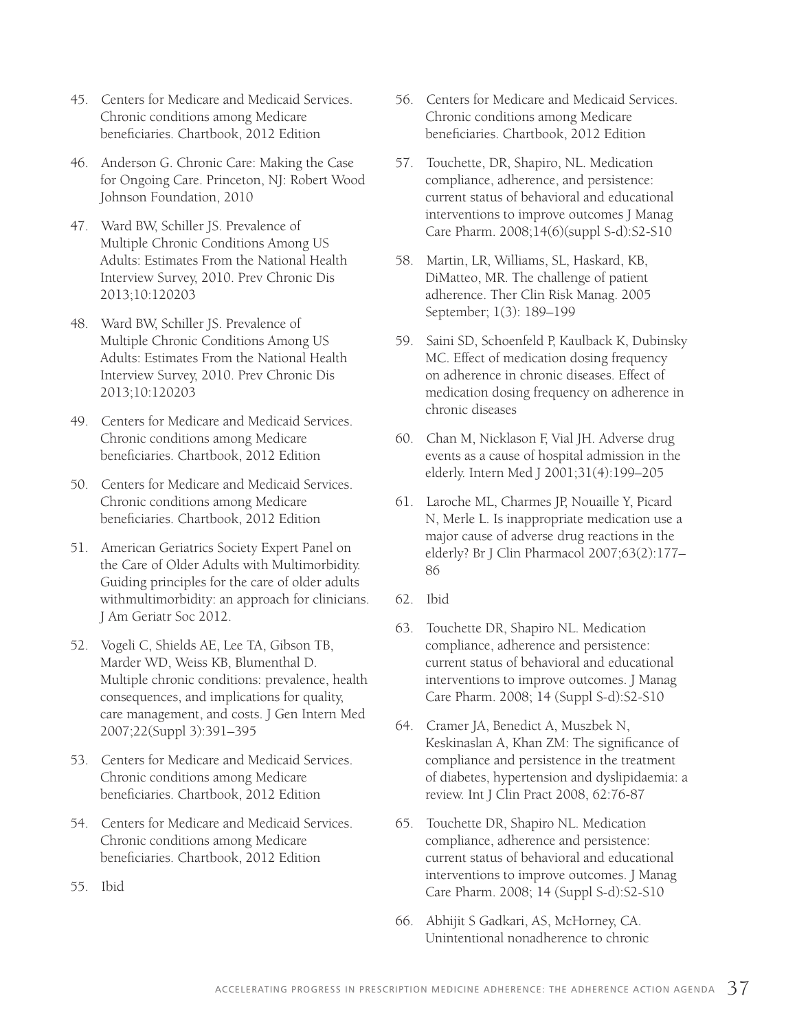45. Centers for Medicare and Medicaid Services. Chronic conditions among Medicare beneficiaries. Chartbook, 2012 Edition

46. Anderson G. Chronic Care: Making the Case for Ongoing Care. Princeton, NJ: Robert Wood Johnson Foundation, 2010

47. Ward BW, Schiller JS. Prevalence of Multiple Chronic Conditions Among US Adults: Estimates From the National Health Interview Survey, 2010. Prev Chronic Dis 2013;10:120203

48. Ward BW, Schiller JS. Prevalence of Multiple Chronic Conditions Among US Adults: Estimates From the National Health Interview Survey, 2010. Prev Chronic Dis 2013;10:120203

49. Centers for Medicare and Medicaid Services. Chronic conditions among Medicare beneficiaries. Chartbook, 2012 Edition

50. Centers for Medicare and Medicaid Services. Chronic conditions among Medicare beneficiaries. Chartbook, 2012 Edition

51. American Geriatrics Society Expert Panel on the Care of Older Adults with Multimorbidity. Guiding principles for the care of older adults withmultimorbidity: an approach for clinicians. J Am Geriatr Soc 2012.

52. Vogeli C, Shields AE, Lee TA, Gibson TB, Marder WD, Weiss KB, Blumenthal D. Multiple chronic conditions: prevalence, health consequences, and implications for quality, care management, and costs. J Gen Intern Med 2007;22(Suppl 3):391–395

53. Centers for Medicare and Medicaid Services. Chronic conditions among Medicare beneficiaries. Chartbook, 2012 Edition

54. Centers for Medicare and Medicaid Services. Chronic conditions among Medicare beneficiaries. Chartbook, 2012 Edition

55. Ibid

56. Centers for Medicare and Medicaid Services. Chronic conditions among Medicare beneficiaries. Chartbook, 2012 Edition

57. Touchette, DR, Shapiro, NL. Medication compliance, adherence, and persistence: current status of behavioral and educational interventions to improve outcomes J Manag Care Pharm. 2008;14(6)(suppl S-d):S2-S10

58. Martin, LR, Williams, SL, Haskard, KB, DiMatteo, MR. The challenge of patient adherence. Ther Clin Risk Manag. 2005 September; 1(3): 189–199

59. Saini SD, Schoenfeld P, Kaulback K, Dubinsky MC. Effect of medication dosing frequency on adherence in chronic diseases. Effect of medication dosing frequency on adherence in chronic diseases

60. Chan M, Nicklason F, Vial JH. Adverse drug events as a cause of hospital admission in the elderly. Intern Med J 2001;31(4):199–205

61. Laroche ML, Charmes JP, Nouaille Y, Picard N, Merle L. Is inappropriate medication use a major cause of adverse drug reactions in the elderly? Br J Clin Pharmacol 2007;63(2):177–86

62. Ibid

63. Touchette DR, Shapiro NL. Medication compliance, adherence and persistence: current status of behavioral and educational interventions to improve outcomes. J Manag Care Pharm. 2008; 14 (Suppl S-d):S2-S10

64. Cramer JA, Benedict A, Muszbek N, Keskinaslan A, Khan ZM: The significance of compliance and persistence in the treatment of diabetes, hypertension and dyslipidaemia: a review. Int J Clin Pract 2008, 62:76-87

65. Touchette DR, Shapiro NL. Medication compliance, adherence and persistence: current status of behavioral and educational interventions to improve outcomes. J Manag Care Pharm. 2008; 14 (Suppl S-d):S2-S10

66. Abhijit S Gadkari, AS, McHorney, CA. Unintentional nonadherence to chronic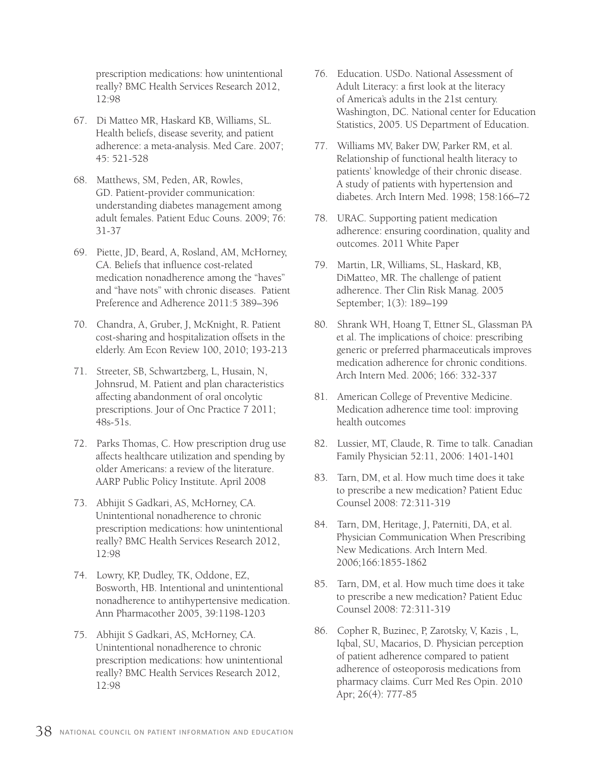prescription medications: how unintentional really? BMC Health Services Research 2012, 12:98

67. Di Matteo MR, Haskard KB, Williams, SL. Health beliefs, disease severity, and patient adherence: a meta-analysis. Med Care. 2007; 45: 521-528

68. Matthews, SM, Peden, AR, Rowles, GD. Patient-provider communication: understanding diabetes management among adult females. Patient Educ Couns. 2009; 76: 31-37

69. Piette, JD, Beard, A, Rosland, AM, McHorney, CA. Beliefs that influence cost-related medication nonadherence among the "haves" and "have nots" with chronic diseases. Patient Preference and Adherence 2011:5 389–396

70. Chandra, A, Gruber, J, McKnight, R. Patient cost-sharing and hospitalization offsets in the elderly. Am Econ Review 100, 2010; 193-213

71. Streeter, SB, Schwartzberg, L, Husain, N, Johnsrud, M. Patient and plan characteristics affecting abandonment of oral oncolytic prescriptions. Jour of Onc Practice 7 2011; 48s-51s.

72. Parks Thomas, C. How prescription drug use affects healthcare utilization and spending by older Americans: a review of the literature. AARP Public Policy Institute. April 2008

73. Abhijit S Gadkari, AS, McHorney, CA. Unintentional nonadherence to chronic prescription medications: how unintentional really? BMC Health Services Research 2012, 12:98

74. Lowry, KP, Dudley, TK, Oddone, EZ, Bosworth, HB. Intentional and unintentional nonadherence to antihypertensive medication. Ann Pharmacother 2005, 39:1198-1203

75. Abhijit S Gadkari, AS, McHorney, CA. Unintentional nonadherence to chronic prescription medications: how unintentional really? BMC Health Services Research 2012, 12:98

76. Education. USDo. National Assessment of Adult Literacy: a first look at the literacy of America's adults in the 21st century. Washington, DC. National center for Education Statistics, 2005. US Department of Education.

77. Williams MV, Baker DW, Parker RM, et al. Relationship of functional health literacy to patients' knowledge of their chronic disease. A study of patients with hypertension and diabetes. Arch Intern Med. 1998; 158:166–72

78. URAC. Supporting patient medication adherence: ensuring coordination, quality and outcomes. 2011 White Paper

79. Martin, LR, Williams, SL, Haskard, KB, DiMatteo, MR. The challenge of patient adherence. Ther Clin Risk Manag. 2005 September; 1(3): 189–199

80. Shrank WH, Hoang T, Ettner SL, Glassman PA et al. The implications of choice: prescribing generic or preferred pharmaceuticals improves medication adherence for chronic conditions. Arch Intern Med. 2006; 166: 332-337

81. American College of Preventive Medicine. Medication adherence time tool: improving health outcomes

82. Lussier, MT, Claude, R. Time to talk. Canadian Family Physician 52:11, 2006: 1401-1401

83. Tarn, DM, et al. How much time does it take to prescribe a new medication? Patient Educ Counsel 2008: 72:311-319

84. Tarn, DM, Heritage, J, Paterniti, DA, et al. Physician Communication When Prescribing New Medications. Arch Intern Med. 2006;166:1855-1862

85. Tarn, DM, et al. How much time does it take to prescribe a new medication? Patient Educ Counsel 2008: 72:311-319

86. Copher R, Buzinec, P, Zarotsky, V, Kazis , L, Iqbal, SU, Macarios, D. Physician perception of patient adherence compared to patient adherence of osteoporosis medications from pharmacy claims. Curr Med Res Opin. 2010 Apr; 26(4): 777-85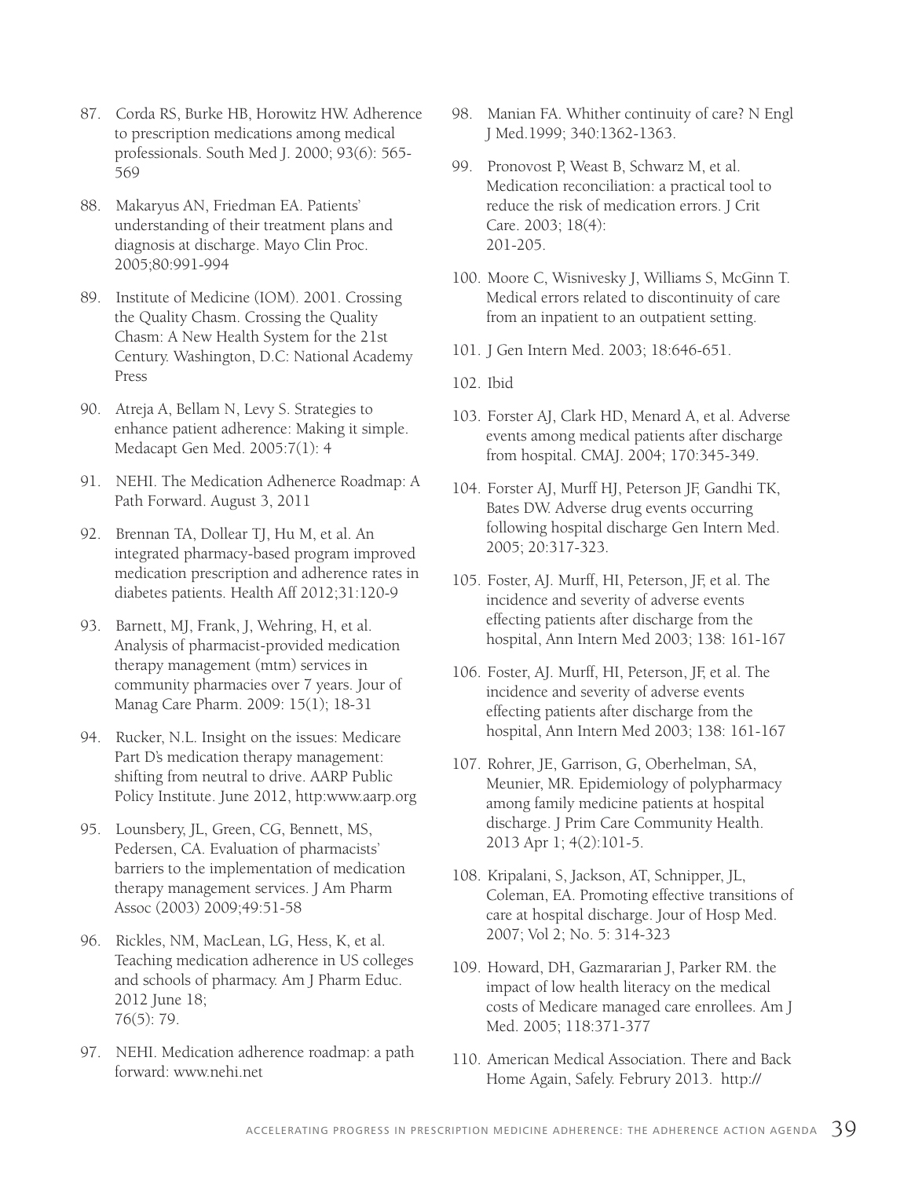87. Corda RS, Burke HB, Horowitz HW. Adherence to prescription medications among medical professionals. South Med J. 2000; 93(6): 565-569

88. Makaryus AN, Friedman EA. Patients' understanding of their treatment plans and diagnosis at discharge. Mayo Clin Proc. 2005;80:991-994

89. Institute of Medicine (IOM). 2001. Crossing the Quality Chasm. Crossing the Quality Chasm: A New Health System for the 21st Century. Washington, D.C: National Academy Press

90. Atreja A, Bellam N, Levy S. Strategies to enhance patient adherence: Making it simple. Medacapt Gen Med. 2005:7(1): 4

91. NEHI. The Medication Adhenerce Roadmap: A Path Forward. August 3, 2011

92. Brennan TA, Dollear TJ, Hu M, et al. An integrated pharmacy-based program improved medication prescription and adherence rates in diabetes patients. Health Aff 2012;31:120-9

93. Barnett, MJ, Frank, J, Wehring, H, et al. Analysis of pharmacist-provided medication therapy management (mtm) services in community pharmacies over 7 years. Jour of Manag Care Pharm. 2009: 15(1); 18-31

94. Rucker, N.L. Insight on the issues: Medicare Part D's medication therapy management: shifting from neutral to drive. AARP Public Policy Institute. June 2012, http:www.aarp.org

95. Lounsbery, JL, Green, CG, Bennett, MS, Pedersen, CA. Evaluation of pharmacists' barriers to the implementation of medication therapy management services. J Am Pharm Assoc (2003) 2009;49:51-58

96. Rickles, NM, MacLean, LG, Hess, K, et al. Teaching medication adherence in US colleges and schools of pharmacy. Am J Pharm Educ. 2012 June 18; 76(5): 79.

97. NEHI. Medication adherence roadmap: a path forward: www.nehi.net

98. Manian FA. Whither continuity of care? N Engl J Med.1999; 340:1362-1363.

99. Pronovost P, Weast B, Schwarz M, et al. Medication reconciliation: a practical tool to reduce the risk of medication errors. J Crit Care. 2003; 18(4): 201-205.

100. Moore C, Wisnivesky J, Williams S, McGinn T. Medical errors related to discontinuity of care from an inpatient to an outpatient setting.

101. J Gen Intern Med. 2003; 18:646-651.

102. Ibid

103. Forster AJ, Clark HD, Menard A, et al. Adverse events among medical patients after discharge from hospital. CMAJ. 2004; 170:345-349.

104. Forster AJ, Murff HJ, Peterson JF, Gandhi TK, Bates DW. Adverse drug events occurring following hospital discharge Gen Intern Med. 2005; 20:317-323.

105. Foster, AJ. Murff, HI, Peterson, JF, et al. The incidence and severity of adverse events effecting patients after discharge from the hospital, Ann Intern Med 2003; 138: 161-167

106. Foster, AJ. Murff, HI, Peterson, JF, et al. The incidence and severity of adverse events effecting patients after discharge from the hospital, Ann Intern Med 2003; 138: 161-167

107. Rohrer, JE, Garrison, G, Oberhelman, SA, Meunier, MR. Epidemiology of polypharmacy among family medicine patients at hospital discharge. J Prim Care Community Health. 2013 Apr 1; 4(2):101-5.

108. Kripalani, S, Jackson, AT, Schnipper, JL, Coleman, EA. Promoting effective transitions of care at hospital discharge. Jour of Hosp Med. 2007; Vol 2; No. 5: 314-323

109. Howard, DH, Gazmararian J, Parker RM. the impact of low health literacy on the medical costs of Medicare managed care enrollees. Am J Med. 2005; 118:371-377

110. American Medical Association. There and Back Home Again, Safely. Februry 2013. http://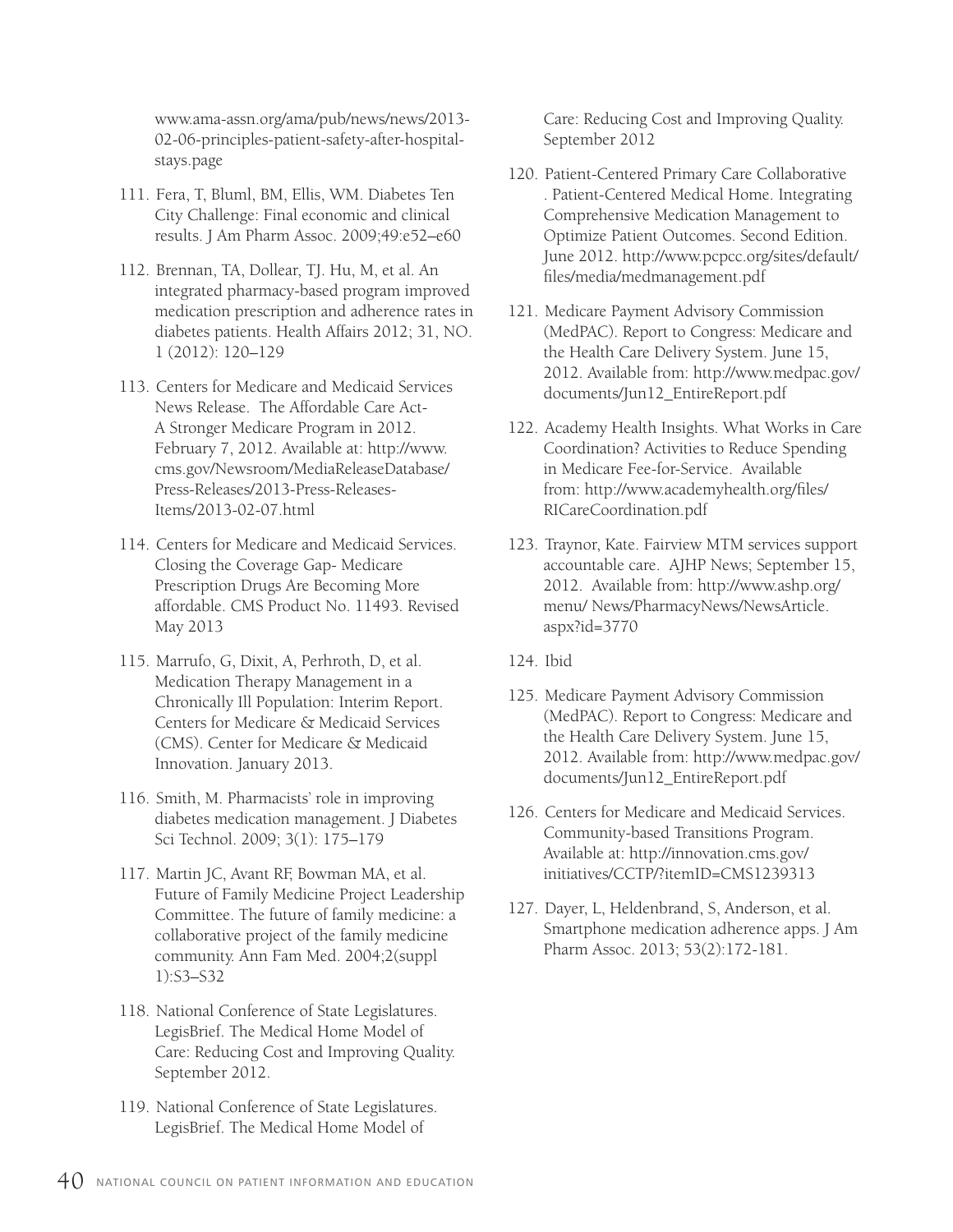www.ama-assn.org/ama/pub/news/news/2013-02-06-principles-patient-safety-after-hospital-stays.page

111. Fera, T, Bluml, BM, Ellis, WM. Diabetes Ten City Challenge: Final economic and clinical results. J Am Pharm Assoc. 2009;49:e52–e60

112. Brennan, TA, Dollear, TJ. Hu, M, et al. An integrated pharmacy-based program improved medication prescription and adherence rates in diabetes patients. Health Affairs 2012; 31, NO. 1 (2012): 120–129

113. Centers for Medicare and Medicaid Services News Release. The Affordable Care Act- A Stronger Medicare Program in 2012. February 7, 2012. Available at: http://www.cms.gov/Newsroom/MediaReleaseDatabase/Press-Releases/2013-Press-Releases-Items/2013-02-07.html

114. Centers for Medicare and Medicaid Services. Closing the Coverage Gap- Medicare Prescription Drugs Are Becoming More affordable. CMS Product No. 11493. Revised May 2013

115. Marrufo, G, Dixit, A, Perhroth, D, et al. Medication Therapy Management in a Chronically Ill Population: Interim Report. Centers for Medicare & Medicaid Services (CMS). Center for Medicare & Medicaid Innovation. January 2013.

116. Smith, M. Pharmacists' role in improving diabetes medication management. J Diabetes Sci Technol. 2009; 3(1): 175–179

117. Martin JC, Avant RF, Bowman MA, et al. Future of Family Medicine Project Leadership Committee. The future of family medicine: a collaborative project of the family medicine community. Ann Fam Med. 2004;2(suppl 1):S3–S32

118. National Conference of State Legislatures. LegisBrief. The Medical Home Model of Care: Reducing Cost and Improving Quality. September 2012.

119. National Conference of State Legislatures. LegisBrief. The Medical Home Model of Care: Reducing Cost and Improving Quality. September 2012

120. Patient-Centered Primary Care Collaborative . Patient-Centered Medical Home. Integrating Comprehensive Medication Management to Optimize Patient Outcomes. Second Edition. June 2012. http://www.pcpcc.org/sites/default/files/media/medmanagement.pdf

121. Medicare Payment Advisory Commission (MedPAC). Report to Congress: Medicare and the Health Care Delivery System. June 15, 2012. Available from: http://www.medpac.gov/documents/Jun12_EntireReport.pdf

122. Academy Health Insights. What Works in Care Coordination? Activities to Reduce Spending in Medicare Fee-for-Service. Available from: http://www.academyhealth.org/files/RICareCoordination.pdf

123. Traynor, Kate. Fairview MTM services support accountable care. AJHP News; September 15, 2012. Available from: http://www.ashp.org/menu/ News/PharmacyNews/NewsArticle.aspx?id=3770

124. Ibid

125. Medicare Payment Advisory Commission (MedPAC). Report to Congress: Medicare and the Health Care Delivery System. June 15, 2012. Available from: http://www.medpac.gov/documents/Jun12_EntireReport.pdf

126. Centers for Medicare and Medicaid Services. Community-based Transitions Program. Available at: http://innovation.cms.gov/initiatives/CCTP/?itemID=CMS1239313

127. Dayer, L, Heldenbrand, S, Anderson, et al. Smartphone medication adherence apps. J Am Pharm Assoc. 2013; 53(2):172-181.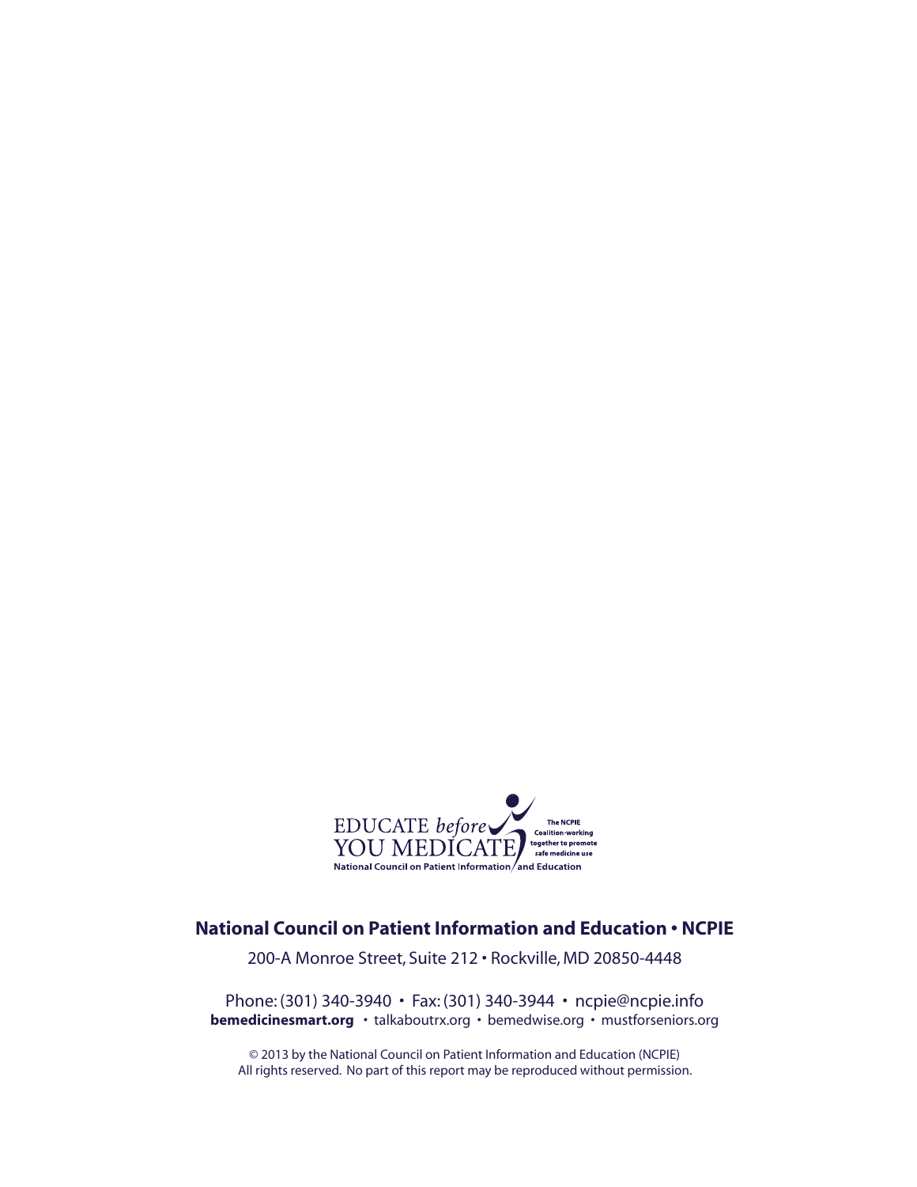EDUCATE *before* YOU MEDICATE

The NCPIE Coalition-working together to promote safe medicine use

National Council on Patient Information and Education

**National Council on Patient Information and Education • NCPIE**

200-A Monroe Street, Suite 212 • Rockville, MD 20850-4448

Phone: (301) 340-3940 • Fax: (301) 340-3944 • ncpie@ncpie.info

**bemedicinesmart.org** • talkaboutrx.org • bemedwise.org • mustforseniors.org

© 2013 by the National Council on Patient Information and Education (NCPIE)
All rights reserved. No part of this report may be reproduced without permission.